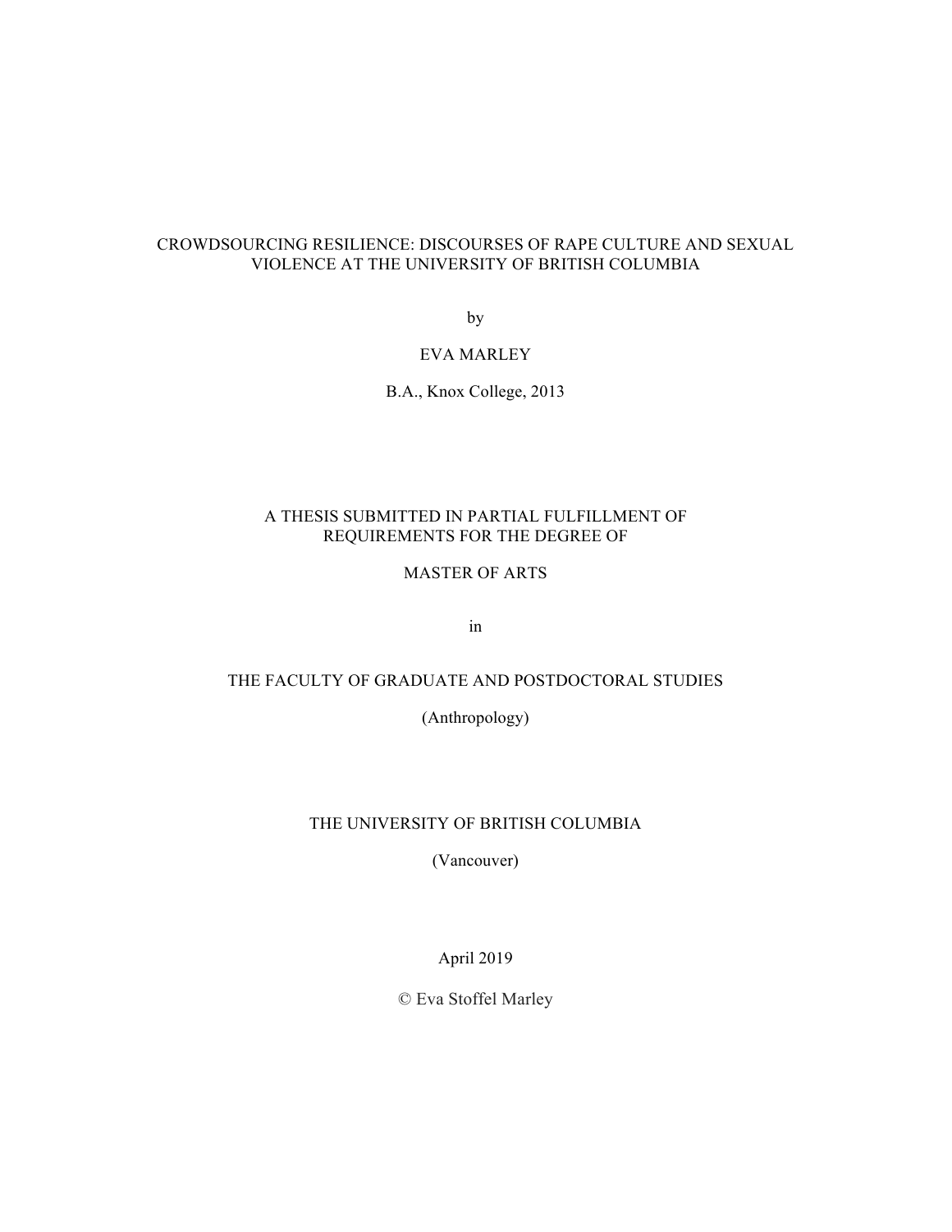# CROWDSOURCING RESILIENCE: DISCOURSES OF RAPE CULTURE AND SEXUAL VIOLENCE AT THE UNIVERSITY OF BRITISH COLUMBIA

by

EVA MARLEY

B.A., Knox College, 2013

A THESIS SUBMITTED IN PARTIAL FULFILLMENT OF REQUIREMENTS FOR THE DEGREE OF

MASTER OF ARTS

in

THE FACULTY OF GRADUATE AND POSTDOCTORAL STUDIES

(Anthropology)

THE UNIVERSITY OF BRITISH COLUMBIA

(Vancouver)

April 2019

© Eva Stoffel Marley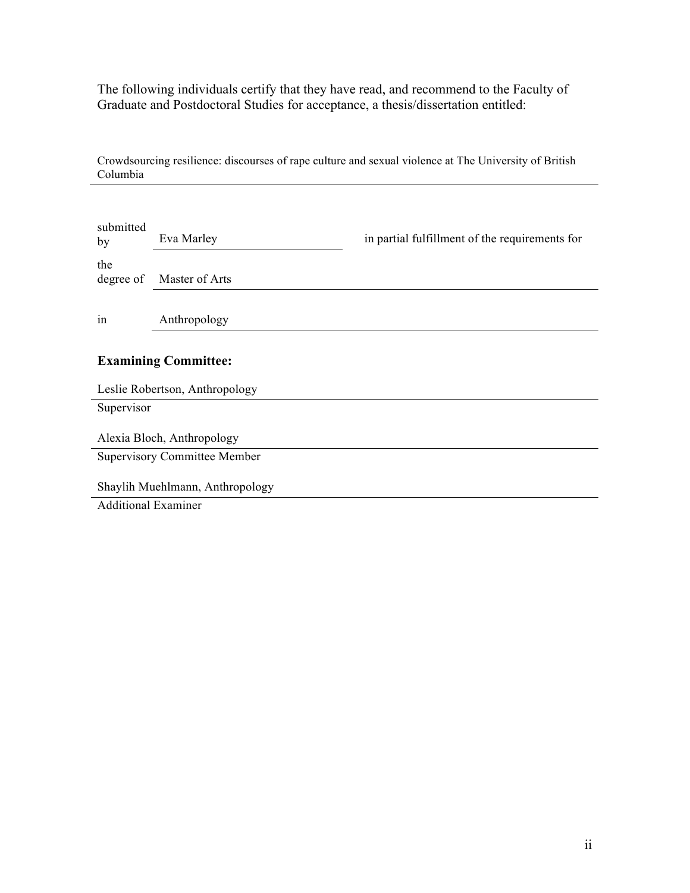The following individuals certify that they have read, and recommend to the Faculty of Graduate and Postdoctoral Studies for acceptance, a thesis/dissertation entitled:

Crowdsourcing resilience: discourses of rape culture and sexual violence at The University of British Columbia

submitted by Eva Marley in partial fulfillment of the requirements for

the degree of Master of Arts

in Anthropology

**Examining Committee:**

Leslie Robertson, Anthropology
Supervisor

Alexia Bloch, Anthropology
Supervisory Committee Member

Shaylih Muehlmann, Anthropology
Additional Examiner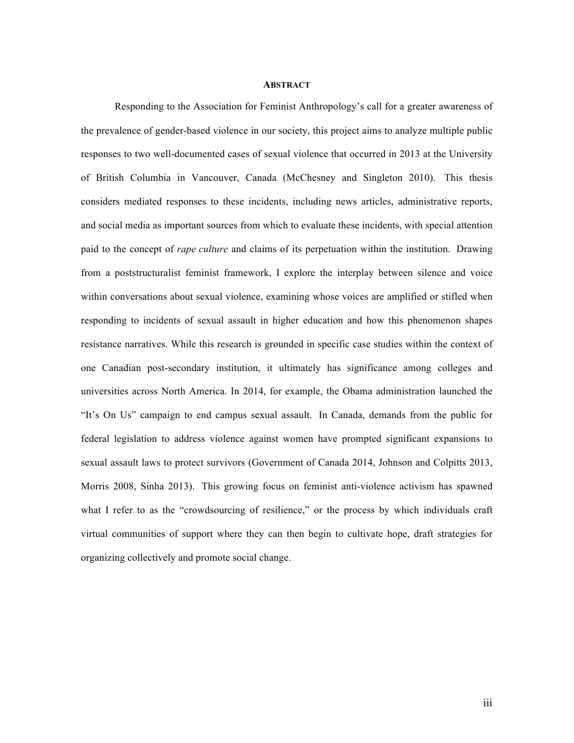## ABSTRACT

Responding to the Association for Feminist Anthropology's call for a greater awareness of the prevalence of gender-based violence in our society, this project aims to analyze multiple public responses to two well-documented cases of sexual violence that occurred in 2013 at the University of British Columbia in Vancouver, Canada (McChesney and Singleton 2010). This thesis considers mediated responses to these incidents, including news articles, administrative reports, and social media as important sources from which to evaluate these incidents, with special attention paid to the concept of *rape culture* and claims of its perpetuation within the institution. Drawing from a poststructuralist feminist framework, I explore the interplay between silence and voice within conversations about sexual violence, examining whose voices are amplified or stifled when responding to incidents of sexual assault in higher education and how this phenomenon shapes resistance narratives. While this research is grounded in specific case studies within the context of one Canadian post-secondary institution, it ultimately has significance among colleges and universities across North America. In 2014, for example, the Obama administration launched the "It's On Us" campaign to end campus sexual assault. In Canada, demands from the public for federal legislation to address violence against women have prompted significant expansions to sexual assault laws to protect survivors (Government of Canada 2014, Johnson and Colpitts 2013, Morris 2008, Sinha 2013). This growing focus on feminist anti-violence activism has spawned what I refer to as the "crowdsourcing of resilience," or the process by which individuals craft virtual communities of support where they can then begin to cultivate hope, draft strategies for organizing collectively and promote social change.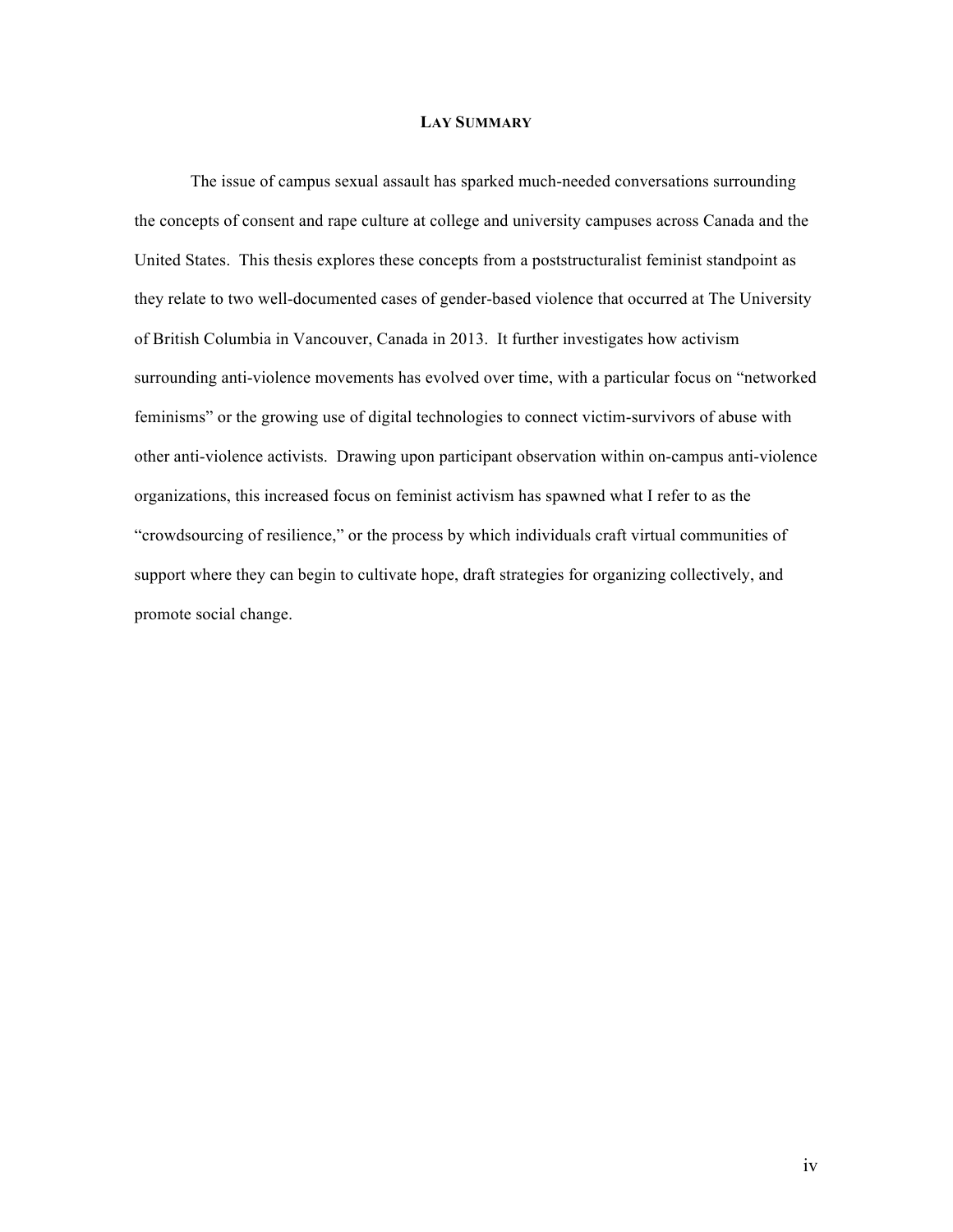## LAY SUMMARY

The issue of campus sexual assault has sparked much-needed conversations surrounding the concepts of consent and rape culture at college and university campuses across Canada and the United States. This thesis explores these concepts from a poststructuralist feminist standpoint as they relate to two well-documented cases of gender-based violence that occurred at The University of British Columbia in Vancouver, Canada in 2013. It further investigates how activism surrounding anti-violence movements has evolved over time, with a particular focus on "networked feminisms" or the growing use of digital technologies to connect victim-survivors of abuse with other anti-violence activists. Drawing upon participant observation within on-campus anti-violence organizations, this increased focus on feminist activism has spawned what I refer to as the "crowdsourcing of resilience," or the process by which individuals craft virtual communities of support where they can begin to cultivate hope, draft strategies for organizing collectively, and promote social change.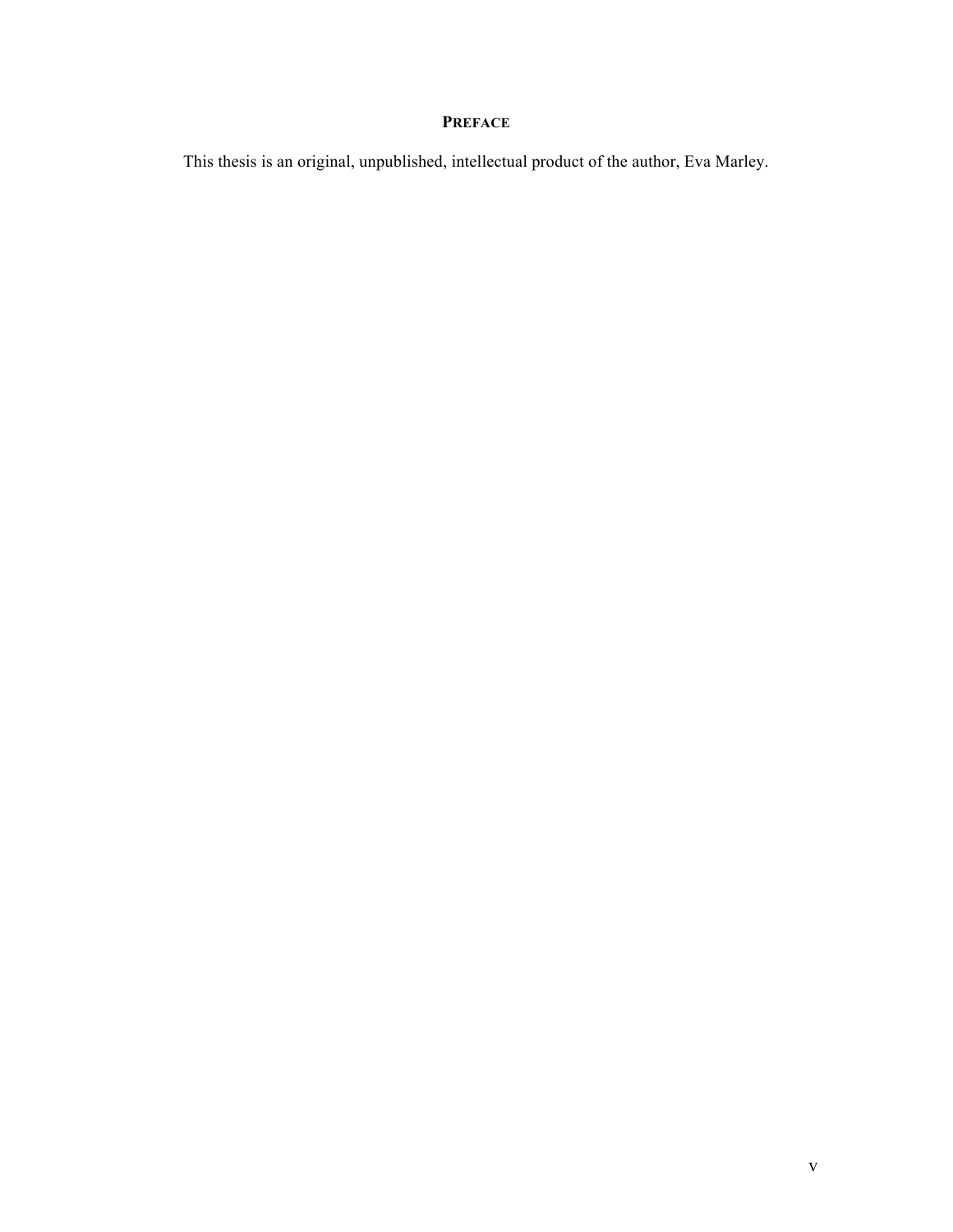## PREFACE

This thesis is an original, unpublished, intellectual product of the author, Eva Marley.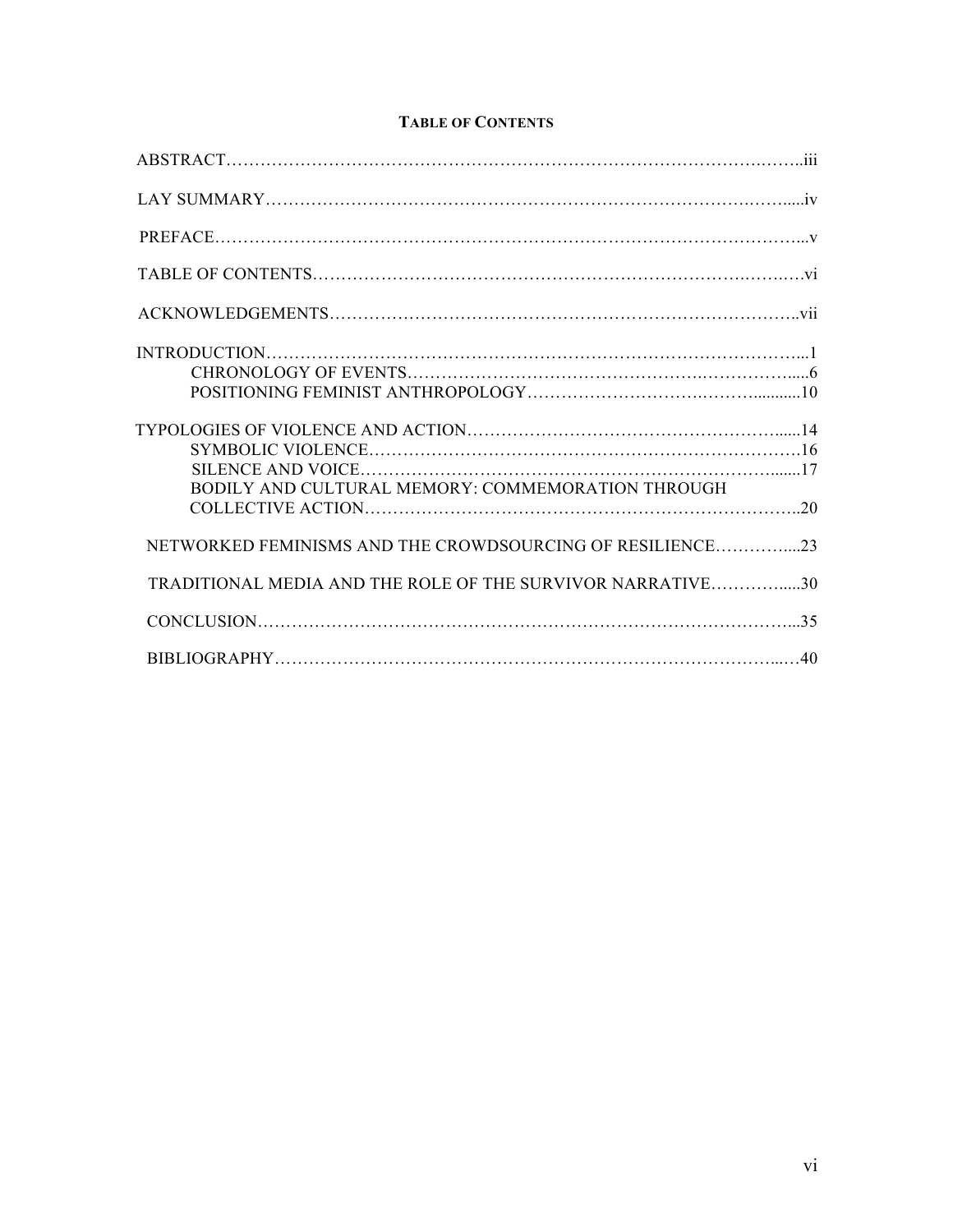# TABLE OF CONTENTS

ABSTRACT……………………………………………………………………………………..iii

LAY SUMMARY…………………………………………………………………………….....iv

PREFACE…………………………………………………………………………………...v

TABLE OF CONTENTS……………………………………………………………………vi

ACKNOWLEDGEMENTS……………………………………………………………..vii

INTRODUCTION………………………………………………………………………...1

- CHRONOLOGY OF EVENTS…………………………………………………......6
- POSITIONING FEMINIST ANTHROPOLOGY………………………...........10

TYPOLOGIES OF VIOLENCE AND ACTION………………………………………......14

- SYMBOLIC VIOLENCE……………………………………………………….16
- SILENCE AND VOICE……………………………………………………......17
- BODILY AND CULTURAL MEMORY: COMMEMORATION THROUGH COLLECTIVE ACTION…………………………………………………………..20

NETWORKED FEMINISMS AND THE CROWDSOURCING OF RESILIENCE…………....23

TRADITIONAL MEDIA AND THE ROLE OF THE SURVIVOR NARRATIVE…………......30

CONCLUSION……………………………………………………………………………...35

BIBLIOGRAPHY………………………………………………………………………...…40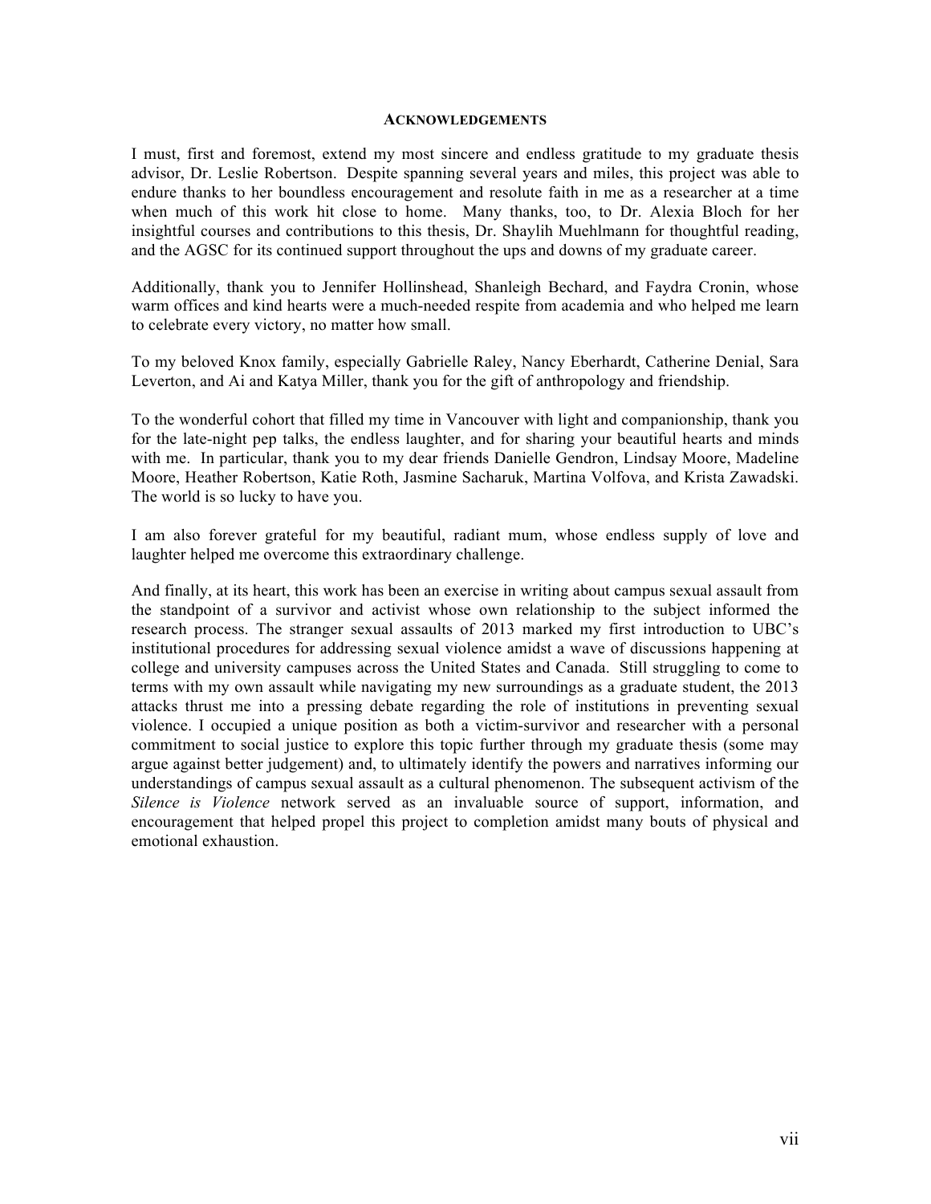## ACKNOWLEDGEMENTS

I must, first and foremost, extend my most sincere and endless gratitude to my graduate thesis advisor, Dr. Leslie Robertson. Despite spanning several years and miles, this project was able to endure thanks to her boundless encouragement and resolute faith in me as a researcher at a time when much of this work hit close to home. Many thanks, too, to Dr. Alexia Bloch for her insightful courses and contributions to this thesis, Dr. Shaylih Muehlmann for thoughtful reading, and the AGSC for its continued support throughout the ups and downs of my graduate career.

Additionally, thank you to Jennifer Hollinshead, Shanleigh Bechard, and Faydra Cronin, whose warm offices and kind hearts were a much-needed respite from academia and who helped me learn to celebrate every victory, no matter how small.

To my beloved Knox family, especially Gabrielle Raley, Nancy Eberhardt, Catherine Denial, Sara Leverton, and Ai and Katya Miller, thank you for the gift of anthropology and friendship.

To the wonderful cohort that filled my time in Vancouver with light and companionship, thank you for the late-night pep talks, the endless laughter, and for sharing your beautiful hearts and minds with me. In particular, thank you to my dear friends Danielle Gendron, Lindsay Moore, Madeline Moore, Heather Robertson, Katie Roth, Jasmine Sacharuk, Martina Volfova, and Krista Zawadski. The world is so lucky to have you.

I am also forever grateful for my beautiful, radiant mum, whose endless supply of love and laughter helped me overcome this extraordinary challenge.

And finally, at its heart, this work has been an exercise in writing about campus sexual assault from the standpoint of a survivor and activist whose own relationship to the subject informed the research process. The stranger sexual assaults of 2013 marked my first introduction to UBC's institutional procedures for addressing sexual violence amidst a wave of discussions happening at college and university campuses across the United States and Canada. Still struggling to come to terms with my own assault while navigating my new surroundings as a graduate student, the 2013 attacks thrust me into a pressing debate regarding the role of institutions in preventing sexual violence. I occupied a unique position as both a victim-survivor and researcher with a personal commitment to social justice to explore this topic further through my graduate thesis (some may argue against better judgement) and, to ultimately identify the powers and narratives informing our understandings of campus sexual assault as a cultural phenomenon. The subsequent activism of the *Silence is Violence* network served as an invaluable source of support, information, and encouragement that helped propel this project to completion amidst many bouts of physical and emotional exhaustion.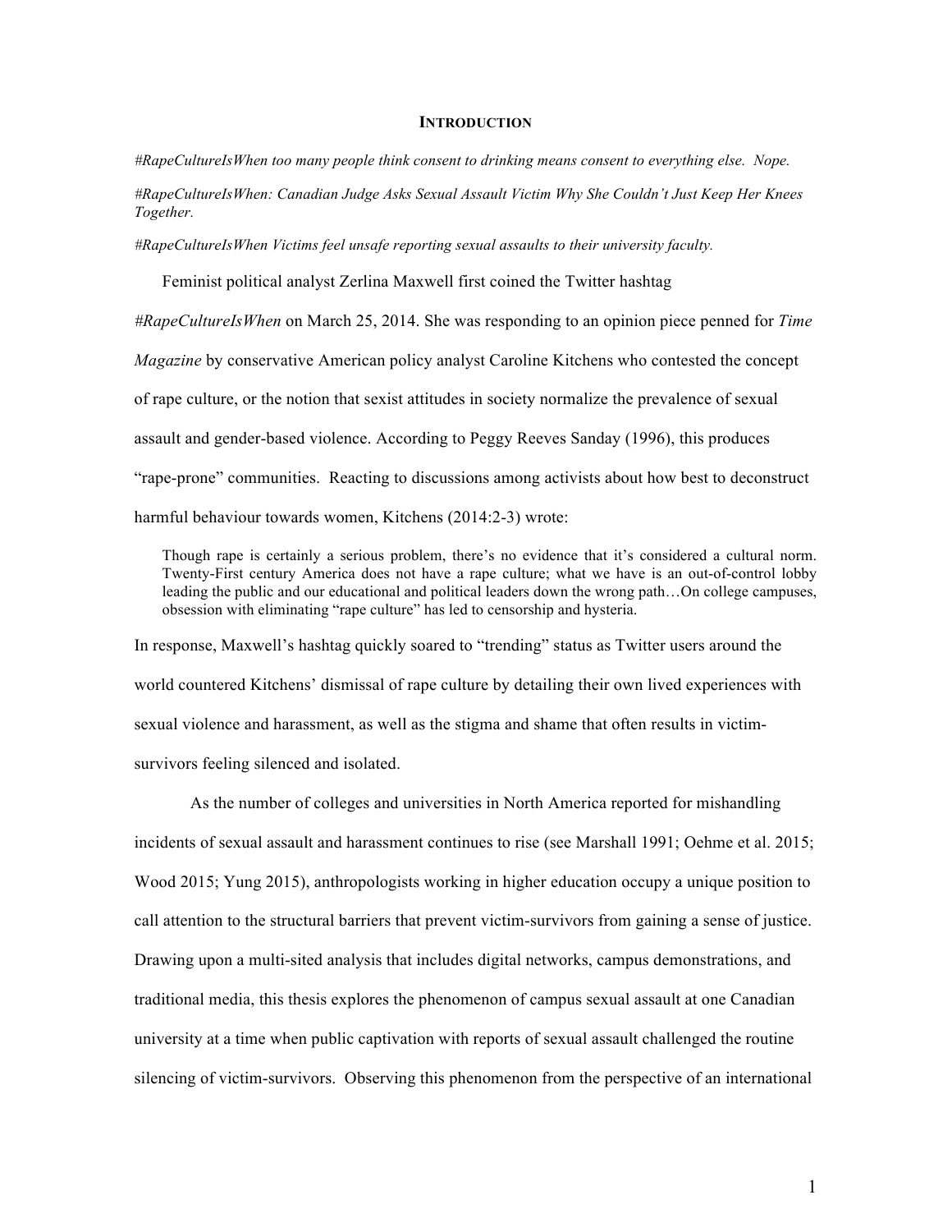# INTRODUCTION

*#RapeCultureIsWhen too many people think consent to drinking means consent to everything else. Nope.*

*#RapeCultureIsWhen: Canadian Judge Asks Sexual Assault Victim Why She Couldn't Just Keep Her Knees Together.*

*#RapeCultureIsWhen Victims feel unsafe reporting sexual assaults to their university faculty.*

Feminist political analyst Zerlina Maxwell first coined the Twitter hashtag *#RapeCultureIsWhen* on March 25, 2014. She was responding to an opinion piece penned for *Time Magazine* by conservative American policy analyst Caroline Kitchens who contested the concept of rape culture, or the notion that sexist attitudes in society normalize the prevalence of sexual assault and gender-based violence. According to Peggy Reeves Sanday (1996), this produces "rape-prone" communities. Reacting to discussions among activists about how best to deconstruct harmful behaviour towards women, Kitchens (2014:2-3) wrote:

> Though rape is certainly a serious problem, there's no evidence that it's considered a cultural norm. Twenty-First century America does not have a rape culture; what we have is an out-of-control lobby leading the public and our educational and political leaders down the wrong path…On college campuses, obsession with eliminating "rape culture" has led to censorship and hysteria.

In response, Maxwell's hashtag quickly soared to "trending" status as Twitter users around the world countered Kitchens' dismissal of rape culture by detailing their own lived experiences with sexual violence and harassment, as well as the stigma and shame that often results in victim-survivors feeling silenced and isolated.

As the number of colleges and universities in North America reported for mishandling incidents of sexual assault and harassment continues to rise (see Marshall 1991; Oehme et al. 2015; Wood 2015; Yung 2015), anthropologists working in higher education occupy a unique position to call attention to the structural barriers that prevent victim-survivors from gaining a sense of justice. Drawing upon a multi-sited analysis that includes digital networks, campus demonstrations, and traditional media, this thesis explores the phenomenon of campus sexual assault at one Canadian university at a time when public captivation with reports of sexual assault challenged the routine silencing of victim-survivors. Observing this phenomenon from the perspective of an international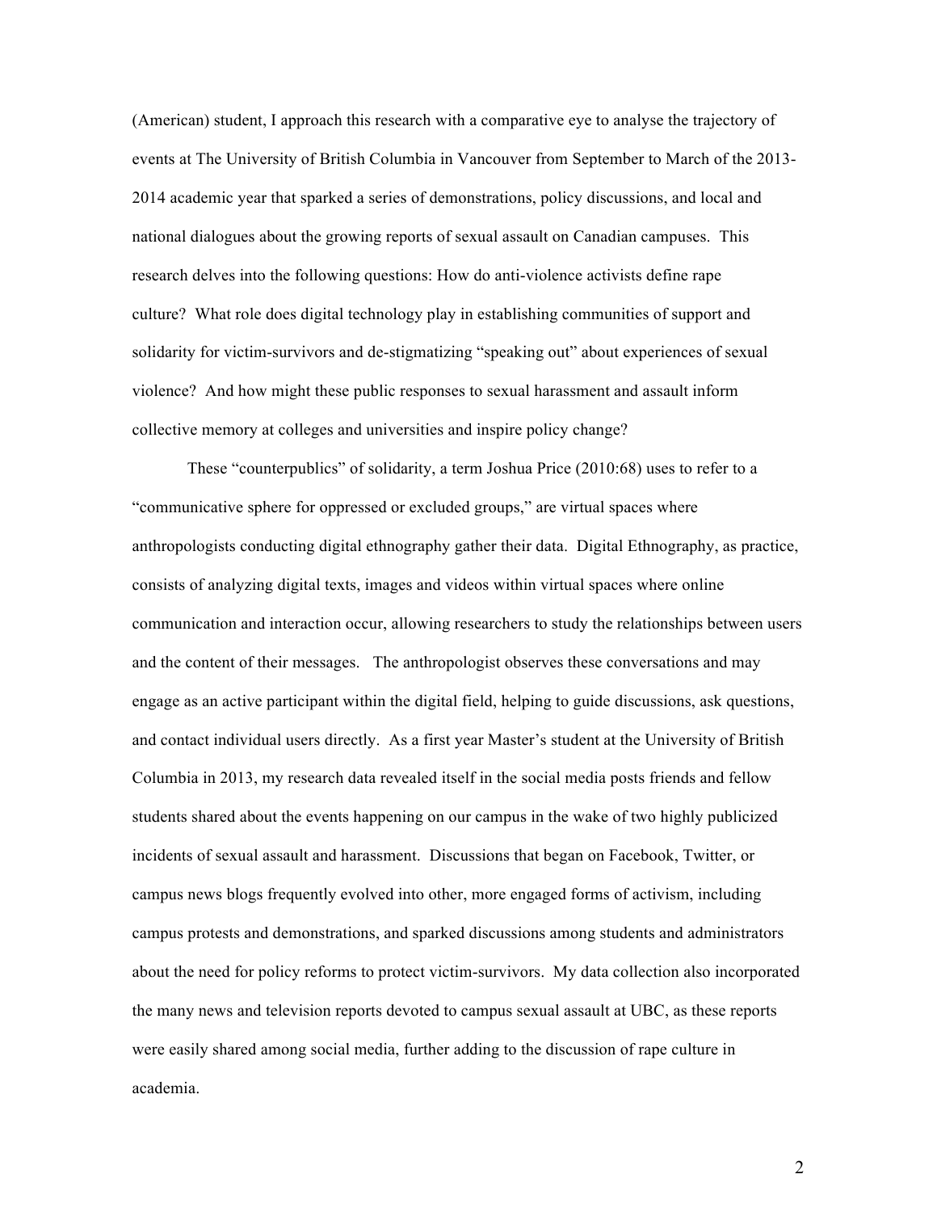(American) student, I approach this research with a comparative eye to analyse the trajectory of events at The University of British Columbia in Vancouver from September to March of the 2013-2014 academic year that sparked a series of demonstrations, policy discussions, and local and national dialogues about the growing reports of sexual assault on Canadian campuses. This research delves into the following questions: How do anti-violence activists define rape culture? What role does digital technology play in establishing communities of support and solidarity for victim-survivors and de-stigmatizing "speaking out" about experiences of sexual violence? And how might these public responses to sexual harassment and assault inform collective memory at colleges and universities and inspire policy change?

These "counterpublics" of solidarity, a term Joshua Price (2010:68) uses to refer to a "communicative sphere for oppressed or excluded groups," are virtual spaces where anthropologists conducting digital ethnography gather their data. Digital Ethnography, as practice, consists of analyzing digital texts, images and videos within virtual spaces where online communication and interaction occur, allowing researchers to study the relationships between users and the content of their messages. The anthropologist observes these conversations and may engage as an active participant within the digital field, helping to guide discussions, ask questions, and contact individual users directly. As a first year Master's student at the University of British Columbia in 2013, my research data revealed itself in the social media posts friends and fellow students shared about the events happening on our campus in the wake of two highly publicized incidents of sexual assault and harassment. Discussions that began on Facebook, Twitter, or campus news blogs frequently evolved into other, more engaged forms of activism, including campus protests and demonstrations, and sparked discussions among students and administrators about the need for policy reforms to protect victim-survivors. My data collection also incorporated the many news and television reports devoted to campus sexual assault at UBC, as these reports were easily shared among social media, further adding to the discussion of rape culture in academia.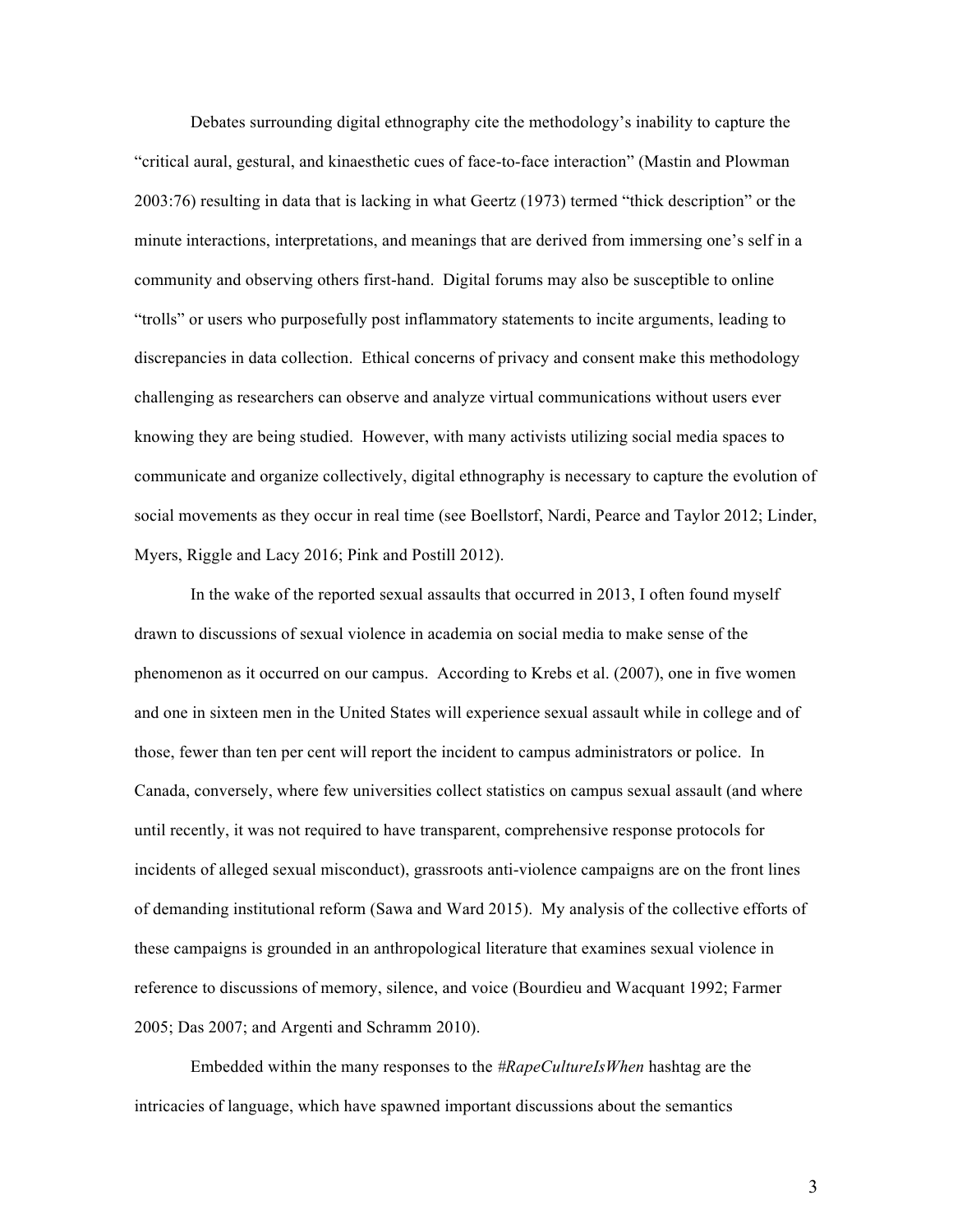Debates surrounding digital ethnography cite the methodology's inability to capture the "critical aural, gestural, and kinaesthetic cues of face-to-face interaction" (Mastin and Plowman 2003:76) resulting in data that is lacking in what Geertz (1973) termed "thick description" or the minute interactions, interpretations, and meanings that are derived from immersing one's self in a community and observing others first-hand. Digital forums may also be susceptible to online "trolls" or users who purposefully post inflammatory statements to incite arguments, leading to discrepancies in data collection. Ethical concerns of privacy and consent make this methodology challenging as researchers can observe and analyze virtual communications without users ever knowing they are being studied. However, with many activists utilizing social media spaces to communicate and organize collectively, digital ethnography is necessary to capture the evolution of social movements as they occur in real time (see Boellstorf, Nardi, Pearce and Taylor 2012; Linder, Myers, Riggle and Lacy 2016; Pink and Postill 2012).

In the wake of the reported sexual assaults that occurred in 2013, I often found myself drawn to discussions of sexual violence in academia on social media to make sense of the phenomenon as it occurred on our campus. According to Krebs et al. (2007), one in five women and one in sixteen men in the United States will experience sexual assault while in college and of those, fewer than ten per cent will report the incident to campus administrators or police. In Canada, conversely, where few universities collect statistics on campus sexual assault (and where until recently, it was not required to have transparent, comprehensive response protocols for incidents of alleged sexual misconduct), grassroots anti-violence campaigns are on the front lines of demanding institutional reform (Sawa and Ward 2015). My analysis of the collective efforts of these campaigns is grounded in an anthropological literature that examines sexual violence in reference to discussions of memory, silence, and voice (Bourdieu and Wacquant 1992; Farmer 2005; Das 2007; and Argenti and Schramm 2010).

Embedded within the many responses to the *#RapeCultureIsWhen* hashtag are the intricacies of language, which have spawned important discussions about the semantics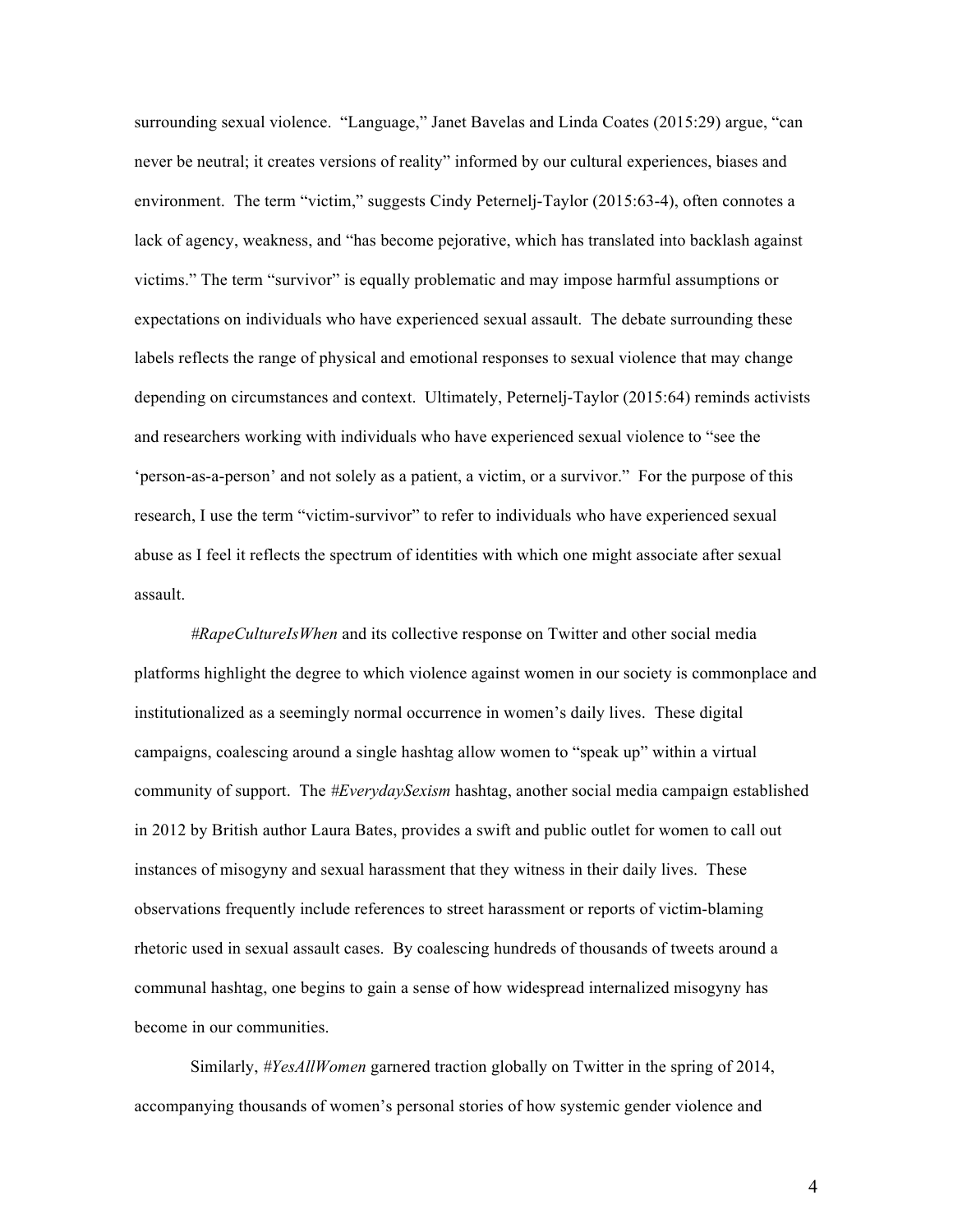surrounding sexual violence. "Language," Janet Bavelas and Linda Coates (2015:29) argue, "can never be neutral; it creates versions of reality" informed by our cultural experiences, biases and environment. The term "victim," suggests Cindy Peternelj-Taylor (2015:63-4), often connotes a lack of agency, weakness, and "has become pejorative, which has translated into backlash against victims." The term "survivor" is equally problematic and may impose harmful assumptions or expectations on individuals who have experienced sexual assault. The debate surrounding these labels reflects the range of physical and emotional responses to sexual violence that may change depending on circumstances and context. Ultimately, Peternelj-Taylor (2015:64) reminds activists and researchers working with individuals who have experienced sexual violence to "see the 'person-as-a-person' and not solely as a patient, a victim, or a survivor." For the purpose of this research, I use the term "victim-survivor" to refer to individuals who have experienced sexual abuse as I feel it reflects the spectrum of identities with which one might associate after sexual assault.

*#RapeCultureIsWhen* and its collective response on Twitter and other social media platforms highlight the degree to which violence against women in our society is commonplace and institutionalized as a seemingly normal occurrence in women's daily lives. These digital campaigns, coalescing around a single hashtag allow women to "speak up" within a virtual community of support. The *#EverydaySexism* hashtag, another social media campaign established in 2012 by British author Laura Bates, provides a swift and public outlet for women to call out instances of misogyny and sexual harassment that they witness in their daily lives. These observations frequently include references to street harassment or reports of victim-blaming rhetoric used in sexual assault cases. By coalescing hundreds of thousands of tweets around a communal hashtag, one begins to gain a sense of how widespread internalized misogyny has become in our communities.

Similarly, *#YesAllWomen* garnered traction globally on Twitter in the spring of 2014, accompanying thousands of women's personal stories of how systemic gender violence and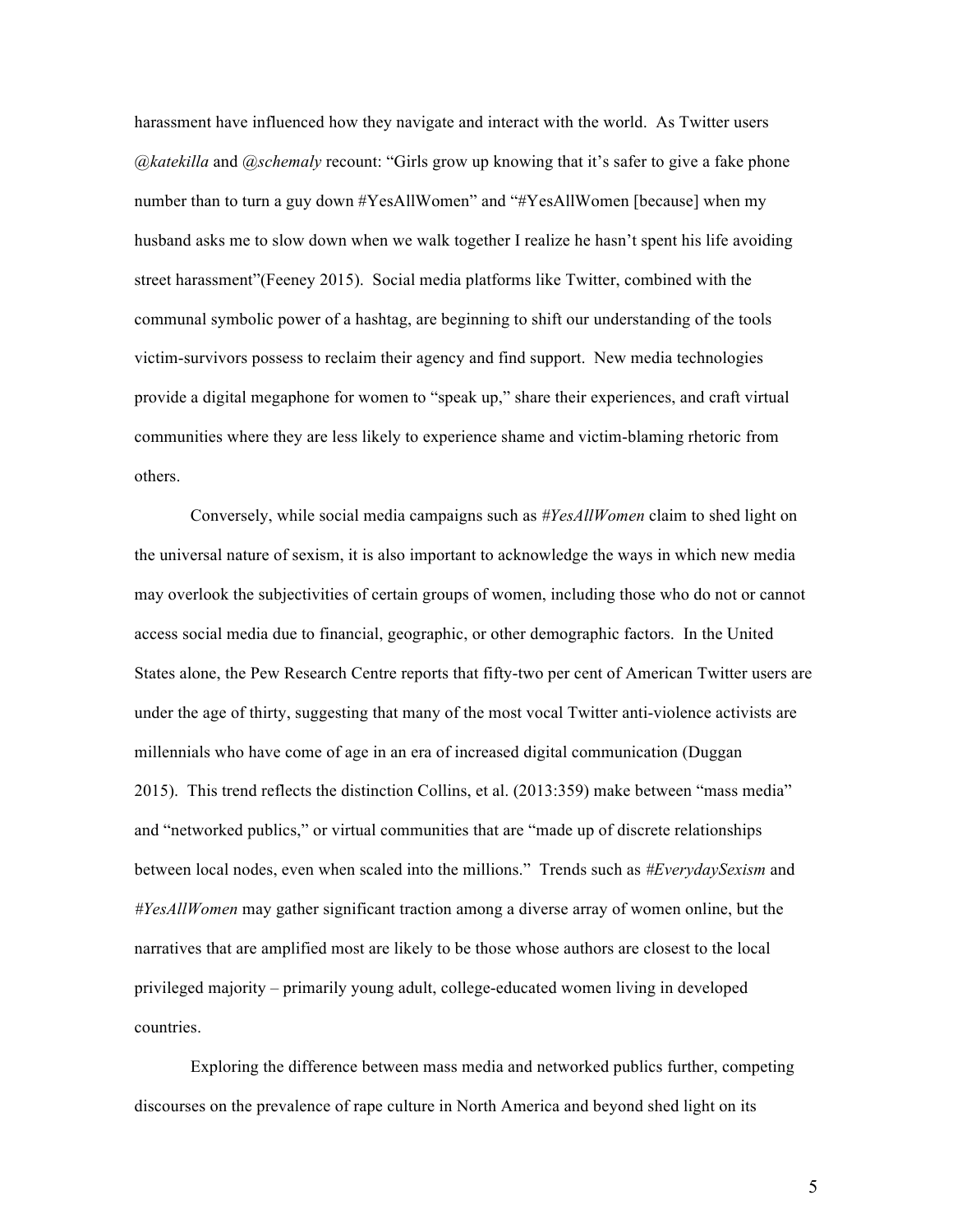harassment have influenced how they navigate and interact with the world. As Twitter users *@katekilla* and *@schemaly* recount: "Girls grow up knowing that it's safer to give a fake phone number than to turn a guy down #YesAllWomen" and "#YesAllWomen [because] when my husband asks me to slow down when we walk together I realize he hasn't spent his life avoiding street harassment"(Feeney 2015). Social media platforms like Twitter, combined with the communal symbolic power of a hashtag, are beginning to shift our understanding of the tools victim-survivors possess to reclaim their agency and find support. New media technologies provide a digital megaphone for women to "speak up," share their experiences, and craft virtual communities where they are less likely to experience shame and victim-blaming rhetoric from others.

Conversely, while social media campaigns such as *#YesAllWomen* claim to shed light on the universal nature of sexism, it is also important to acknowledge the ways in which new media may overlook the subjectivities of certain groups of women, including those who do not or cannot access social media due to financial, geographic, or other demographic factors. In the United States alone, the Pew Research Centre reports that fifty-two per cent of American Twitter users are under the age of thirty, suggesting that many of the most vocal Twitter anti-violence activists are millennials who have come of age in an era of increased digital communication (Duggan 2015). This trend reflects the distinction Collins, et al. (2013:359) make between "mass media" and "networked publics," or virtual communities that are "made up of discrete relationships between local nodes, even when scaled into the millions." Trends such as *#EverydaySexism* and *#YesAllWomen* may gather significant traction among a diverse array of women online, but the narratives that are amplified most are likely to be those whose authors are closest to the local privileged majority – primarily young adult, college-educated women living in developed countries.

Exploring the difference between mass media and networked publics further, competing discourses on the prevalence of rape culture in North America and beyond shed light on its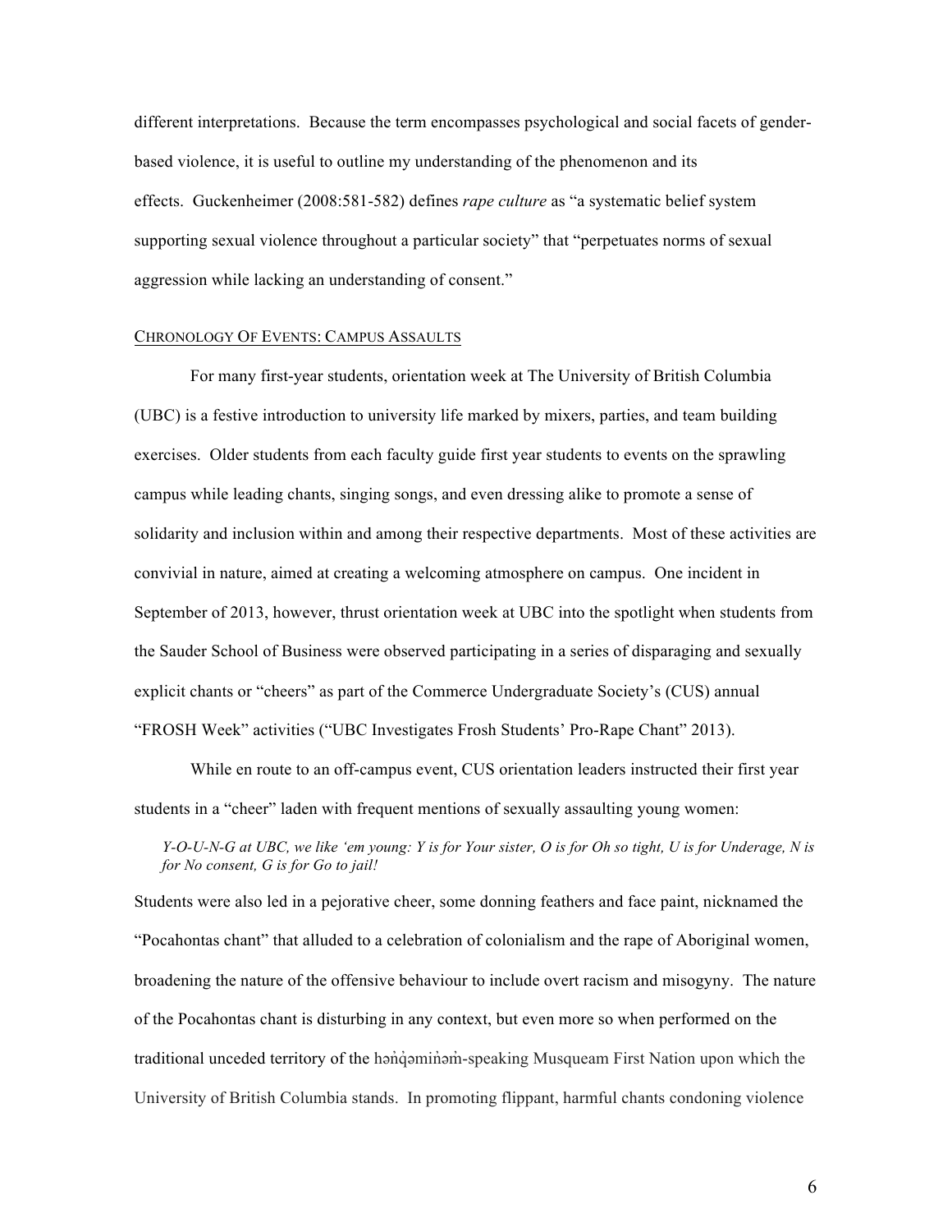different interpretations. Because the term encompasses psychological and social facets of gender-based violence, it is useful to outline my understanding of the phenomenon and its effects. Guckenheimer (2008:581-582) defines *rape culture* as "a systematic belief system supporting sexual violence throughout a particular society" that "perpetuates norms of sexual aggression while lacking an understanding of consent."

## CHRONOLOGY OF EVENTS: CAMPUS ASSAULTS

For many first-year students, orientation week at The University of British Columbia (UBC) is a festive introduction to university life marked by mixers, parties, and team building exercises. Older students from each faculty guide first year students to events on the sprawling campus while leading chants, singing songs, and even dressing alike to promote a sense of solidarity and inclusion within and among their respective departments. Most of these activities are convivial in nature, aimed at creating a welcoming atmosphere on campus. One incident in September of 2013, however, thrust orientation week at UBC into the spotlight when students from the Sauder School of Business were observed participating in a series of disparaging and sexually explicit chants or "cheers" as part of the Commerce Undergraduate Society's (CUS) annual "FROSH Week" activities ("UBC Investigates Frosh Students' Pro-Rape Chant" 2013).

While en route to an off-campus event, CUS orientation leaders instructed their first year students in a "cheer" laden with frequent mentions of sexually assaulting young women:

> *Y-O-U-N-G at UBC, we like 'em young: Y is for Your sister, O is for Oh so tight, U is for Underage, N is for No consent, G is for Go to jail!*

Students were also led in a pejorative cheer, some donning feathers and face paint, nicknamed the "Pocahontas chant" that alluded to a celebration of colonialism and the rape of Aboriginal women, broadening the nature of the offensive behaviour to include overt racism and misogyny. The nature of the Pocahontas chant is disturbing in any context, but even more so when performed on the traditional unceded territory of the hən̓q̓əmin̓əm̓-speaking Musqueam First Nation upon which the University of British Columbia stands. In promoting flippant, harmful chants condoning violence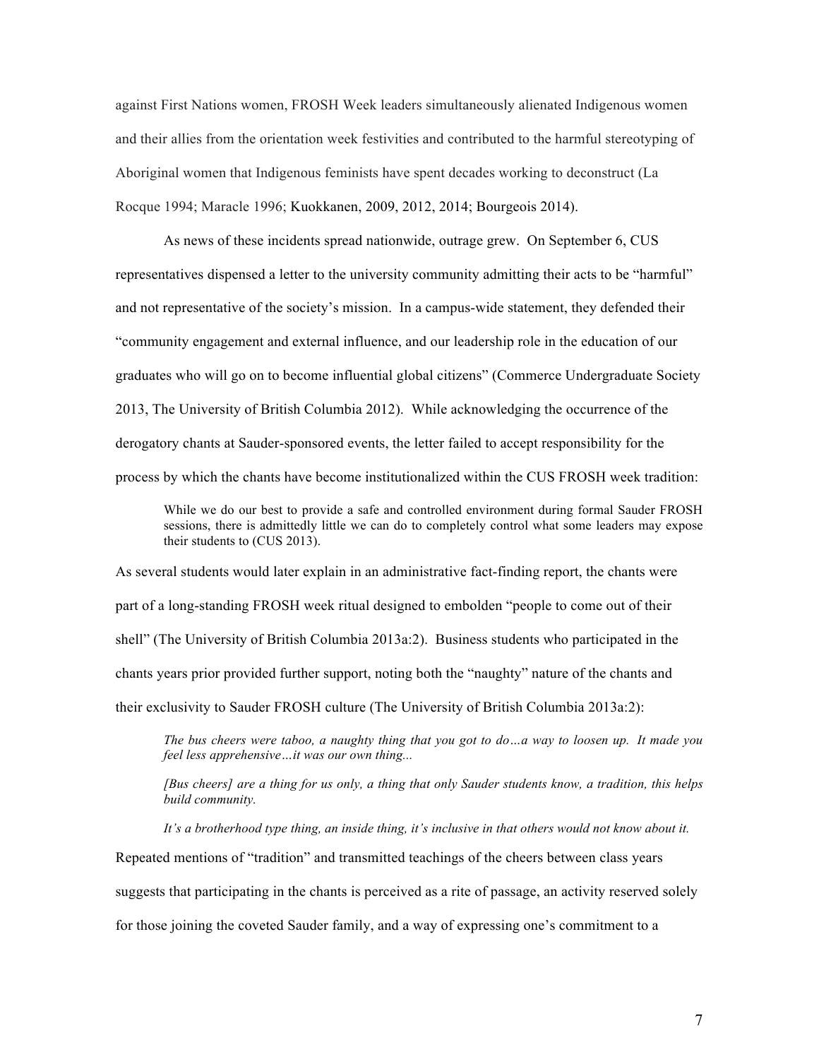against First Nations women, FROSH Week leaders simultaneously alienated Indigenous women and their allies from the orientation week festivities and contributed to the harmful stereotyping of Aboriginal women that Indigenous feminists have spent decades working to deconstruct (La Rocque 1994; Maracle 1996; Kuokkanen, 2009, 2012, 2014; Bourgeois 2014).

As news of these incidents spread nationwide, outrage grew. On September 6, CUS representatives dispensed a letter to the university community admitting their acts to be "harmful" and not representative of the society's mission. In a campus-wide statement, they defended their "community engagement and external influence, and our leadership role in the education of our graduates who will go on to become influential global citizens" (Commerce Undergraduate Society 2013, The University of British Columbia 2012). While acknowledging the occurrence of the derogatory chants at Sauder-sponsored events, the letter failed to accept responsibility for the process by which the chants have become institutionalized within the CUS FROSH week tradition:

> While we do our best to provide a safe and controlled environment during formal Sauder FROSH sessions, there is admittedly little we can do to completely control what some leaders may expose their students to (CUS 2013).

As several students would later explain in an administrative fact-finding report, the chants were part of a long-standing FROSH week ritual designed to embolden "people to come out of their shell" (The University of British Columbia 2013a:2). Business students who participated in the chants years prior provided further support, noting both the "naughty" nature of the chants and their exclusivity to Sauder FROSH culture (The University of British Columbia 2013a:2):

> *The bus cheers were taboo, a naughty thing that you got to do…a way to loosen up. It made you feel less apprehensive…it was our own thing...*
>
> *[Bus cheers] are a thing for us only, a thing that only Sauder students know, a tradition, this helps build community.*
>
> *It's a brotherhood type thing, an inside thing, it's inclusive in that others would not know about it.*

Repeated mentions of "tradition" and transmitted teachings of the cheers between class years suggests that participating in the chants is perceived as a rite of passage, an activity reserved solely for those joining the coveted Sauder family, and a way of expressing one's commitment to a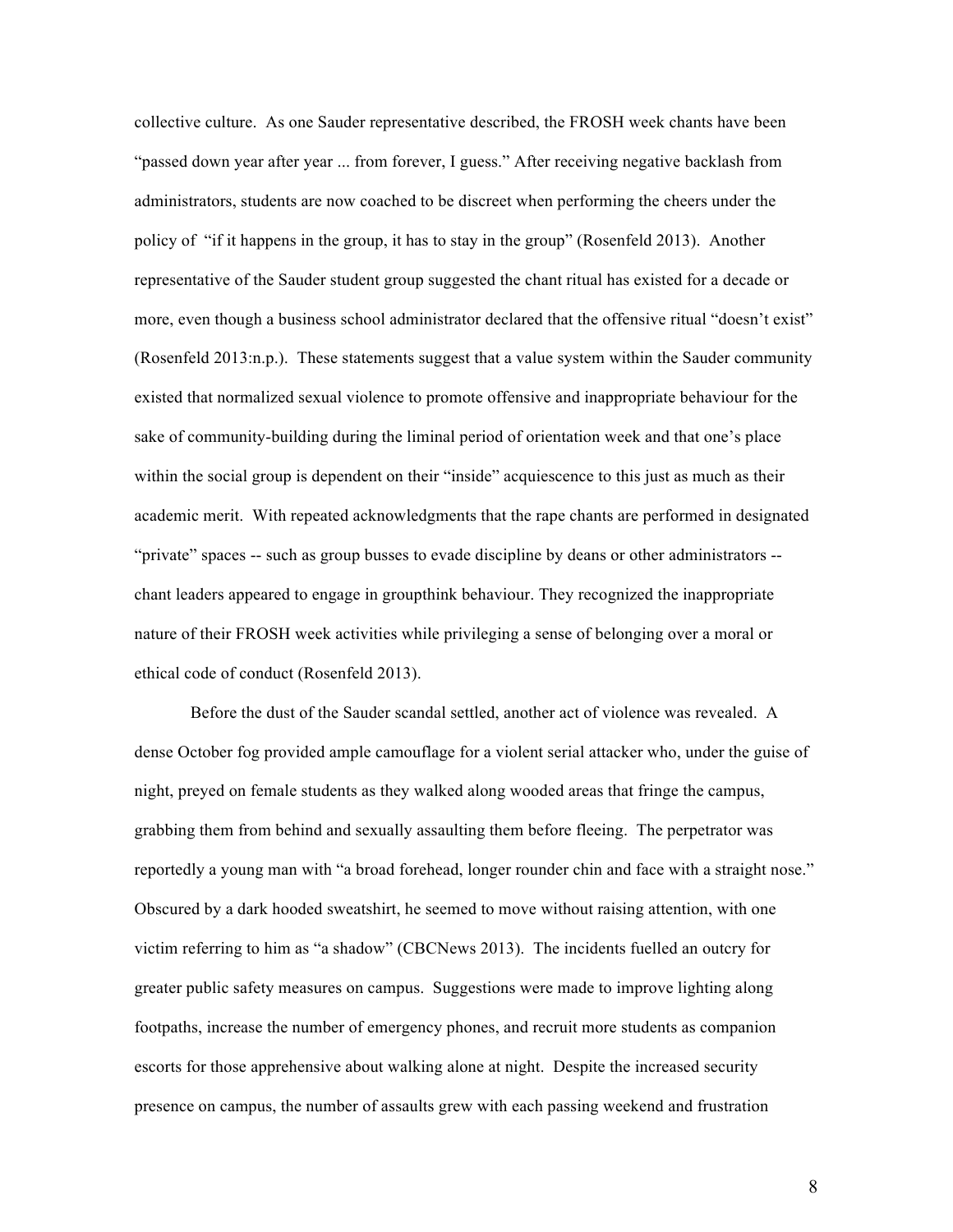collective culture. As one Sauder representative described, the FROSH week chants have been "passed down year after year ... from forever, I guess." After receiving negative backlash from administrators, students are now coached to be discreet when performing the cheers under the policy of "if it happens in the group, it has to stay in the group" (Rosenfeld 2013). Another representative of the Sauder student group suggested the chant ritual has existed for a decade or more, even though a business school administrator declared that the offensive ritual "doesn't exist" (Rosenfeld 2013:n.p.). These statements suggest that a value system within the Sauder community existed that normalized sexual violence to promote offensive and inappropriate behaviour for the sake of community-building during the liminal period of orientation week and that one's place within the social group is dependent on their "inside" acquiescence to this just as much as their academic merit. With repeated acknowledgments that the rape chants are performed in designated "private" spaces -- such as group busses to evade discipline by deans or other administrators -- chant leaders appeared to engage in groupthink behaviour. They recognized the inappropriate nature of their FROSH week activities while privileging a sense of belonging over a moral or ethical code of conduct (Rosenfeld 2013).

Before the dust of the Sauder scandal settled, another act of violence was revealed. A dense October fog provided ample camouflage for a violent serial attacker who, under the guise of night, preyed on female students as they walked along wooded areas that fringe the campus, grabbing them from behind and sexually assaulting them before fleeing. The perpetrator was reportedly a young man with "a broad forehead, longer rounder chin and face with a straight nose." Obscured by a dark hooded sweatshirt, he seemed to move without raising attention, with one victim referring to him as "a shadow" (CBCNews 2013). The incidents fuelled an outcry for greater public safety measures on campus. Suggestions were made to improve lighting along footpaths, increase the number of emergency phones, and recruit more students as companion escorts for those apprehensive about walking alone at night. Despite the increased security presence on campus, the number of assaults grew with each passing weekend and frustration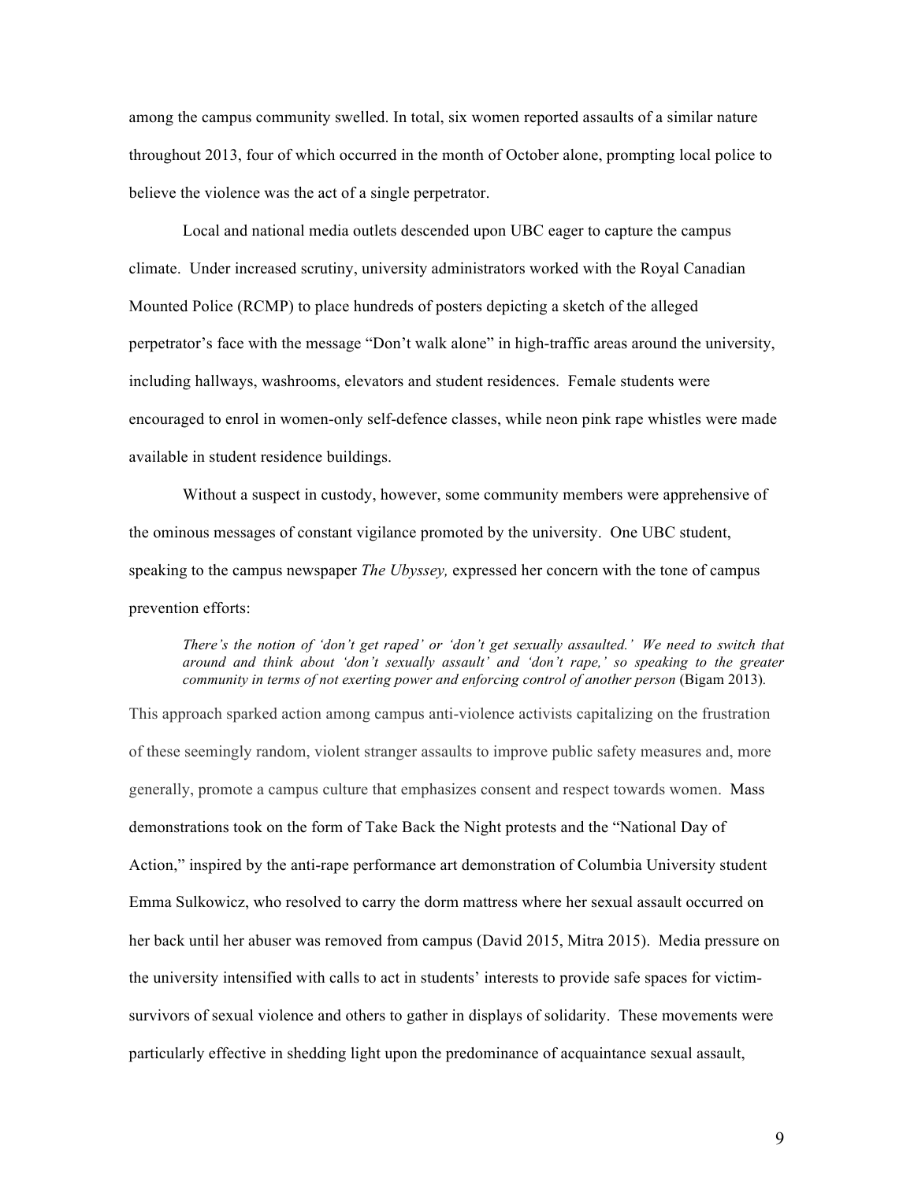among the campus community swelled. In total, six women reported assaults of a similar nature throughout 2013, four of which occurred in the month of October alone, prompting local police to believe the violence was the act of a single perpetrator.

Local and national media outlets descended upon UBC eager to capture the campus climate. Under increased scrutiny, university administrators worked with the Royal Canadian Mounted Police (RCMP) to place hundreds of posters depicting a sketch of the alleged perpetrator's face with the message "Don't walk alone" in high-traffic areas around the university, including hallways, washrooms, elevators and student residences. Female students were encouraged to enrol in women-only self-defence classes, while neon pink rape whistles were made available in student residence buildings.

Without a suspect in custody, however, some community members were apprehensive of the ominous messages of constant vigilance promoted by the university. One UBC student, speaking to the campus newspaper *The Ubyssey,* expressed her concern with the tone of campus prevention efforts:

> *There's the notion of 'don't get raped' or 'don't get sexually assaulted.' We need to switch that around and think about 'don't sexually assault' and 'don't rape,' so speaking to the greater community in terms of not exerting power and enforcing control of another person* (Bigam 2013).

This approach sparked action among campus anti-violence activists capitalizing on the frustration of these seemingly random, violent stranger assaults to improve public safety measures and, more generally, promote a campus culture that emphasizes consent and respect towards women. Mass demonstrations took on the form of Take Back the Night protests and the "National Day of Action," inspired by the anti-rape performance art demonstration of Columbia University student Emma Sulkowicz, who resolved to carry the dorm mattress where her sexual assault occurred on her back until her abuser was removed from campus (David 2015, Mitra 2015). Media pressure on the university intensified with calls to act in students' interests to provide safe spaces for victim-survivors of sexual violence and others to gather in displays of solidarity. These movements were particularly effective in shedding light upon the predominance of acquaintance sexual assault,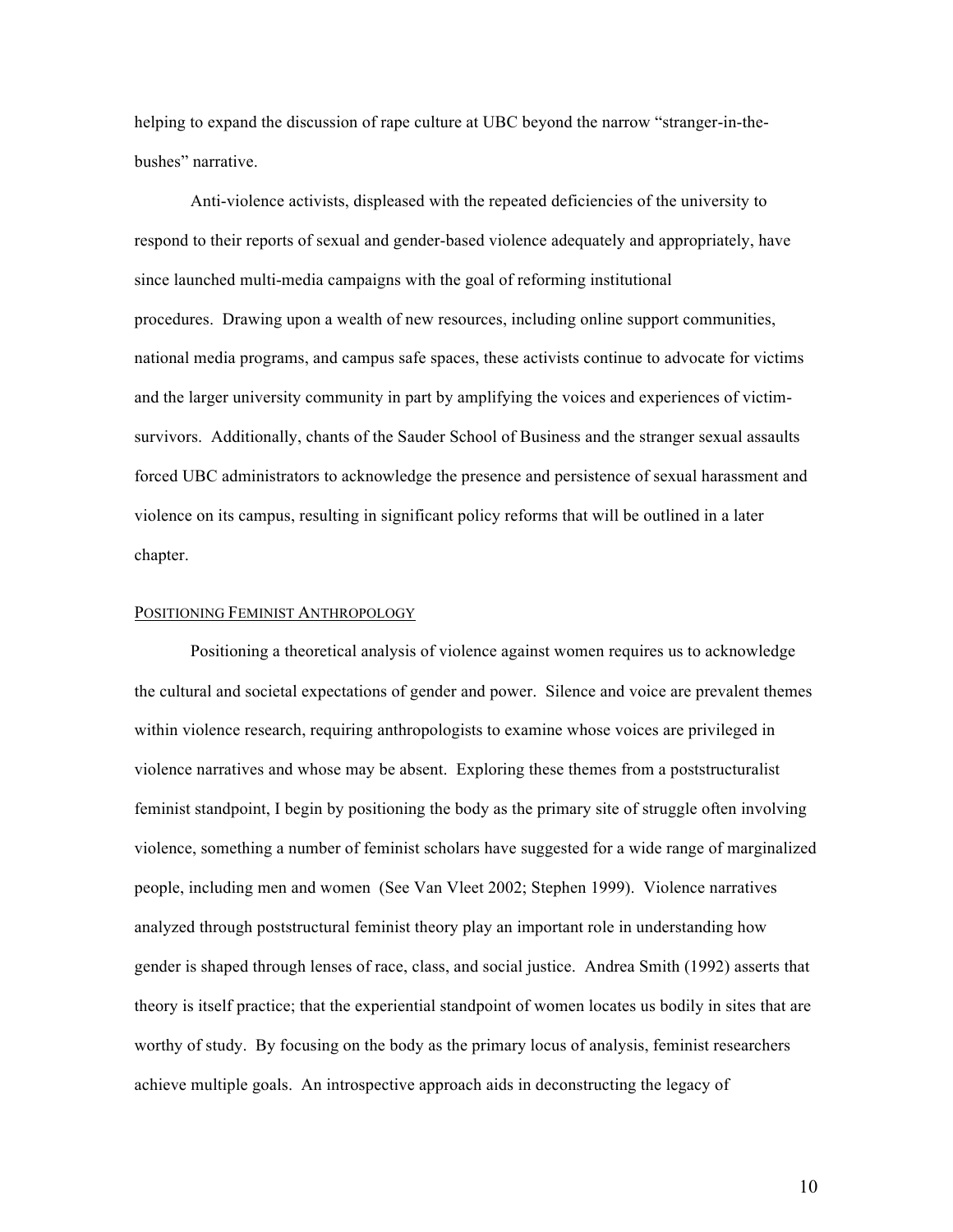helping to expand the discussion of rape culture at UBC beyond the narrow "stranger-in-the-bushes" narrative.

Anti-violence activists, displeased with the repeated deficiencies of the university to respond to their reports of sexual and gender-based violence adequately and appropriately, have since launched multi-media campaigns with the goal of reforming institutional procedures. Drawing upon a wealth of new resources, including online support communities, national media programs, and campus safe spaces, these activists continue to advocate for victims and the larger university community in part by amplifying the voices and experiences of victim-survivors. Additionally, chants of the Sauder School of Business and the stranger sexual assaults forced UBC administrators to acknowledge the presence and persistence of sexual harassment and violence on its campus, resulting in significant policy reforms that will be outlined in a later chapter.

## Positioning Feminist Anthropology

Positioning a theoretical analysis of violence against women requires us to acknowledge the cultural and societal expectations of gender and power. Silence and voice are prevalent themes within violence research, requiring anthropologists to examine whose voices are privileged in violence narratives and whose may be absent. Exploring these themes from a poststructuralist feminist standpoint, I begin by positioning the body as the primary site of struggle often involving violence, something a number of feminist scholars have suggested for a wide range of marginalized people, including men and women (See Van Vleet 2002; Stephen 1999). Violence narratives analyzed through poststructural feminist theory play an important role in understanding how gender is shaped through lenses of race, class, and social justice. Andrea Smith (1992) asserts that theory is itself practice; that the experiential standpoint of women locates us bodily in sites that are worthy of study. By focusing on the body as the primary locus of analysis, feminist researchers achieve multiple goals. An introspective approach aids in deconstructing the legacy of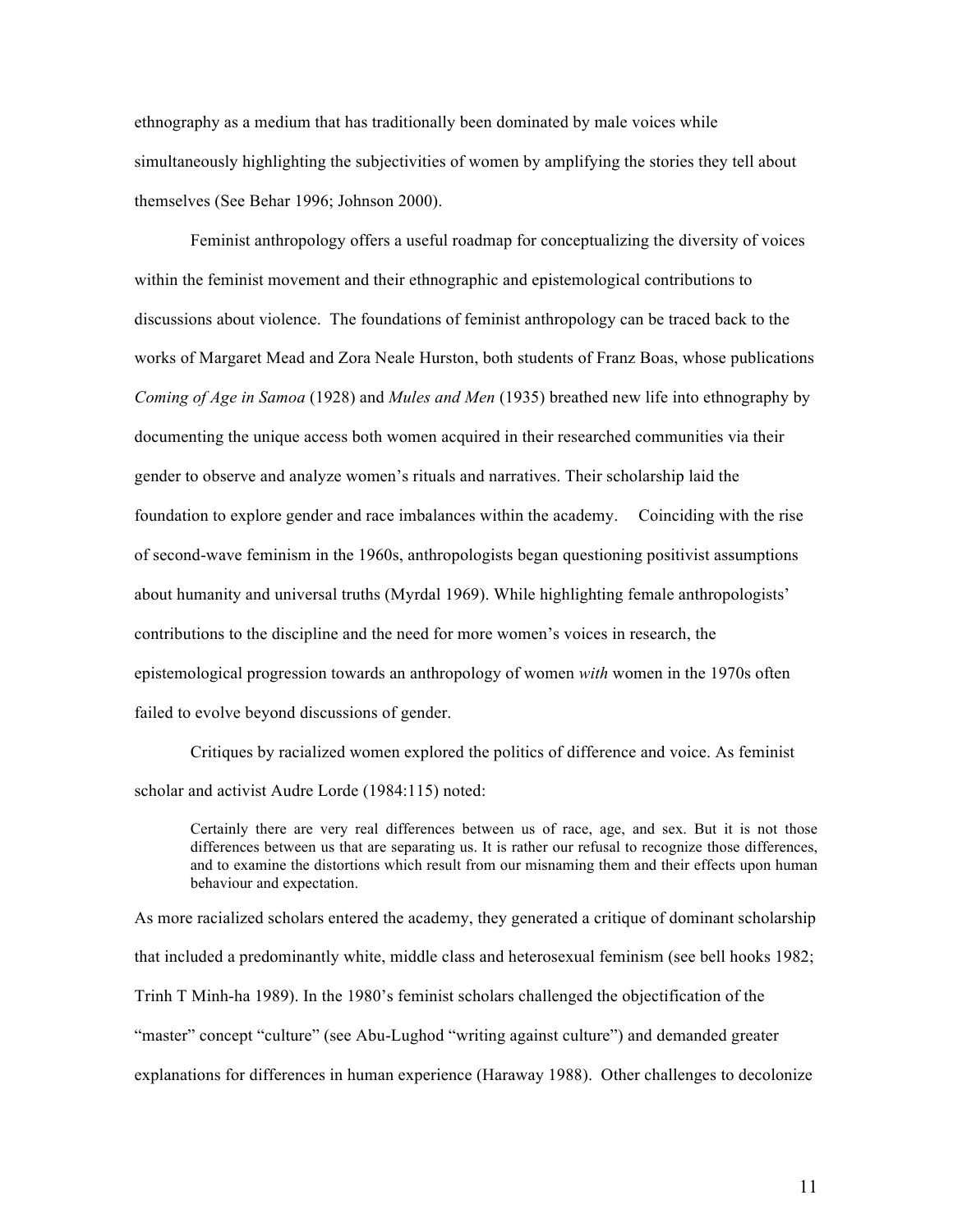ethnography as a medium that has traditionally been dominated by male voices while simultaneously highlighting the subjectivities of women by amplifying the stories they tell about themselves (See Behar 1996; Johnson 2000).

Feminist anthropology offers a useful roadmap for conceptualizing the diversity of voices within the feminist movement and their ethnographic and epistemological contributions to discussions about violence. The foundations of feminist anthropology can be traced back to the works of Margaret Mead and Zora Neale Hurston, both students of Franz Boas, whose publications *Coming of Age in Samoa* (1928) and *Mules and Men* (1935) breathed new life into ethnography by documenting the unique access both women acquired in their researched communities via their gender to observe and analyze women's rituals and narratives. Their scholarship laid the foundation to explore gender and race imbalances within the academy. Coinciding with the rise of second-wave feminism in the 1960s, anthropologists began questioning positivist assumptions about humanity and universal truths (Myrdal 1969). While highlighting female anthropologists' contributions to the discipline and the need for more women's voices in research, the epistemological progression towards an anthropology of women *with* women in the 1970s often failed to evolve beyond discussions of gender.

Critiques by racialized women explored the politics of difference and voice. As feminist scholar and activist Audre Lorde (1984:115) noted:

> Certainly there are very real differences between us of race, age, and sex. But it is not those differences between us that are separating us. It is rather our refusal to recognize those differences, and to examine the distortions which result from our misnaming them and their effects upon human behaviour and expectation.

As more racialized scholars entered the academy, they generated a critique of dominant scholarship that included a predominantly white, middle class and heterosexual feminism (see bell hooks 1982; Trinh T Minh-ha 1989). In the 1980's feminist scholars challenged the objectification of the "master" concept "culture" (see Abu-Lughod "writing against culture") and demanded greater explanations for differences in human experience (Haraway 1988). Other challenges to decolonize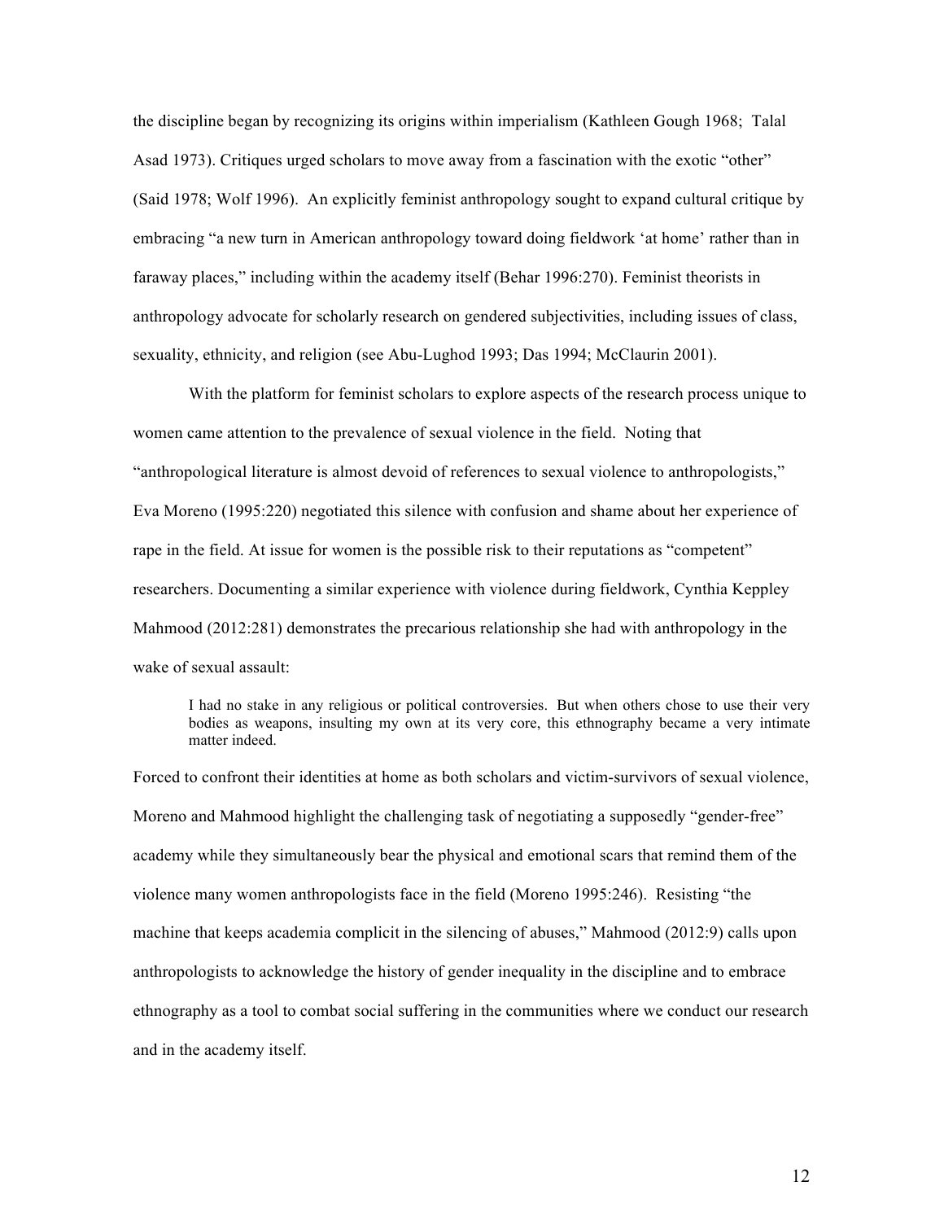the discipline began by recognizing its origins within imperialism (Kathleen Gough 1968; Talal Asad 1973). Critiques urged scholars to move away from a fascination with the exotic "other" (Said 1978; Wolf 1996). An explicitly feminist anthropology sought to expand cultural critique by embracing "a new turn in American anthropology toward doing fieldwork 'at home' rather than in faraway places," including within the academy itself (Behar 1996:270). Feminist theorists in anthropology advocate for scholarly research on gendered subjectivities, including issues of class, sexuality, ethnicity, and religion (see Abu-Lughod 1993; Das 1994; McClaurin 2001).

With the platform for feminist scholars to explore aspects of the research process unique to women came attention to the prevalence of sexual violence in the field. Noting that "anthropological literature is almost devoid of references to sexual violence to anthropologists," Eva Moreno (1995:220) negotiated this silence with confusion and shame about her experience of rape in the field. At issue for women is the possible risk to their reputations as "competent" researchers. Documenting a similar experience with violence during fieldwork, Cynthia Keppley Mahmood (2012:281) demonstrates the precarious relationship she had with anthropology in the wake of sexual assault:

> I had no stake in any religious or political controversies. But when others chose to use their very bodies as weapons, insulting my own at its very core, this ethnography became a very intimate matter indeed.

Forced to confront their identities at home as both scholars and victim-survivors of sexual violence, Moreno and Mahmood highlight the challenging task of negotiating a supposedly "gender-free" academy while they simultaneously bear the physical and emotional scars that remind them of the violence many women anthropologists face in the field (Moreno 1995:246). Resisting "the machine that keeps academia complicit in the silencing of abuses," Mahmood (2012:9) calls upon anthropologists to acknowledge the history of gender inequality in the discipline and to embrace ethnography as a tool to combat social suffering in the communities where we conduct our research and in the academy itself.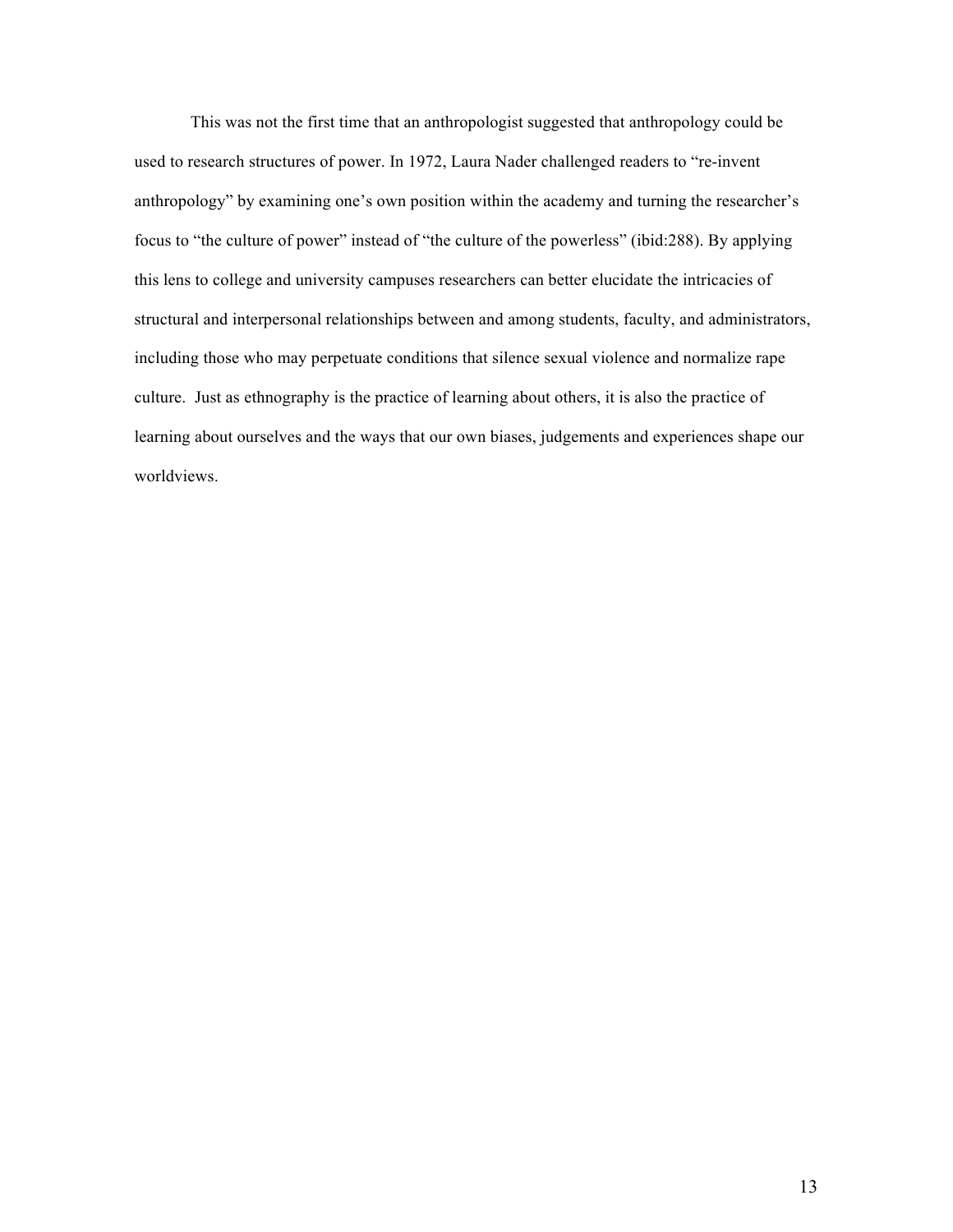This was not the first time that an anthropologist suggested that anthropology could be used to research structures of power. In 1972, Laura Nader challenged readers to "re-invent anthropology" by examining one's own position within the academy and turning the researcher's focus to "the culture of power" instead of "the culture of the powerless" (ibid:288). By applying this lens to college and university campuses researchers can better elucidate the intricacies of structural and interpersonal relationships between and among students, faculty, and administrators, including those who may perpetuate conditions that silence sexual violence and normalize rape culture.  Just as ethnography is the practice of learning about others, it is also the practice of learning about ourselves and the ways that our own biases, judgements and experiences shape our worldviews.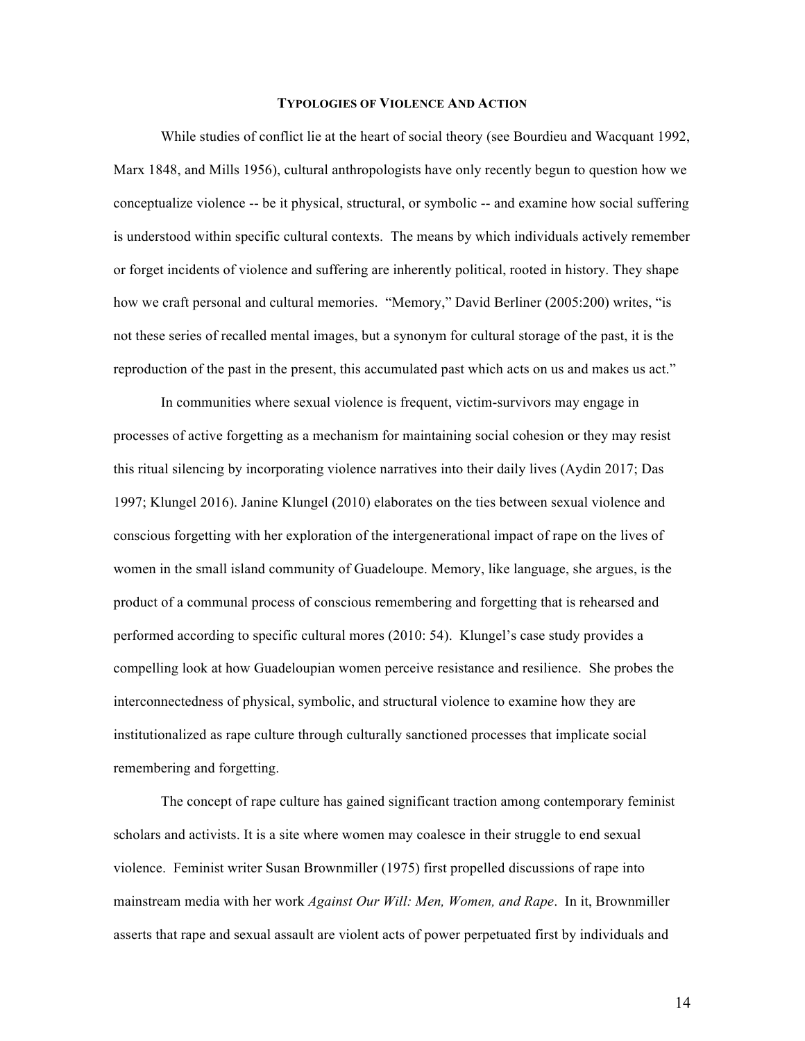## TYPOLOGIES OF VIOLENCE AND ACTION

While studies of conflict lie at the heart of social theory (see Bourdieu and Wacquant 1992, Marx 1848, and Mills 1956), cultural anthropologists have only recently begun to question how we conceptualize violence -- be it physical, structural, or symbolic -- and examine how social suffering is understood within specific cultural contexts. The means by which individuals actively remember or forget incidents of violence and suffering are inherently political, rooted in history. They shape how we craft personal and cultural memories. "Memory," David Berliner (2005:200) writes, "is not these series of recalled mental images, but a synonym for cultural storage of the past, it is the reproduction of the past in the present, this accumulated past which acts on us and makes us act."

In communities where sexual violence is frequent, victim-survivors may engage in processes of active forgetting as a mechanism for maintaining social cohesion or they may resist this ritual silencing by incorporating violence narratives into their daily lives (Aydin 2017; Das 1997; Klungel 2016). Janine Klungel (2010) elaborates on the ties between sexual violence and conscious forgetting with her exploration of the intergenerational impact of rape on the lives of women in the small island community of Guadeloupe. Memory, like language, she argues, is the product of a communal process of conscious remembering and forgetting that is rehearsed and performed according to specific cultural mores (2010: 54). Klungel's case study provides a compelling look at how Guadeloupian women perceive resistance and resilience. She probes the interconnectedness of physical, symbolic, and structural violence to examine how they are institutionalized as rape culture through culturally sanctioned processes that implicate social remembering and forgetting.

The concept of rape culture has gained significant traction among contemporary feminist scholars and activists. It is a site where women may coalesce in their struggle to end sexual violence. Feminist writer Susan Brownmiller (1975) first propelled discussions of rape into mainstream media with her work *Against Our Will: Men, Women, and Rape*. In it, Brownmiller asserts that rape and sexual assault are violent acts of power perpetuated first by individuals and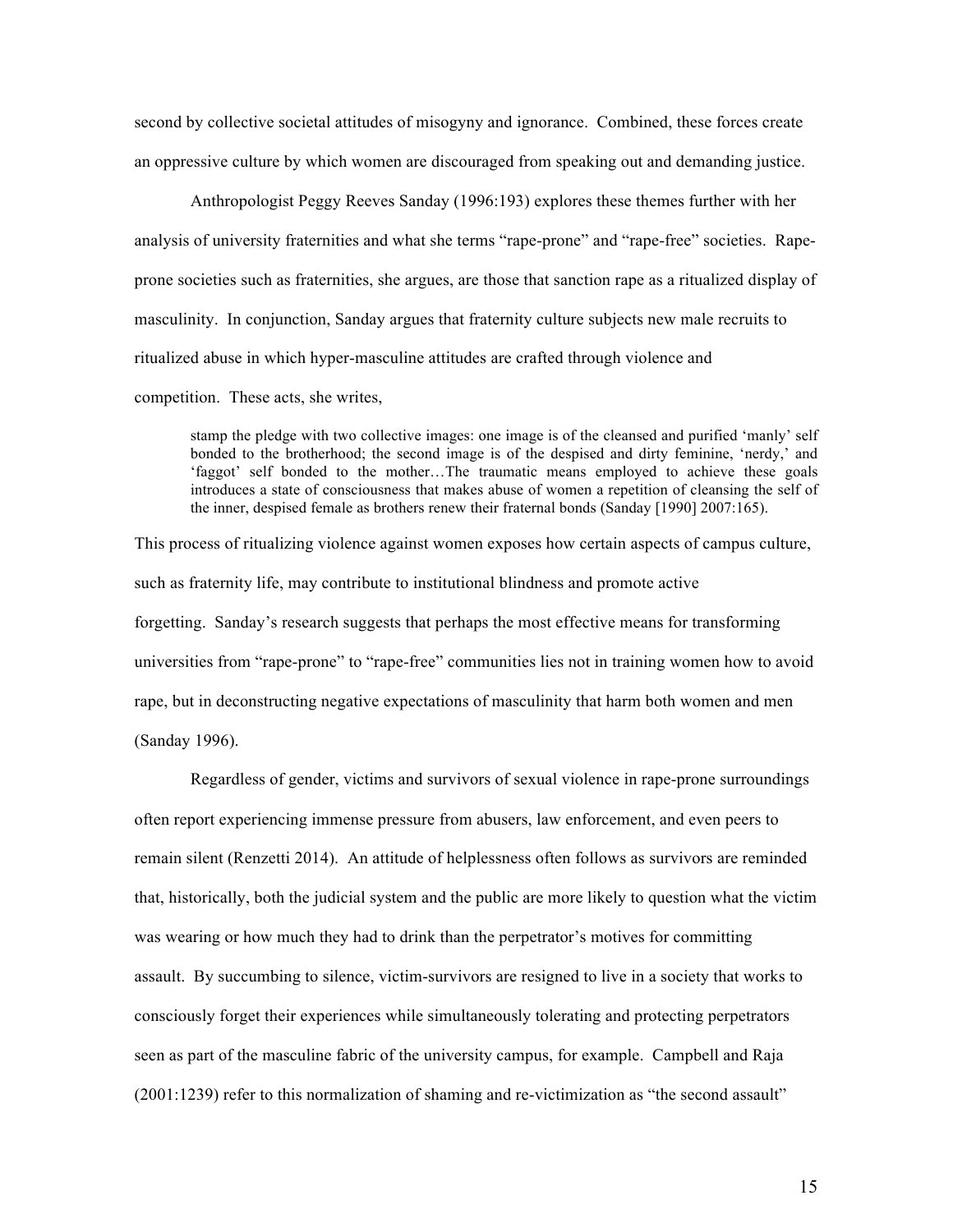second by collective societal attitudes of misogyny and ignorance. Combined, these forces create an oppressive culture by which women are discouraged from speaking out and demanding justice.

Anthropologist Peggy Reeves Sanday (1996:193) explores these themes further with her analysis of university fraternities and what she terms "rape-prone" and "rape-free" societies. Rape-prone societies such as fraternities, she argues, are those that sanction rape as a ritualized display of masculinity. In conjunction, Sanday argues that fraternity culture subjects new male recruits to ritualized abuse in which hyper-masculine attitudes are crafted through violence and competition. These acts, she writes,

> stamp the pledge with two collective images: one image is of the cleansed and purified 'manly' self bonded to the brotherhood; the second image is of the despised and dirty feminine, 'nerdy,' and 'faggot' self bonded to the mother…The traumatic means employed to achieve these goals introduces a state of consciousness that makes abuse of women a repetition of cleansing the self of the inner, despised female as brothers renew their fraternal bonds (Sanday [1990] 2007:165).

This process of ritualizing violence against women exposes how certain aspects of campus culture, such as fraternity life, may contribute to institutional blindness and promote active forgetting. Sanday's research suggests that perhaps the most effective means for transforming universities from "rape-prone" to "rape-free" communities lies not in training women how to avoid rape, but in deconstructing negative expectations of masculinity that harm both women and men (Sanday 1996).

Regardless of gender, victims and survivors of sexual violence in rape-prone surroundings often report experiencing immense pressure from abusers, law enforcement, and even peers to remain silent (Renzetti 2014). An attitude of helplessness often follows as survivors are reminded that, historically, both the judicial system and the public are more likely to question what the victim was wearing or how much they had to drink than the perpetrator's motives for committing assault. By succumbing to silence, victim-survivors are resigned to live in a society that works to consciously forget their experiences while simultaneously tolerating and protecting perpetrators seen as part of the masculine fabric of the university campus, for example. Campbell and Raja (2001:1239) refer to this normalization of shaming and re-victimization as "the second assault"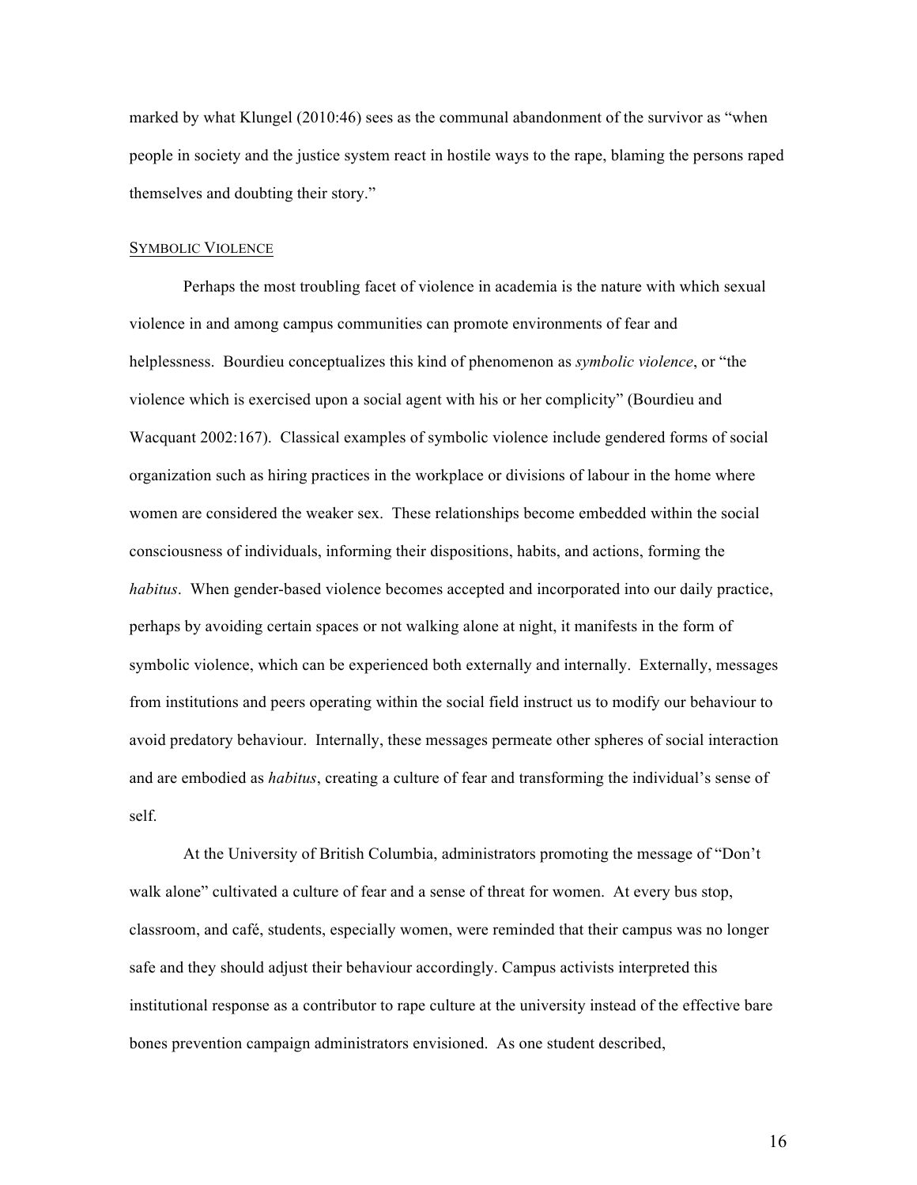marked by what Klungel (2010:46) sees as the communal abandonment of the survivor as "when people in society and the justice system react in hostile ways to the rape, blaming the persons raped themselves and doubting their story."

## Symbolic Violence

Perhaps the most troubling facet of violence in academia is the nature with which sexual violence in and among campus communities can promote environments of fear and helplessness. Bourdieu conceptualizes this kind of phenomenon as *symbolic violence*, or "the violence which is exercised upon a social agent with his or her complicity" (Bourdieu and Wacquant 2002:167). Classical examples of symbolic violence include gendered forms of social organization such as hiring practices in the workplace or divisions of labour in the home where women are considered the weaker sex. These relationships become embedded within the social consciousness of individuals, informing their dispositions, habits, and actions, forming the *habitus*. When gender-based violence becomes accepted and incorporated into our daily practice, perhaps by avoiding certain spaces or not walking alone at night, it manifests in the form of symbolic violence, which can be experienced both externally and internally. Externally, messages from institutions and peers operating within the social field instruct us to modify our behaviour to avoid predatory behaviour. Internally, these messages permeate other spheres of social interaction and are embodied as *habitus*, creating a culture of fear and transforming the individual's sense of self.

At the University of British Columbia, administrators promoting the message of "Don't walk alone" cultivated a culture of fear and a sense of threat for women. At every bus stop, classroom, and café, students, especially women, were reminded that their campus was no longer safe and they should adjust their behaviour accordingly. Campus activists interpreted this institutional response as a contributor to rape culture at the university instead of the effective bare bones prevention campaign administrators envisioned. As one student described,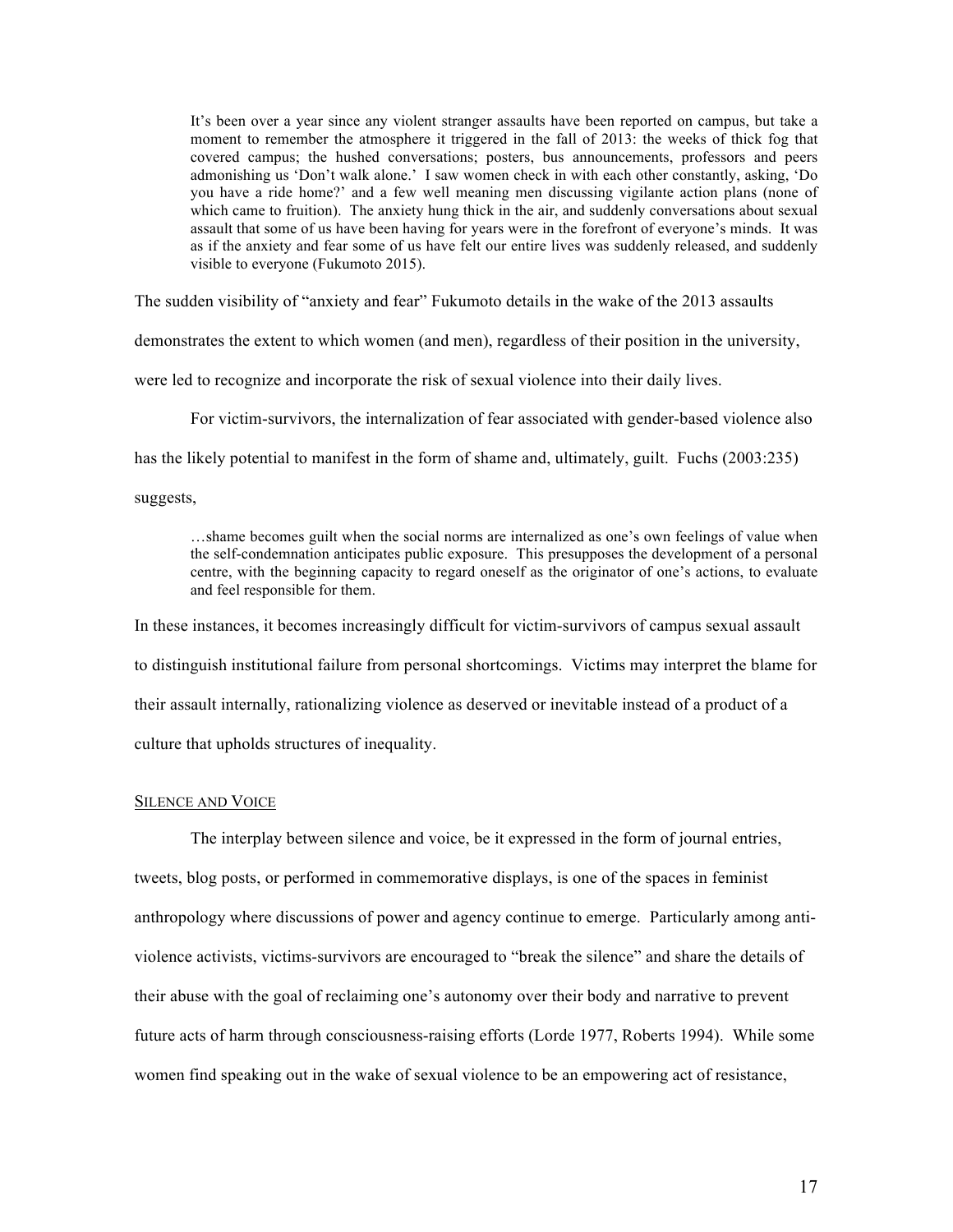> It's been over a year since any violent stranger assaults have been reported on campus, but take a moment to remember the atmosphere it triggered in the fall of 2013: the weeks of thick fog that covered campus; the hushed conversations; posters, bus announcements, professors and peers admonishing us 'Don't walk alone.' I saw women check in with each other constantly, asking, 'Do you have a ride home?' and a few well meaning men discussing vigilante action plans (none of which came to fruition). The anxiety hung thick in the air, and suddenly conversations about sexual assault that some of us have been having for years were in the forefront of everyone's minds. It was as if the anxiety and fear some of us have felt our entire lives was suddenly released, and suddenly visible to everyone (Fukumoto 2015).

The sudden visibility of "anxiety and fear" Fukumoto details in the wake of the 2013 assaults demonstrates the extent to which women (and men), regardless of their position in the university, were led to recognize and incorporate the risk of sexual violence into their daily lives.

For victim-survivors, the internalization of fear associated with gender-based violence also has the likely potential to manifest in the form of shame and, ultimately, guilt. Fuchs (2003:235) suggests,

> …shame becomes guilt when the social norms are internalized as one's own feelings of value when the self-condemnation anticipates public exposure. This presupposes the development of a personal centre, with the beginning capacity to regard oneself as the originator of one's actions, to evaluate and feel responsible for them.

In these instances, it becomes increasingly difficult for victim-survivors of campus sexual assault to distinguish institutional failure from personal shortcomings. Victims may interpret the blame for their assault internally, rationalizing violence as deserved or inevitable instead of a product of a culture that upholds structures of inequality.

## Silence and Voice

The interplay between silence and voice, be it expressed in the form of journal entries, tweets, blog posts, or performed in commemorative displays, is one of the spaces in feminist anthropology where discussions of power and agency continue to emerge. Particularly among anti-violence activists, victims-survivors are encouraged to "break the silence" and share the details of their abuse with the goal of reclaiming one's autonomy over their body and narrative to prevent future acts of harm through consciousness-raising efforts (Lorde 1977, Roberts 1994). While some women find speaking out in the wake of sexual violence to be an empowering act of resistance,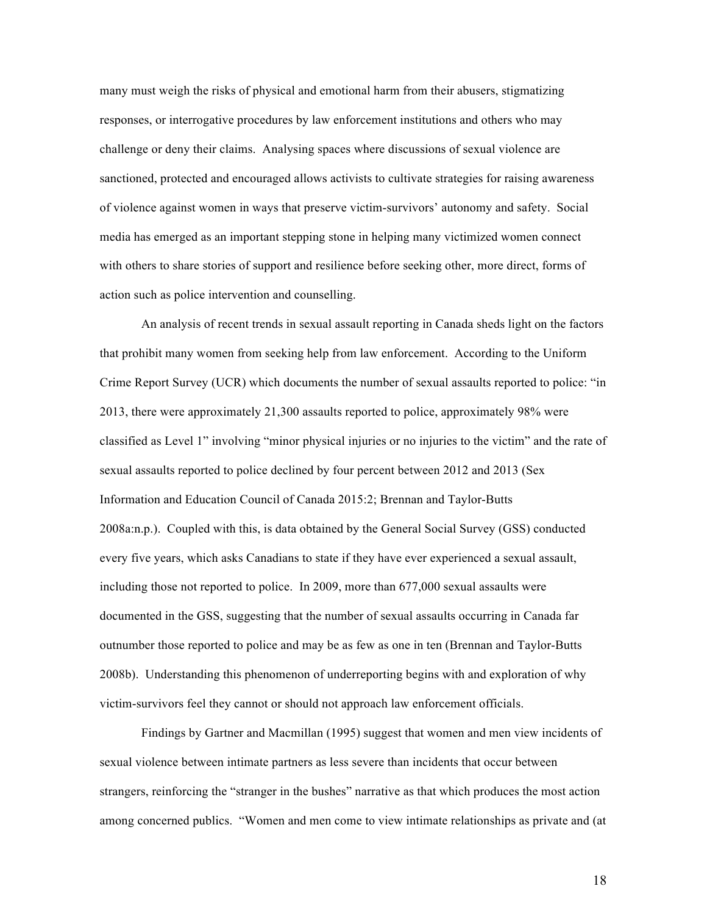many must weigh the risks of physical and emotional harm from their abusers, stigmatizing responses, or interrogative procedures by law enforcement institutions and others who may challenge or deny their claims. Analysing spaces where discussions of sexual violence are sanctioned, protected and encouraged allows activists to cultivate strategies for raising awareness of violence against women in ways that preserve victim-survivors' autonomy and safety. Social media has emerged as an important stepping stone in helping many victimized women connect with others to share stories of support and resilience before seeking other, more direct, forms of action such as police intervention and counselling.

An analysis of recent trends in sexual assault reporting in Canada sheds light on the factors that prohibit many women from seeking help from law enforcement. According to the Uniform Crime Report Survey (UCR) which documents the number of sexual assaults reported to police: "in 2013, there were approximately 21,300 assaults reported to police, approximately 98% were classified as Level 1" involving "minor physical injuries or no injuries to the victim" and the rate of sexual assaults reported to police declined by four percent between 2012 and 2013 (Sex Information and Education Council of Canada 2015:2; Brennan and Taylor-Butts 2008a:n.p.). Coupled with this, is data obtained by the General Social Survey (GSS) conducted every five years, which asks Canadians to state if they have ever experienced a sexual assault, including those not reported to police. In 2009, more than 677,000 sexual assaults were documented in the GSS, suggesting that the number of sexual assaults occurring in Canada far outnumber those reported to police and may be as few as one in ten (Brennan and Taylor-Butts 2008b). Understanding this phenomenon of underreporting begins with and exploration of why victim-survivors feel they cannot or should not approach law enforcement officials.

Findings by Gartner and Macmillan (1995) suggest that women and men view incidents of sexual violence between intimate partners as less severe than incidents that occur between strangers, reinforcing the "stranger in the bushes" narrative as that which produces the most action among concerned publics. "Women and men come to view intimate relationships as private and (at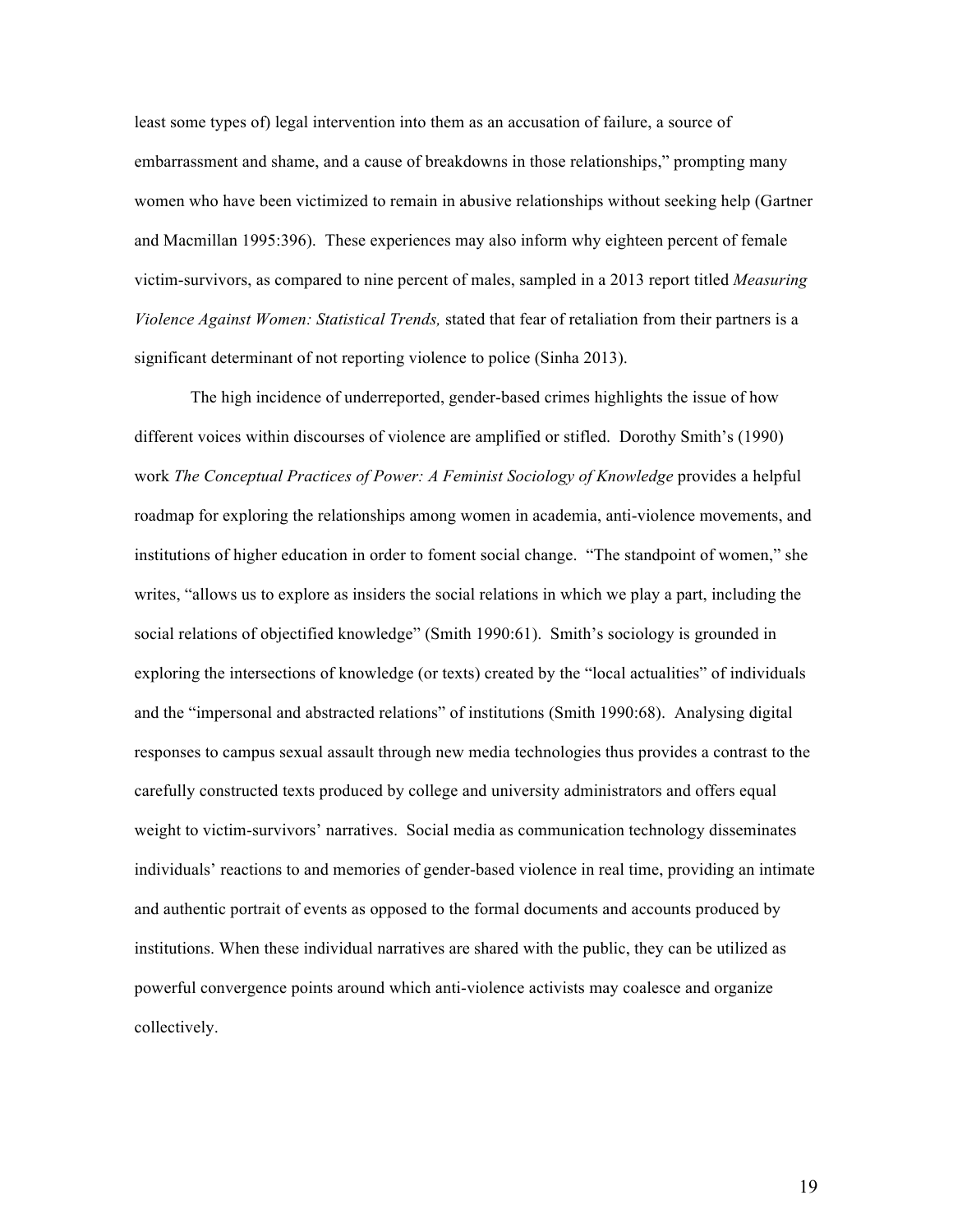least some types of) legal intervention into them as an accusation of failure, a source of embarrassment and shame, and a cause of breakdowns in those relationships," prompting many women who have been victimized to remain in abusive relationships without seeking help (Gartner and Macmillan 1995:396). These experiences may also inform why eighteen percent of female victim-survivors, as compared to nine percent of males, sampled in a 2013 report titled *Measuring Violence Against Women: Statistical Trends,* stated that fear of retaliation from their partners is a significant determinant of not reporting violence to police (Sinha 2013).

The high incidence of underreported, gender-based crimes highlights the issue of how different voices within discourses of violence are amplified or stifled. Dorothy Smith's (1990) work *The Conceptual Practices of Power: A Feminist Sociology of Knowledge* provides a helpful roadmap for exploring the relationships among women in academia, anti-violence movements, and institutions of higher education in order to foment social change. "The standpoint of women," she writes, "allows us to explore as insiders the social relations in which we play a part, including the social relations of objectified knowledge" (Smith 1990:61). Smith's sociology is grounded in exploring the intersections of knowledge (or texts) created by the "local actualities" of individuals and the "impersonal and abstracted relations" of institutions (Smith 1990:68). Analysing digital responses to campus sexual assault through new media technologies thus provides a contrast to the carefully constructed texts produced by college and university administrators and offers equal weight to victim-survivors' narratives. Social media as communication technology disseminates individuals' reactions to and memories of gender-based violence in real time, providing an intimate and authentic portrait of events as opposed to the formal documents and accounts produced by institutions. When these individual narratives are shared with the public, they can be utilized as powerful convergence points around which anti-violence activists may coalesce and organize collectively.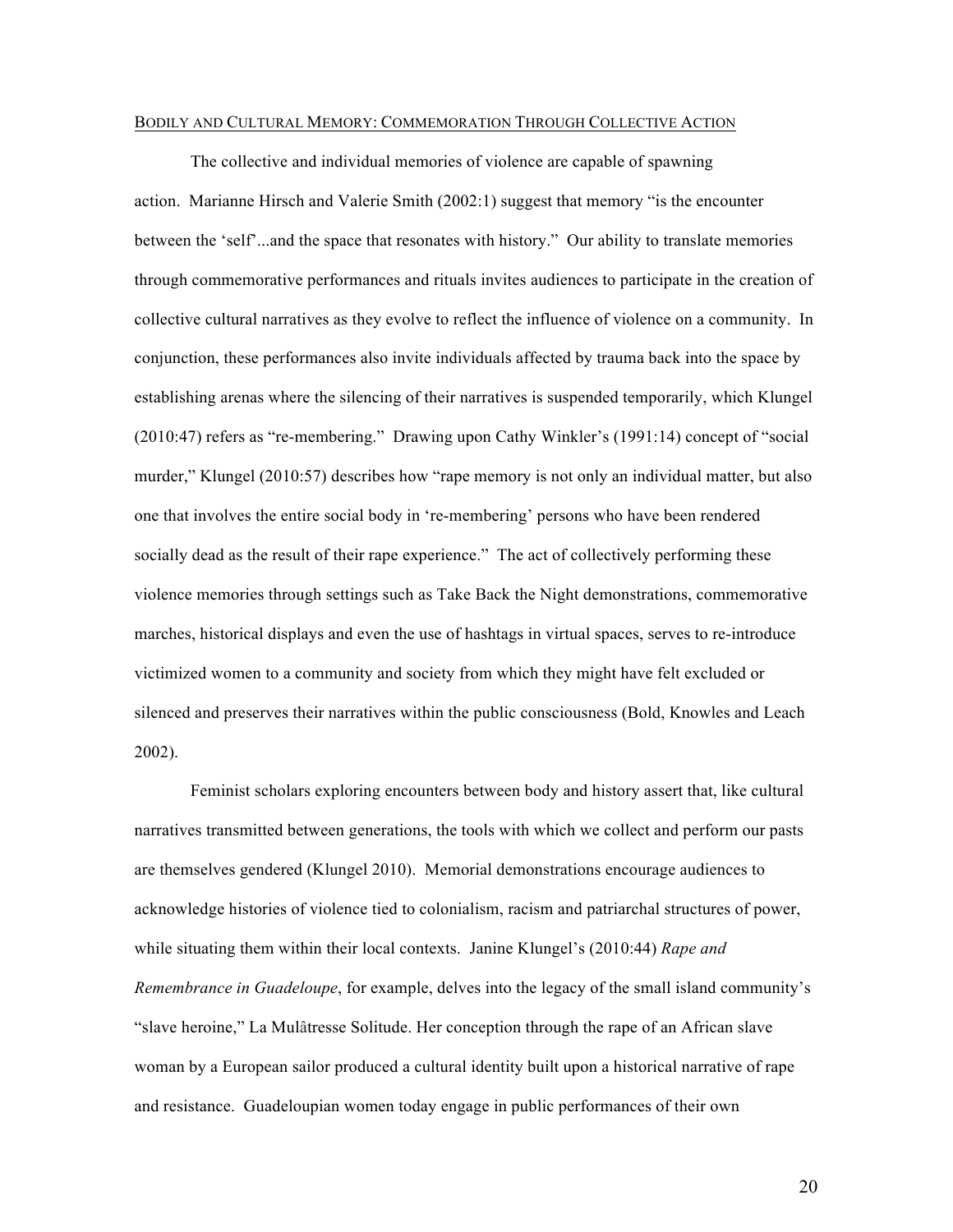## Bodily and Cultural Memory: Commemoration Through Collective Action

The collective and individual memories of violence are capable of spawning action. Marianne Hirsch and Valerie Smith (2002:1) suggest that memory "is the encounter between the 'self'...and the space that resonates with history." Our ability to translate memories through commemorative performances and rituals invites audiences to participate in the creation of collective cultural narratives as they evolve to reflect the influence of violence on a community. In conjunction, these performances also invite individuals affected by trauma back into the space by establishing arenas where the silencing of their narratives is suspended temporarily, which Klungel (2010:47) refers as "re-membering." Drawing upon Cathy Winkler's (1991:14) concept of "social murder," Klungel (2010:57) describes how "rape memory is not only an individual matter, but also one that involves the entire social body in 're-membering' persons who have been rendered socially dead as the result of their rape experience." The act of collectively performing these violence memories through settings such as Take Back the Night demonstrations, commemorative marches, historical displays and even the use of hashtags in virtual spaces, serves to re-introduce victimized women to a community and society from which they might have felt excluded or silenced and preserves their narratives within the public consciousness (Bold, Knowles and Leach 2002).

Feminist scholars exploring encounters between body and history assert that, like cultural narratives transmitted between generations, the tools with which we collect and perform our pasts are themselves gendered (Klungel 2010). Memorial demonstrations encourage audiences to acknowledge histories of violence tied to colonialism, racism and patriarchal structures of power, while situating them within their local contexts. Janine Klungel's (2010:44) *Rape and Remembrance in Guadeloupe*, for example, delves into the legacy of the small island community's "slave heroine," La Mulâtresse Solitude. Her conception through the rape of an African slave woman by a European sailor produced a cultural identity built upon a historical narrative of rape and resistance. Guadeloupian women today engage in public performances of their own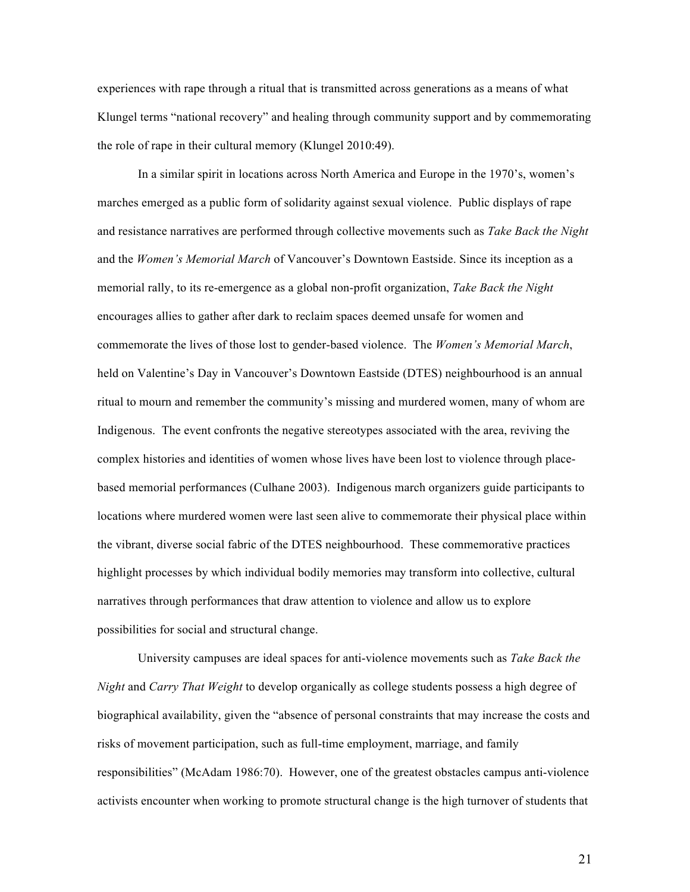experiences with rape through a ritual that is transmitted across generations as a means of what Klungel terms "national recovery" and healing through community support and by commemorating the role of rape in their cultural memory (Klungel 2010:49).

In a similar spirit in locations across North America and Europe in the 1970's, women's marches emerged as a public form of solidarity against sexual violence. Public displays of rape and resistance narratives are performed through collective movements such as *Take Back the Night* and the *Women's Memorial March* of Vancouver's Downtown Eastside. Since its inception as a memorial rally, to its re-emergence as a global non-profit organization, *Take Back the Night* encourages allies to gather after dark to reclaim spaces deemed unsafe for women and commemorate the lives of those lost to gender-based violence. The *Women's Memorial March*, held on Valentine's Day in Vancouver's Downtown Eastside (DTES) neighbourhood is an annual ritual to mourn and remember the community's missing and murdered women, many of whom are Indigenous. The event confronts the negative stereotypes associated with the area, reviving the complex histories and identities of women whose lives have been lost to violence through place-based memorial performances (Culhane 2003). Indigenous march organizers guide participants to locations where murdered women were last seen alive to commemorate their physical place within the vibrant, diverse social fabric of the DTES neighbourhood. These commemorative practices highlight processes by which individual bodily memories may transform into collective, cultural narratives through performances that draw attention to violence and allow us to explore possibilities for social and structural change.

University campuses are ideal spaces for anti-violence movements such as *Take Back the Night* and *Carry That Weight* to develop organically as college students possess a high degree of biographical availability, given the "absence of personal constraints that may increase the costs and risks of movement participation, such as full-time employment, marriage, and family responsibilities" (McAdam 1986:70). However, one of the greatest obstacles campus anti-violence activists encounter when working to promote structural change is the high turnover of students that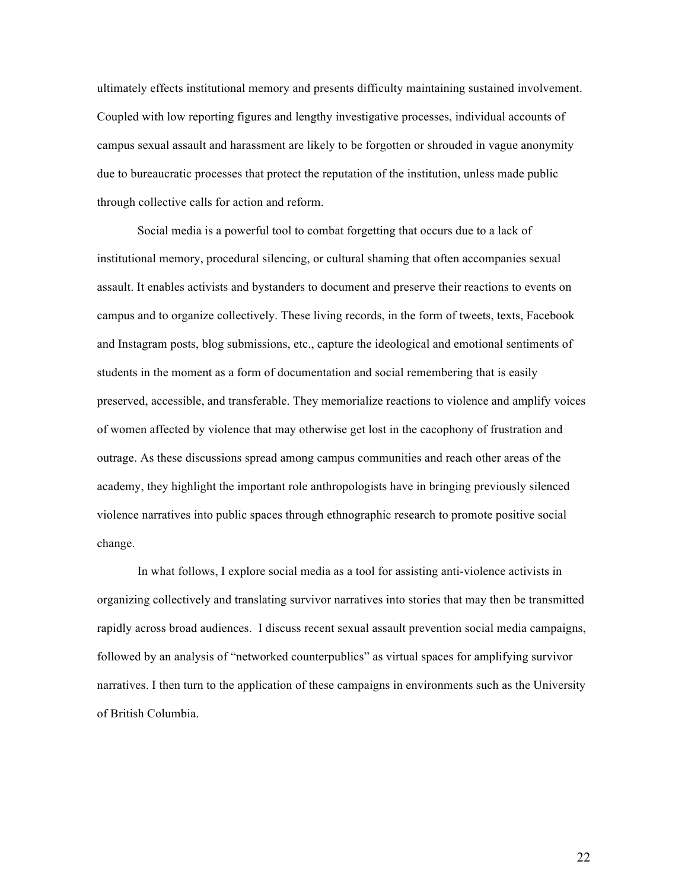ultimately effects institutional memory and presents difficulty maintaining sustained involvement. Coupled with low reporting figures and lengthy investigative processes, individual accounts of campus sexual assault and harassment are likely to be forgotten or shrouded in vague anonymity due to bureaucratic processes that protect the reputation of the institution, unless made public through collective calls for action and reform.

Social media is a powerful tool to combat forgetting that occurs due to a lack of institutional memory, procedural silencing, or cultural shaming that often accompanies sexual assault. It enables activists and bystanders to document and preserve their reactions to events on campus and to organize collectively. These living records, in the form of tweets, texts, Facebook and Instagram posts, blog submissions, etc., capture the ideological and emotional sentiments of students in the moment as a form of documentation and social remembering that is easily preserved, accessible, and transferable. They memorialize reactions to violence and amplify voices of women affected by violence that may otherwise get lost in the cacophony of frustration and outrage. As these discussions spread among campus communities and reach other areas of the academy, they highlight the important role anthropologists have in bringing previously silenced violence narratives into public spaces through ethnographic research to promote positive social change.

In what follows, I explore social media as a tool for assisting anti-violence activists in organizing collectively and translating survivor narratives into stories that may then be transmitted rapidly across broad audiences. I discuss recent sexual assault prevention social media campaigns, followed by an analysis of "networked counterpublics" as virtual spaces for amplifying survivor narratives. I then turn to the application of these campaigns in environments such as the University of British Columbia.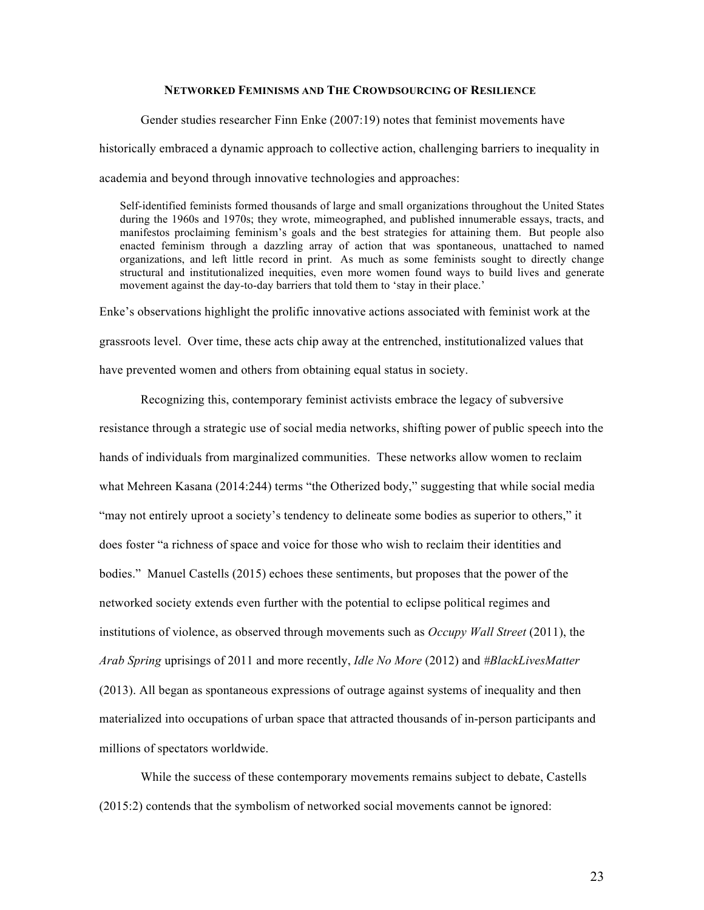## Networked Feminisms and The Crowdsourcing of Resilience

Gender studies researcher Finn Enke (2007:19) notes that feminist movements have historically embraced a dynamic approach to collective action, challenging barriers to inequality in academia and beyond through innovative technologies and approaches:

> Self-identified feminists formed thousands of large and small organizations throughout the United States during the 1960s and 1970s; they wrote, mimeographed, and published innumerable essays, tracts, and manifestos proclaiming feminism's goals and the best strategies for attaining them. But people also enacted feminism through a dazzling array of action that was spontaneous, unattached to named organizations, and left little record in print. As much as some feminists sought to directly change structural and institutionalized inequities, even more women found ways to build lives and generate movement against the day-to-day barriers that told them to 'stay in their place.'

Enke's observations highlight the prolific innovative actions associated with feminist work at the grassroots level. Over time, these acts chip away at the entrenched, institutionalized values that have prevented women and others from obtaining equal status in society.

Recognizing this, contemporary feminist activists embrace the legacy of subversive resistance through a strategic use of social media networks, shifting power of public speech into the hands of individuals from marginalized communities. These networks allow women to reclaim what Mehreen Kasana (2014:244) terms "the Otherized body," suggesting that while social media "may not entirely uproot a society's tendency to delineate some bodies as superior to others," it does foster "a richness of space and voice for those who wish to reclaim their identities and bodies." Manuel Castells (2015) echoes these sentiments, but proposes that the power of the networked society extends even further with the potential to eclipse political regimes and institutions of violence, as observed through movements such as *Occupy Wall Street* (2011), the *Arab Spring* uprisings of 2011 and more recently, *Idle No More* (2012) and *#BlackLivesMatter* (2013). All began as spontaneous expressions of outrage against systems of inequality and then materialized into occupations of urban space that attracted thousands of in-person participants and millions of spectators worldwide.

While the success of these contemporary movements remains subject to debate, Castells (2015:2) contends that the symbolism of networked social movements cannot be ignored: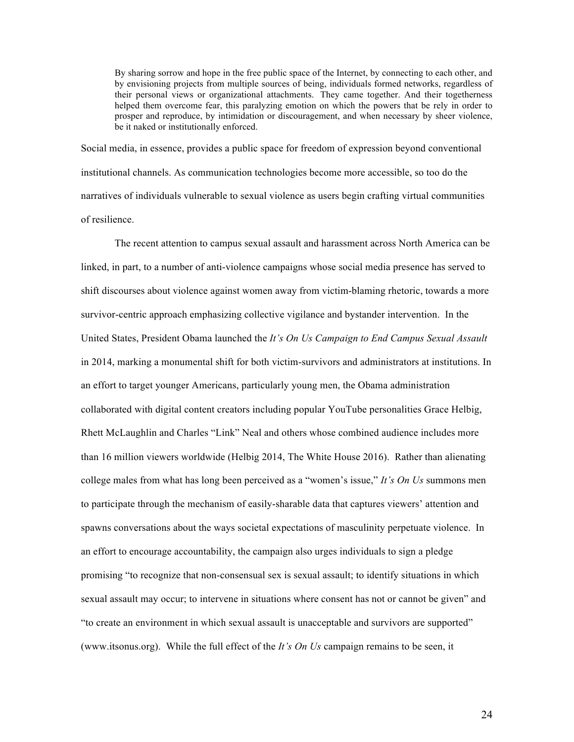> By sharing sorrow and hope in the free public space of the Internet, by connecting to each other, and by envisioning projects from multiple sources of being, individuals formed networks, regardless of their personal views or organizational attachments. They came together. And their togetherness helped them overcome fear, this paralyzing emotion on which the powers that be rely in order to prosper and reproduce, by intimidation or discouragement, and when necessary by sheer violence, be it naked or institutionally enforced.

Social media, in essence, provides a public space for freedom of expression beyond conventional institutional channels. As communication technologies become more accessible, so too do the narratives of individuals vulnerable to sexual violence as users begin crafting virtual communities of resilience.

The recent attention to campus sexual assault and harassment across North America can be linked, in part, to a number of anti-violence campaigns whose social media presence has served to shift discourses about violence against women away from victim-blaming rhetoric, towards a more survivor-centric approach emphasizing collective vigilance and bystander intervention. In the United States, President Obama launched the *It's On Us Campaign to End Campus Sexual Assault* in 2014, marking a monumental shift for both victim-survivors and administrators at institutions. In an effort to target younger Americans, particularly young men, the Obama administration collaborated with digital content creators including popular YouTube personalities Grace Helbig, Rhett McLaughlin and Charles "Link" Neal and others whose combined audience includes more than 16 million viewers worldwide (Helbig 2014, The White House 2016). Rather than alienating college males from what has long been perceived as a "women's issue," *It's On Us* summons men to participate through the mechanism of easily-sharable data that captures viewers' attention and spawns conversations about the ways societal expectations of masculinity perpetuate violence. In an effort to encourage accountability, the campaign also urges individuals to sign a pledge promising "to recognize that non-consensual sex is sexual assault; to identify situations in which sexual assault may occur; to intervene in situations where consent has not or cannot be given" and "to create an environment in which sexual assault is unacceptable and survivors are supported" (www.itsonus.org). While the full effect of the *It's On Us* campaign remains to be seen, it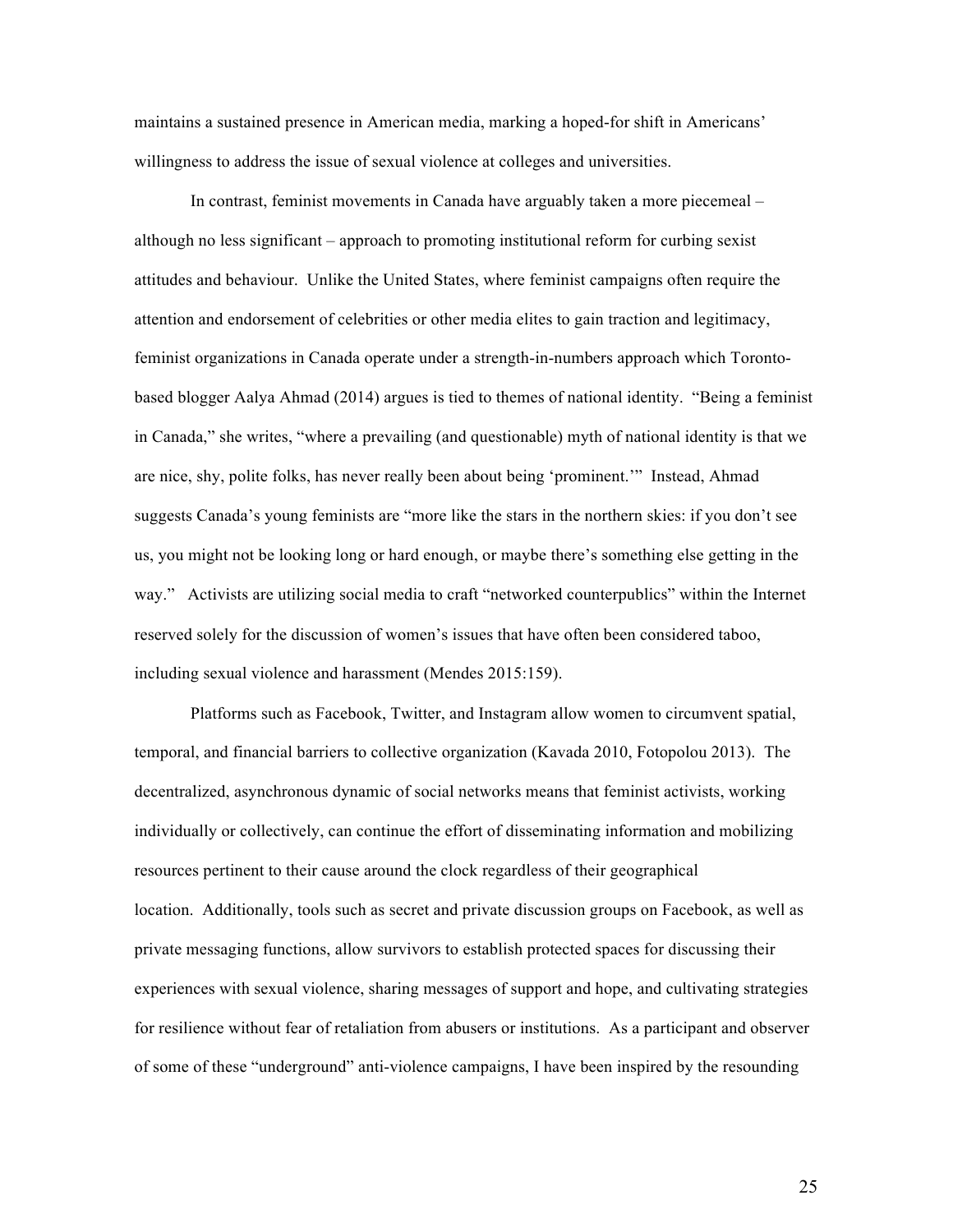maintains a sustained presence in American media, marking a hoped-for shift in Americans' willingness to address the issue of sexual violence at colleges and universities.

In contrast, feminist movements in Canada have arguably taken a more piecemeal – although no less significant – approach to promoting institutional reform for curbing sexist attitudes and behaviour. Unlike the United States, where feminist campaigns often require the attention and endorsement of celebrities or other media elites to gain traction and legitimacy, feminist organizations in Canada operate under a strength-in-numbers approach which Toronto-based blogger Aalya Ahmad (2014) argues is tied to themes of national identity. "Being a feminist in Canada," she writes, "where a prevailing (and questionable) myth of national identity is that we are nice, shy, polite folks, has never really been about being 'prominent.'" Instead, Ahmad suggests Canada's young feminists are "more like the stars in the northern skies: if you don't see us, you might not be looking long or hard enough, or maybe there's something else getting in the way." Activists are utilizing social media to craft "networked counterpublics" within the Internet reserved solely for the discussion of women's issues that have often been considered taboo, including sexual violence and harassment (Mendes 2015:159).

Platforms such as Facebook, Twitter, and Instagram allow women to circumvent spatial, temporal, and financial barriers to collective organization (Kavada 2010, Fotopolou 2013). The decentralized, asynchronous dynamic of social networks means that feminist activists, working individually or collectively, can continue the effort of disseminating information and mobilizing resources pertinent to their cause around the clock regardless of their geographical location. Additionally, tools such as secret and private discussion groups on Facebook, as well as private messaging functions, allow survivors to establish protected spaces for discussing their experiences with sexual violence, sharing messages of support and hope, and cultivating strategies for resilience without fear of retaliation from abusers or institutions. As a participant and observer of some of these "underground" anti-violence campaigns, I have been inspired by the resounding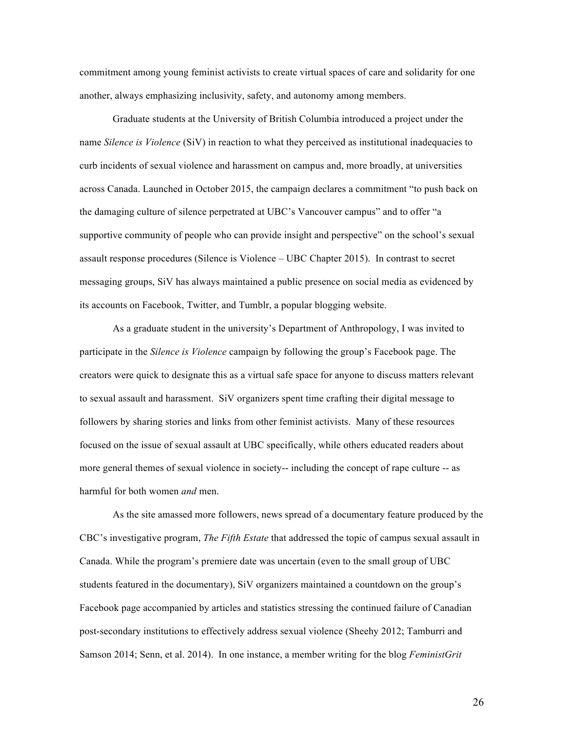commitment among young feminist activists to create virtual spaces of care and solidarity for one another, always emphasizing inclusivity, safety, and autonomy among members.

Graduate students at the University of British Columbia introduced a project under the name *Silence is Violence* (SiV) in reaction to what they perceived as institutional inadequacies to curb incidents of sexual violence and harassment on campus and, more broadly, at universities across Canada. Launched in October 2015, the campaign declares a commitment "to push back on the damaging culture of silence perpetrated at UBC's Vancouver campus" and to offer "a supportive community of people who can provide insight and perspective" on the school's sexual assault response procedures (Silence is Violence – UBC Chapter 2015). In contrast to secret messaging groups, SiV has always maintained a public presence on social media as evidenced by its accounts on Facebook, Twitter, and Tumblr, a popular blogging website.

As a graduate student in the university's Department of Anthropology, I was invited to participate in the *Silence is Violence* campaign by following the group's Facebook page. The creators were quick to designate this as a virtual safe space for anyone to discuss matters relevant to sexual assault and harassment. SiV organizers spent time crafting their digital message to followers by sharing stories and links from other feminist activists. Many of these resources focused on the issue of sexual assault at UBC specifically, while others educated readers about more general themes of sexual violence in society-- including the concept of rape culture -- as harmful for both women *and* men.

As the site amassed more followers, news spread of a documentary feature produced by the CBC's investigative program, *The Fifth Estate* that addressed the topic of campus sexual assault in Canada. While the program's premiere date was uncertain (even to the small group of UBC students featured in the documentary), SiV organizers maintained a countdown on the group's Facebook page accompanied by articles and statistics stressing the continued failure of Canadian post-secondary institutions to effectively address sexual violence (Sheehy 2012; Tamburri and Samson 2014; Senn, et al. 2014). In one instance, a member writing for the blog *FeministGrit*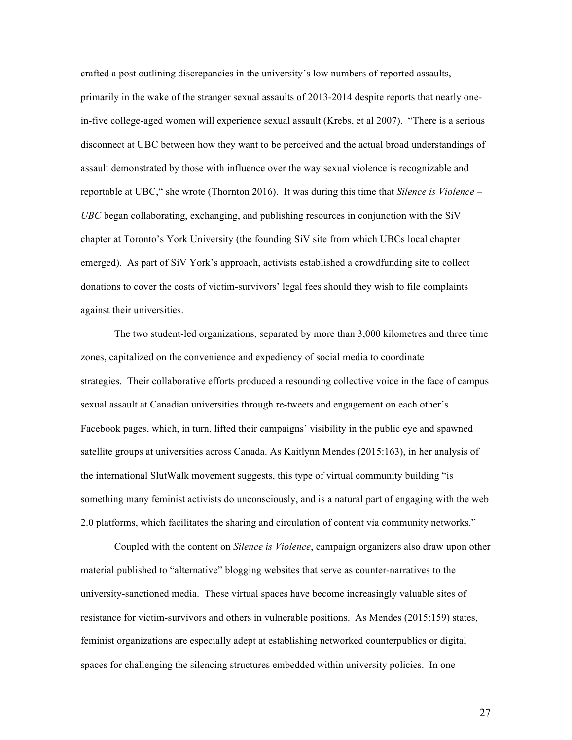crafted a post outlining discrepancies in the university's low numbers of reported assaults, primarily in the wake of the stranger sexual assaults of 2013-2014 despite reports that nearly one-in-five college-aged women will experience sexual assault (Krebs, et al 2007). "There is a serious disconnect at UBC between how they want to be perceived and the actual broad understandings of assault demonstrated by those with influence over the way sexual violence is recognizable and reportable at UBC," she wrote (Thornton 2016). It was during this time that *Silence is Violence – UBC* began collaborating, exchanging, and publishing resources in conjunction with the SiV chapter at Toronto's York University (the founding SiV site from which UBCs local chapter emerged). As part of SiV York's approach, activists established a crowdfunding site to collect donations to cover the costs of victim-survivors' legal fees should they wish to file complaints against their universities.

The two student-led organizations, separated by more than 3,000 kilometres and three time zones, capitalized on the convenience and expediency of social media to coordinate strategies. Their collaborative efforts produced a resounding collective voice in the face of campus sexual assault at Canadian universities through re-tweets and engagement on each other's Facebook pages, which, in turn, lifted their campaigns' visibility in the public eye and spawned satellite groups at universities across Canada. As Kaitlynn Mendes (2015:163), in her analysis of the international SlutWalk movement suggests, this type of virtual community building "is something many feminist activists do unconsciously, and is a natural part of engaging with the web 2.0 platforms, which facilitates the sharing and circulation of content via community networks."

Coupled with the content on *Silence is Violence*, campaign organizers also draw upon other material published to "alternative" blogging websites that serve as counter-narratives to the university-sanctioned media. These virtual spaces have become increasingly valuable sites of resistance for victim-survivors and others in vulnerable positions. As Mendes (2015:159) states, feminist organizations are especially adept at establishing networked counterpublics or digital spaces for challenging the silencing structures embedded within university policies. In one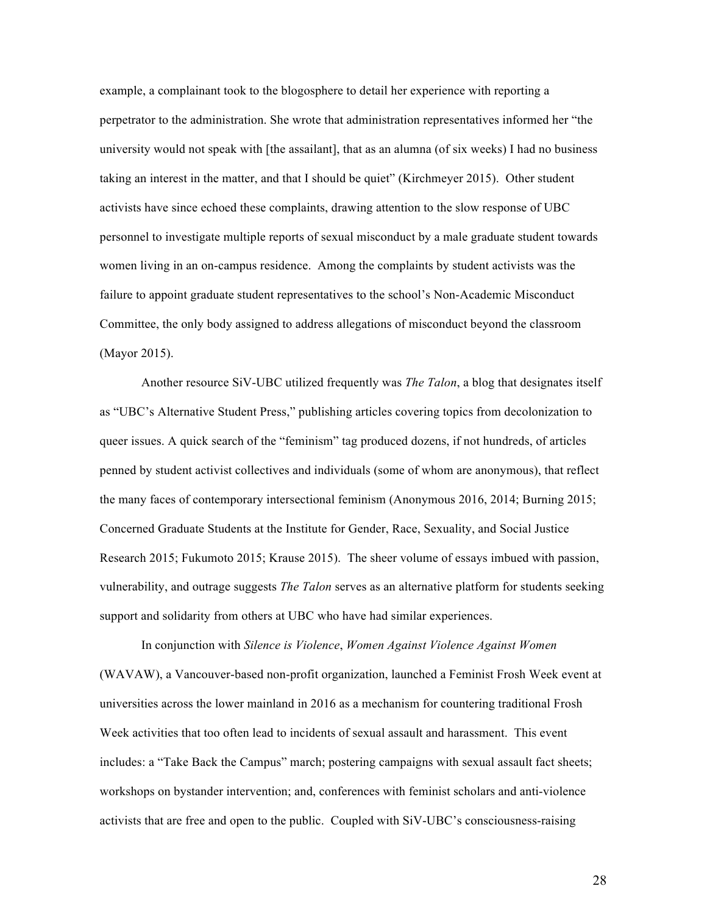example, a complainant took to the blogosphere to detail her experience with reporting a perpetrator to the administration. She wrote that administration representatives informed her "the university would not speak with [the assailant], that as an alumna (of six weeks) I had no business taking an interest in the matter, and that I should be quiet" (Kirchmeyer 2015). Other student activists have since echoed these complaints, drawing attention to the slow response of UBC personnel to investigate multiple reports of sexual misconduct by a male graduate student towards women living in an on-campus residence. Among the complaints by student activists was the failure to appoint graduate student representatives to the school's Non-Academic Misconduct Committee, the only body assigned to address allegations of misconduct beyond the classroom (Mayor 2015).

Another resource SiV-UBC utilized frequently was *The Talon*, a blog that designates itself as "UBC's Alternative Student Press," publishing articles covering topics from decolonization to queer issues. A quick search of the "feminism" tag produced dozens, if not hundreds, of articles penned by student activist collectives and individuals (some of whom are anonymous), that reflect the many faces of contemporary intersectional feminism (Anonymous 2016, 2014; Burning 2015; Concerned Graduate Students at the Institute for Gender, Race, Sexuality, and Social Justice Research 2015; Fukumoto 2015; Krause 2015). The sheer volume of essays imbued with passion, vulnerability, and outrage suggests *The Talon* serves as an alternative platform for students seeking support and solidarity from others at UBC who have had similar experiences.

In conjunction with *Silence is Violence*, *Women Against Violence Against Women* (WAVAW), a Vancouver-based non-profit organization, launched a Feminist Frosh Week event at universities across the lower mainland in 2016 as a mechanism for countering traditional Frosh Week activities that too often lead to incidents of sexual assault and harassment. This event includes: a "Take Back the Campus" march; postering campaigns with sexual assault fact sheets; workshops on bystander intervention; and, conferences with feminist scholars and anti-violence activists that are free and open to the public. Coupled with SiV-UBC's consciousness-raising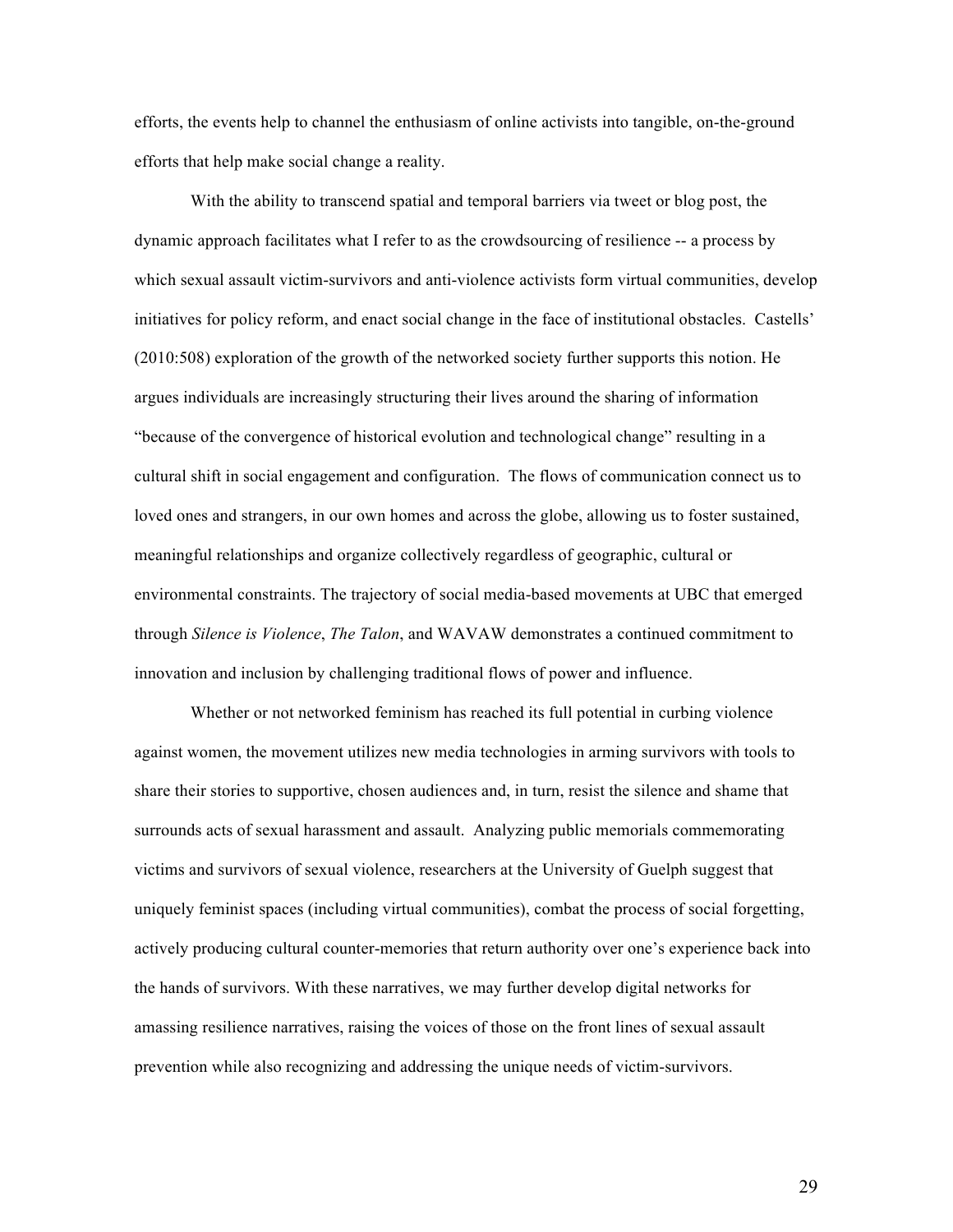efforts, the events help to channel the enthusiasm of online activists into tangible, on-the-ground efforts that help make social change a reality.

With the ability to transcend spatial and temporal barriers via tweet or blog post, the dynamic approach facilitates what I refer to as the crowdsourcing of resilience -- a process by which sexual assault victim-survivors and anti-violence activists form virtual communities, develop initiatives for policy reform, and enact social change in the face of institutional obstacles. Castells' (2010:508) exploration of the growth of the networked society further supports this notion. He argues individuals are increasingly structuring their lives around the sharing of information "because of the convergence of historical evolution and technological change" resulting in a cultural shift in social engagement and configuration. The flows of communication connect us to loved ones and strangers, in our own homes and across the globe, allowing us to foster sustained, meaningful relationships and organize collectively regardless of geographic, cultural or environmental constraints. The trajectory of social media-based movements at UBC that emerged through *Silence is Violence*, *The Talon*, and WAVAW demonstrates a continued commitment to innovation and inclusion by challenging traditional flows of power and influence.

Whether or not networked feminism has reached its full potential in curbing violence against women, the movement utilizes new media technologies in arming survivors with tools to share their stories to supportive, chosen audiences and, in turn, resist the silence and shame that surrounds acts of sexual harassment and assault. Analyzing public memorials commemorating victims and survivors of sexual violence, researchers at the University of Guelph suggest that uniquely feminist spaces (including virtual communities), combat the process of social forgetting, actively producing cultural counter-memories that return authority over one's experience back into the hands of survivors. With these narratives, we may further develop digital networks for amassing resilience narratives, raising the voices of those on the front lines of sexual assault prevention while also recognizing and addressing the unique needs of victim-survivors.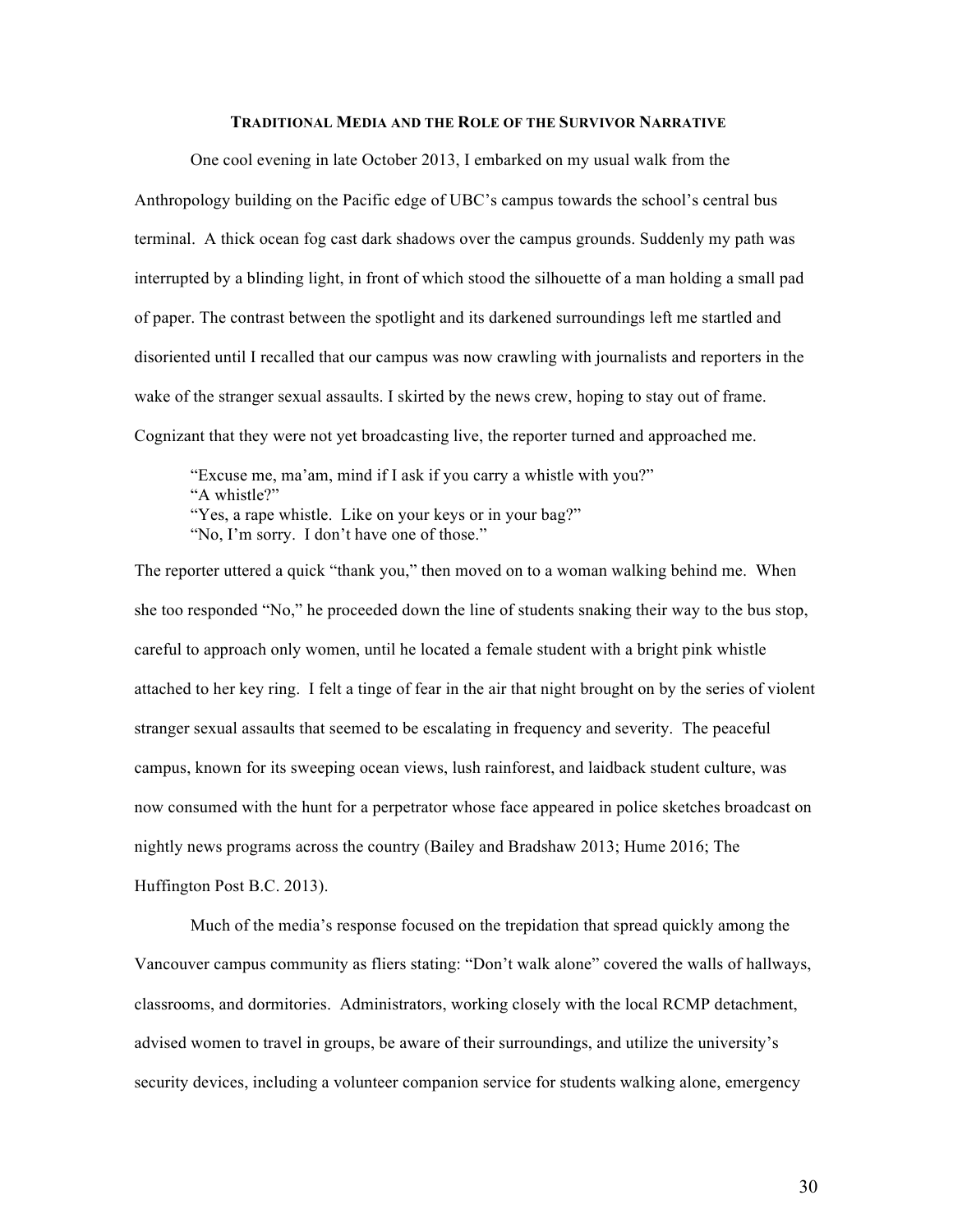## Traditional Media and the Role of the Survivor Narrative

One cool evening in late October 2013, I embarked on my usual walk from the Anthropology building on the Pacific edge of UBC's campus towards the school's central bus terminal. A thick ocean fog cast dark shadows over the campus grounds. Suddenly my path was interrupted by a blinding light, in front of which stood the silhouette of a man holding a small pad of paper. The contrast between the spotlight and its darkened surroundings left me startled and disoriented until I recalled that our campus was now crawling with journalists and reporters in the wake of the stranger sexual assaults. I skirted by the news crew, hoping to stay out of frame. Cognizant that they were not yet broadcasting live, the reporter turned and approached me.

> "Excuse me, ma'am, mind if I ask if you carry a whistle with you?"
> "A whistle?"
> "Yes, a rape whistle. Like on your keys or in your bag?"
> "No, I'm sorry. I don't have one of those."

The reporter uttered a quick "thank you," then moved on to a woman walking behind me. When she too responded "No," he proceeded down the line of students snaking their way to the bus stop, careful to approach only women, until he located a female student with a bright pink whistle attached to her key ring. I felt a tinge of fear in the air that night brought on by the series of violent stranger sexual assaults that seemed to be escalating in frequency and severity. The peaceful campus, known for its sweeping ocean views, lush rainforest, and laidback student culture, was now consumed with the hunt for a perpetrator whose face appeared in police sketches broadcast on nightly news programs across the country (Bailey and Bradshaw 2013; Hume 2016; The Huffington Post B.C. 2013).

Much of the media's response focused on the trepidation that spread quickly among the Vancouver campus community as fliers stating: "Don't walk alone" covered the walls of hallways, classrooms, and dormitories. Administrators, working closely with the local RCMP detachment, advised women to travel in groups, be aware of their surroundings, and utilize the university's security devices, including a volunteer companion service for students walking alone, emergency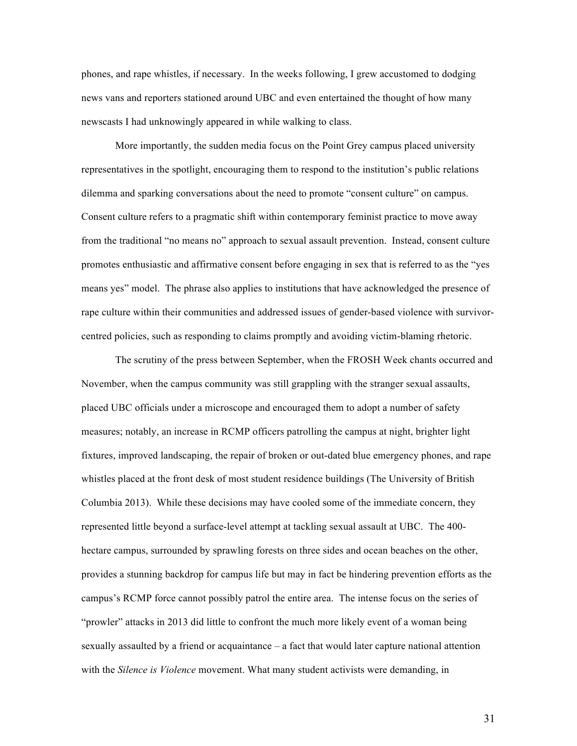phones, and rape whistles, if necessary. In the weeks following, I grew accustomed to dodging news vans and reporters stationed around UBC and even entertained the thought of how many newscasts I had unknowingly appeared in while walking to class.

More importantly, the sudden media focus on the Point Grey campus placed university representatives in the spotlight, encouraging them to respond to the institution's public relations dilemma and sparking conversations about the need to promote "consent culture" on campus. Consent culture refers to a pragmatic shift within contemporary feminist practice to move away from the traditional "no means no" approach to sexual assault prevention. Instead, consent culture promotes enthusiastic and affirmative consent before engaging in sex that is referred to as the "yes means yes" model. The phrase also applies to institutions that have acknowledged the presence of rape culture within their communities and addressed issues of gender-based violence with survivor-centred policies, such as responding to claims promptly and avoiding victim-blaming rhetoric.

The scrutiny of the press between September, when the FROSH Week chants occurred and November, when the campus community was still grappling with the stranger sexual assaults, placed UBC officials under a microscope and encouraged them to adopt a number of safety measures; notably, an increase in RCMP officers patrolling the campus at night, brighter light fixtures, improved landscaping, the repair of broken or out-dated blue emergency phones, and rape whistles placed at the front desk of most student residence buildings (The University of British Columbia 2013). While these decisions may have cooled some of the immediate concern, they represented little beyond a surface-level attempt at tackling sexual assault at UBC. The 400-hectare campus, surrounded by sprawling forests on three sides and ocean beaches on the other, provides a stunning backdrop for campus life but may in fact be hindering prevention efforts as the campus's RCMP force cannot possibly patrol the entire area. The intense focus on the series of "prowler" attacks in 2013 did little to confront the much more likely event of a woman being sexually assaulted by a friend or acquaintance – a fact that would later capture national attention with the *Silence is Violence* movement. What many student activists were demanding, in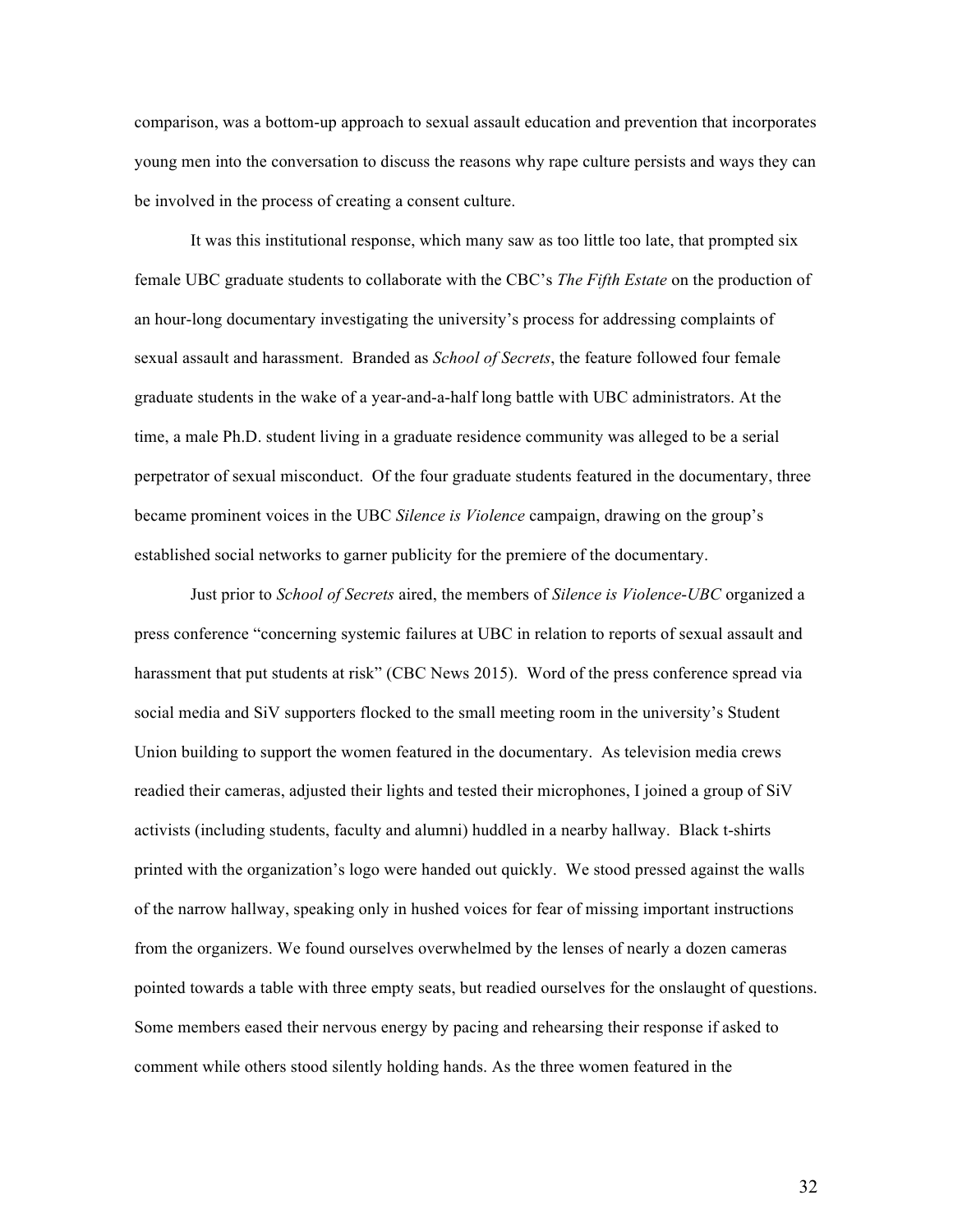comparison, was a bottom-up approach to sexual assault education and prevention that incorporates young men into the conversation to discuss the reasons why rape culture persists and ways they can be involved in the process of creating a consent culture.

It was this institutional response, which many saw as too little too late, that prompted six female UBC graduate students to collaborate with the CBC's *The Fifth Estate* on the production of an hour-long documentary investigating the university's process for addressing complaints of sexual assault and harassment. Branded as *School of Secrets*, the feature followed four female graduate students in the wake of a year-and-a-half long battle with UBC administrators. At the time, a male Ph.D. student living in a graduate residence community was alleged to be a serial perpetrator of sexual misconduct. Of the four graduate students featured in the documentary, three became prominent voices in the UBC *Silence is Violence* campaign, drawing on the group's established social networks to garner publicity for the premiere of the documentary.

Just prior to *School of Secrets* aired, the members of *Silence is Violence-UBC* organized a press conference "concerning systemic failures at UBC in relation to reports of sexual assault and harassment that put students at risk" (CBC News 2015). Word of the press conference spread via social media and SiV supporters flocked to the small meeting room in the university's Student Union building to support the women featured in the documentary. As television media crews readied their cameras, adjusted their lights and tested their microphones, I joined a group of SiV activists (including students, faculty and alumni) huddled in a nearby hallway. Black t-shirts printed with the organization's logo were handed out quickly. We stood pressed against the walls of the narrow hallway, speaking only in hushed voices for fear of missing important instructions from the organizers. We found ourselves overwhelmed by the lenses of nearly a dozen cameras pointed towards a table with three empty seats, but readied ourselves for the onslaught of questions. Some members eased their nervous energy by pacing and rehearsing their response if asked to comment while others stood silently holding hands. As the three women featured in the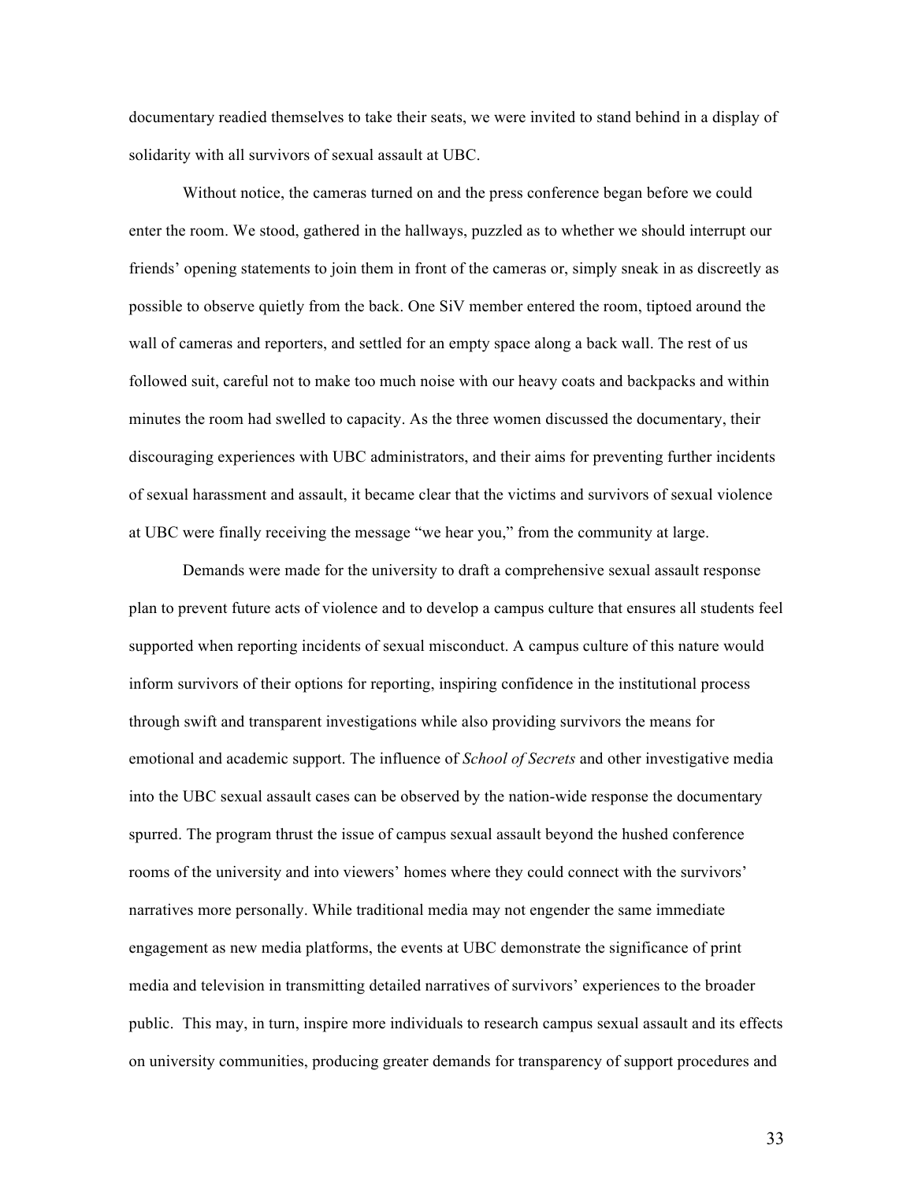documentary readied themselves to take their seats, we were invited to stand behind in a display of solidarity with all survivors of sexual assault at UBC.

Without notice, the cameras turned on and the press conference began before we could enter the room. We stood, gathered in the hallways, puzzled as to whether we should interrupt our friends' opening statements to join them in front of the cameras or, simply sneak in as discreetly as possible to observe quietly from the back. One SiV member entered the room, tiptoed around the wall of cameras and reporters, and settled for an empty space along a back wall. The rest of us followed suit, careful not to make too much noise with our heavy coats and backpacks and within minutes the room had swelled to capacity. As the three women discussed the documentary, their discouraging experiences with UBC administrators, and their aims for preventing further incidents of sexual harassment and assault, it became clear that the victims and survivors of sexual violence at UBC were finally receiving the message "we hear you," from the community at large.

Demands were made for the university to draft a comprehensive sexual assault response plan to prevent future acts of violence and to develop a campus culture that ensures all students feel supported when reporting incidents of sexual misconduct. A campus culture of this nature would inform survivors of their options for reporting, inspiring confidence in the institutional process through swift and transparent investigations while also providing survivors the means for emotional and academic support. The influence of *School of Secrets* and other investigative media into the UBC sexual assault cases can be observed by the nation-wide response the documentary spurred. The program thrust the issue of campus sexual assault beyond the hushed conference rooms of the university and into viewers' homes where they could connect with the survivors' narratives more personally. While traditional media may not engender the same immediate engagement as new media platforms, the events at UBC demonstrate the significance of print media and television in transmitting detailed narratives of survivors' experiences to the broader public. This may, in turn, inspire more individuals to research campus sexual assault and its effects on university communities, producing greater demands for transparency of support procedures and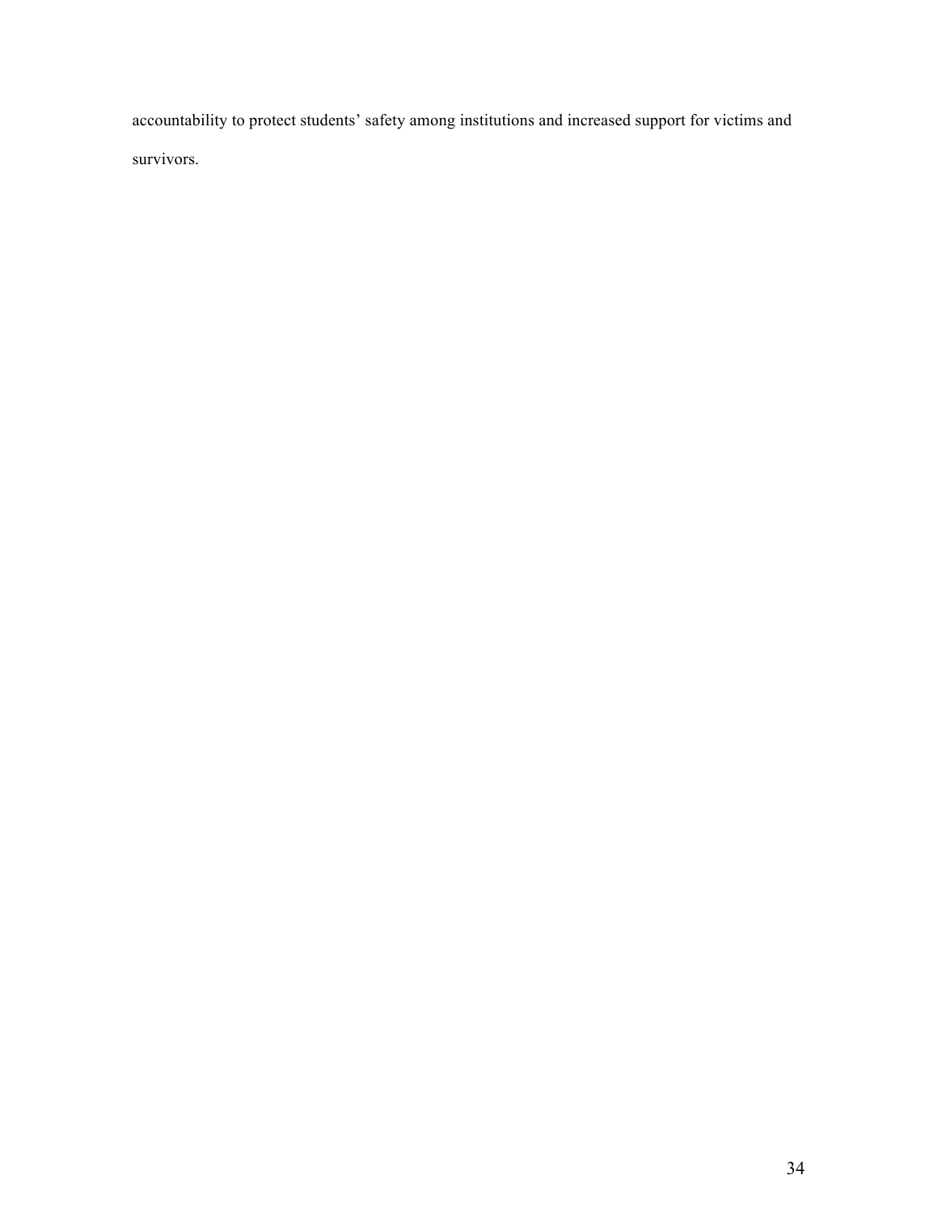accountability to protect students' safety among institutions and increased support for victims and survivors.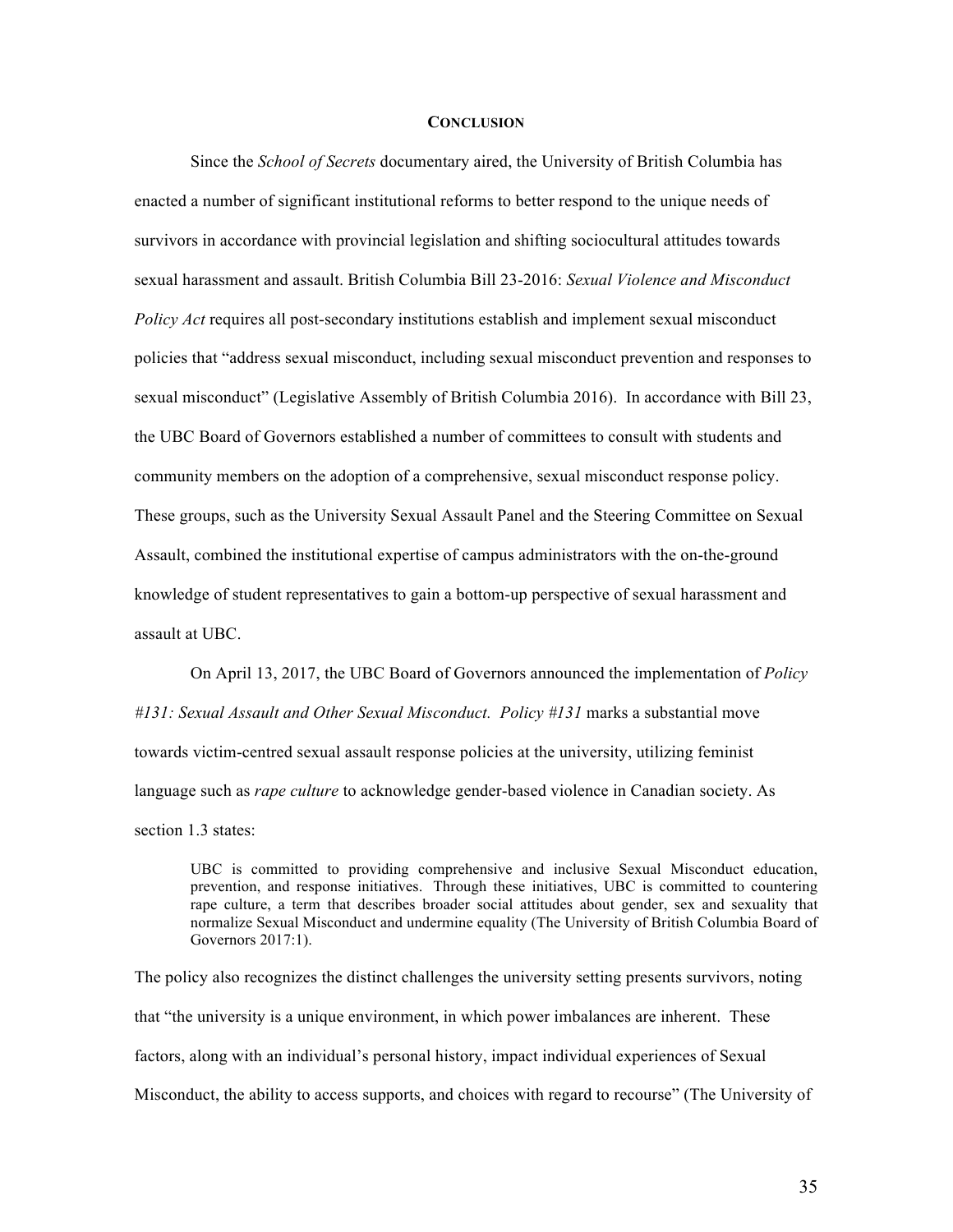## CONCLUSION

Since the *School of Secrets* documentary aired, the University of British Columbia has enacted a number of significant institutional reforms to better respond to the unique needs of survivors in accordance with provincial legislation and shifting sociocultural attitudes towards sexual harassment and assault. British Columbia Bill 23-2016: *Sexual Violence and Misconduct Policy Act* requires all post-secondary institutions establish and implement sexual misconduct policies that "address sexual misconduct, including sexual misconduct prevention and responses to sexual misconduct" (Legislative Assembly of British Columbia 2016). In accordance with Bill 23, the UBC Board of Governors established a number of committees to consult with students and community members on the adoption of a comprehensive, sexual misconduct response policy. These groups, such as the University Sexual Assault Panel and the Steering Committee on Sexual Assault, combined the institutional expertise of campus administrators with the on-the-ground knowledge of student representatives to gain a bottom-up perspective of sexual harassment and assault at UBC.

On April 13, 2017, the UBC Board of Governors announced the implementation of *Policy #131: Sexual Assault and Other Sexual Misconduct. Policy #131* marks a substantial move towards victim-centred sexual assault response policies at the university, utilizing feminist language such as *rape culture* to acknowledge gender-based violence in Canadian society. As section 1.3 states:

> UBC is committed to providing comprehensive and inclusive Sexual Misconduct education, prevention, and response initiatives. Through these initiatives, UBC is committed to countering rape culture, a term that describes broader social attitudes about gender, sex and sexuality that normalize Sexual Misconduct and undermine equality (The University of British Columbia Board of Governors 2017:1).

The policy also recognizes the distinct challenges the university setting presents survivors, noting that "the university is a unique environment, in which power imbalances are inherent. These factors, along with an individual's personal history, impact individual experiences of Sexual Misconduct, the ability to access supports, and choices with regard to recourse" (The University of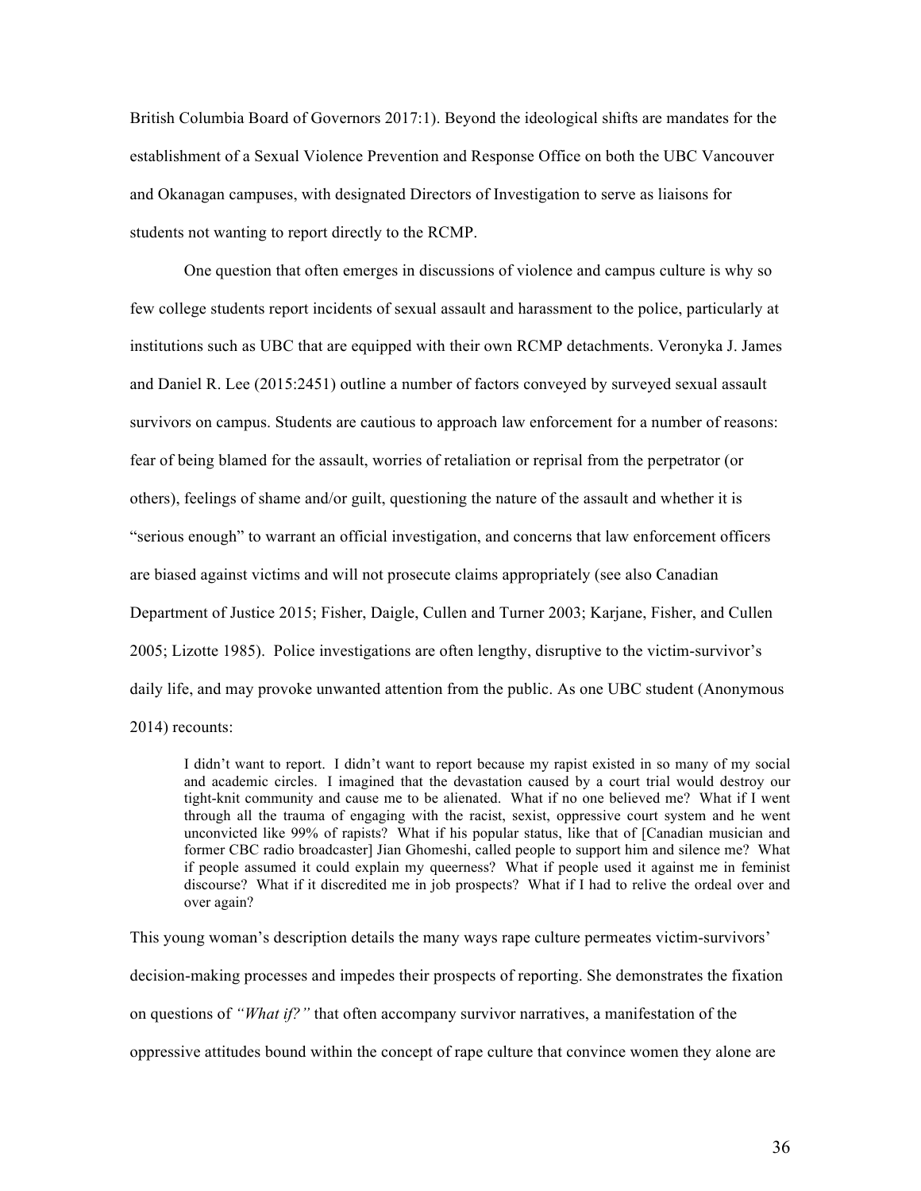British Columbia Board of Governors 2017:1). Beyond the ideological shifts are mandates for the establishment of a Sexual Violence Prevention and Response Office on both the UBC Vancouver and Okanagan campuses, with designated Directors of Investigation to serve as liaisons for students not wanting to report directly to the RCMP.

One question that often emerges in discussions of violence and campus culture is why so few college students report incidents of sexual assault and harassment to the police, particularly at institutions such as UBC that are equipped with their own RCMP detachments. Veronyka J. James and Daniel R. Lee (2015:2451) outline a number of factors conveyed by surveyed sexual assault survivors on campus. Students are cautious to approach law enforcement for a number of reasons: fear of being blamed for the assault, worries of retaliation or reprisal from the perpetrator (or others), feelings of shame and/or guilt, questioning the nature of the assault and whether it is "serious enough" to warrant an official investigation, and concerns that law enforcement officers are biased against victims and will not prosecute claims appropriately (see also Canadian Department of Justice 2015; Fisher, Daigle, Cullen and Turner 2003; Karjane, Fisher, and Cullen 2005; Lizotte 1985). Police investigations are often lengthy, disruptive to the victim-survivor's daily life, and may provoke unwanted attention from the public. As one UBC student (Anonymous 2014) recounts:

> I didn't want to report. I didn't want to report because my rapist existed in so many of my social and academic circles. I imagined that the devastation caused by a court trial would destroy our tight-knit community and cause me to be alienated. What if no one believed me? What if I went through all the trauma of engaging with the racist, sexist, oppressive court system and he went unconvicted like 99% of rapists? What if his popular status, like that of [Canadian musician and former CBC radio broadcaster] Jian Ghomeshi, called people to support him and silence me? What if people assumed it could explain my queerness? What if people used it against me in feminist discourse? What if it discredited me in job prospects? What if I had to relive the ordeal over and over again?

This young woman's description details the many ways rape culture permeates victim-survivors' decision-making processes and impedes their prospects of reporting. She demonstrates the fixation on questions of *"What if?"* that often accompany survivor narratives, a manifestation of the oppressive attitudes bound within the concept of rape culture that convince women they alone are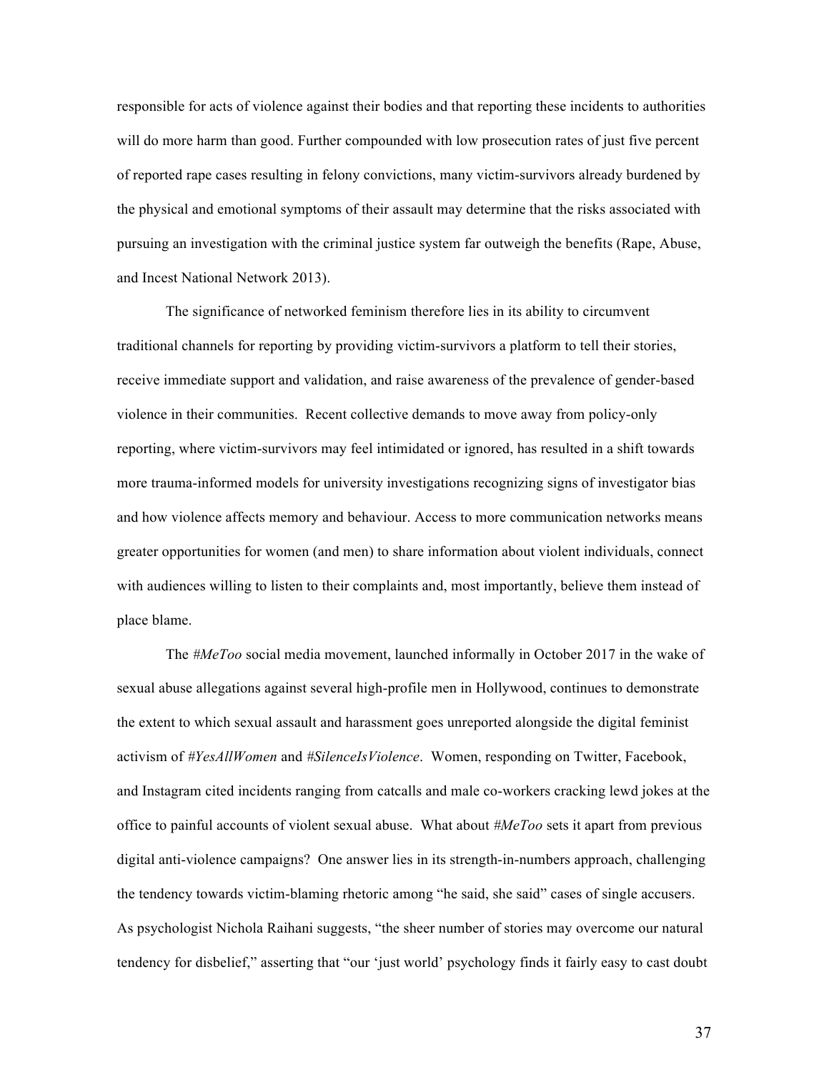responsible for acts of violence against their bodies and that reporting these incidents to authorities will do more harm than good. Further compounded with low prosecution rates of just five percent of reported rape cases resulting in felony convictions, many victim-survivors already burdened by the physical and emotional symptoms of their assault may determine that the risks associated with pursuing an investigation with the criminal justice system far outweigh the benefits (Rape, Abuse, and Incest National Network 2013).

The significance of networked feminism therefore lies in its ability to circumvent traditional channels for reporting by providing victim-survivors a platform to tell their stories, receive immediate support and validation, and raise awareness of the prevalence of gender-based violence in their communities. Recent collective demands to move away from policy-only reporting, where victim-survivors may feel intimidated or ignored, has resulted in a shift towards more trauma-informed models for university investigations recognizing signs of investigator bias and how violence affects memory and behaviour. Access to more communication networks means greater opportunities for women (and men) to share information about violent individuals, connect with audiences willing to listen to their complaints and, most importantly, believe them instead of place blame.

The *#MeToo* social media movement, launched informally in October 2017 in the wake of sexual abuse allegations against several high-profile men in Hollywood, continues to demonstrate the extent to which sexual assault and harassment goes unreported alongside the digital feminist activism of *#YesAllWomen* and *#SilenceIsViolence*. Women, responding on Twitter, Facebook, and Instagram cited incidents ranging from catcalls and male co-workers cracking lewd jokes at the office to painful accounts of violent sexual abuse. What about *#MeToo* sets it apart from previous digital anti-violence campaigns? One answer lies in its strength-in-numbers approach, challenging the tendency towards victim-blaming rhetoric among "he said, she said" cases of single accusers. As psychologist Nichola Raihani suggests, "the sheer number of stories may overcome our natural tendency for disbelief," asserting that "our 'just world' psychology finds it fairly easy to cast doubt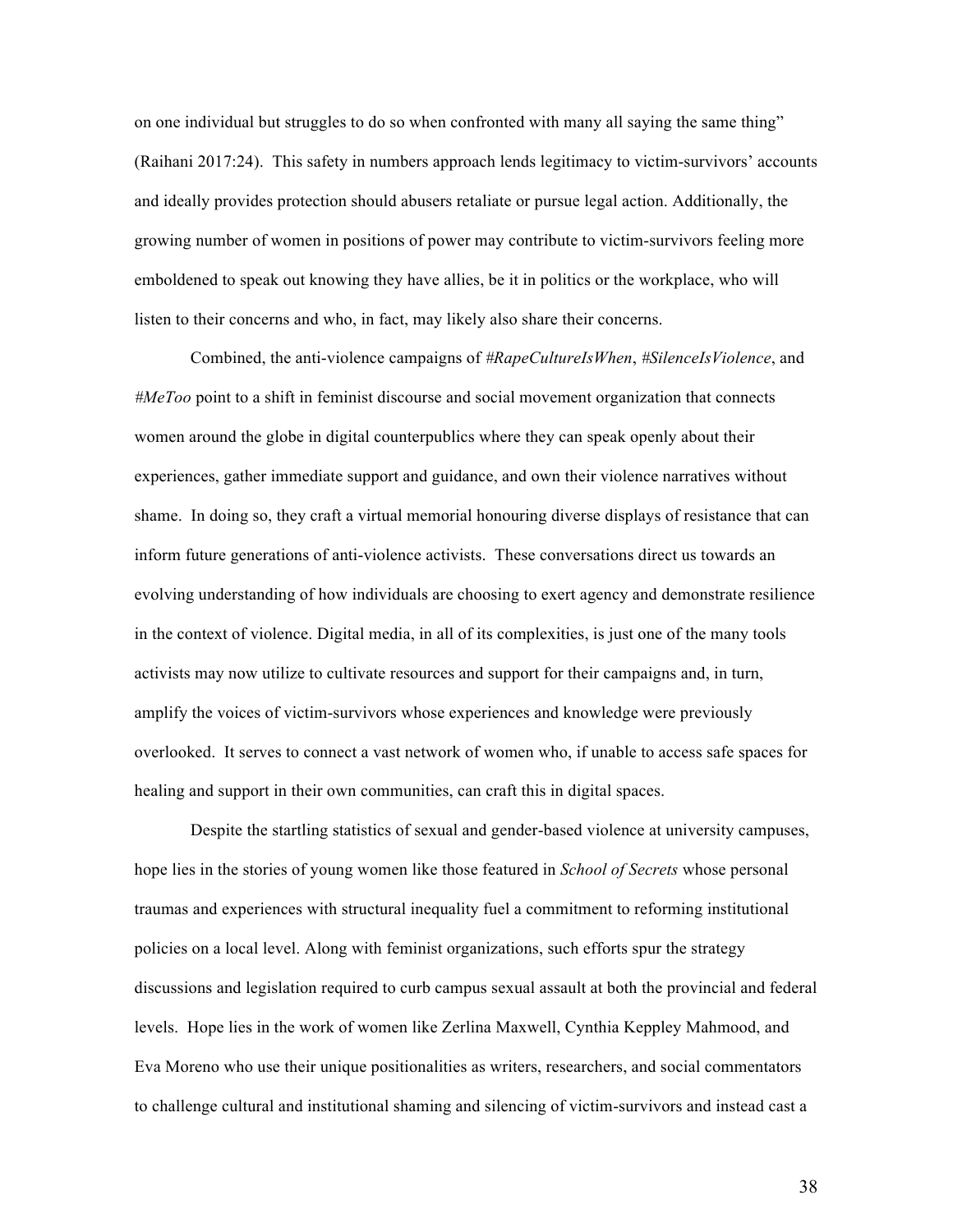on one individual but struggles to do so when confronted with many all saying the same thing" (Raihani 2017:24). This safety in numbers approach lends legitimacy to victim-survivors' accounts and ideally provides protection should abusers retaliate or pursue legal action. Additionally, the growing number of women in positions of power may contribute to victim-survivors feeling more emboldened to speak out knowing they have allies, be it in politics or the workplace, who will listen to their concerns and who, in fact, may likely also share their concerns.

Combined, the anti-violence campaigns of *#RapeCultureIsWhen*, *#SilenceIsViolence*, and *#MeToo* point to a shift in feminist discourse and social movement organization that connects women around the globe in digital counterpublics where they can speak openly about their experiences, gather immediate support and guidance, and own their violence narratives without shame. In doing so, they craft a virtual memorial honouring diverse displays of resistance that can inform future generations of anti-violence activists. These conversations direct us towards an evolving understanding of how individuals are choosing to exert agency and demonstrate resilience in the context of violence. Digital media, in all of its complexities, is just one of the many tools activists may now utilize to cultivate resources and support for their campaigns and, in turn, amplify the voices of victim-survivors whose experiences and knowledge were previously overlooked. It serves to connect a vast network of women who, if unable to access safe spaces for healing and support in their own communities, can craft this in digital spaces.

Despite the startling statistics of sexual and gender-based violence at university campuses, hope lies in the stories of young women like those featured in *School of Secrets* whose personal traumas and experiences with structural inequality fuel a commitment to reforming institutional policies on a local level. Along with feminist organizations, such efforts spur the strategy discussions and legislation required to curb campus sexual assault at both the provincial and federal levels. Hope lies in the work of women like Zerlina Maxwell, Cynthia Keppley Mahmood, and Eva Moreno who use their unique positionalities as writers, researchers, and social commentators to challenge cultural and institutional shaming and silencing of victim-survivors and instead cast a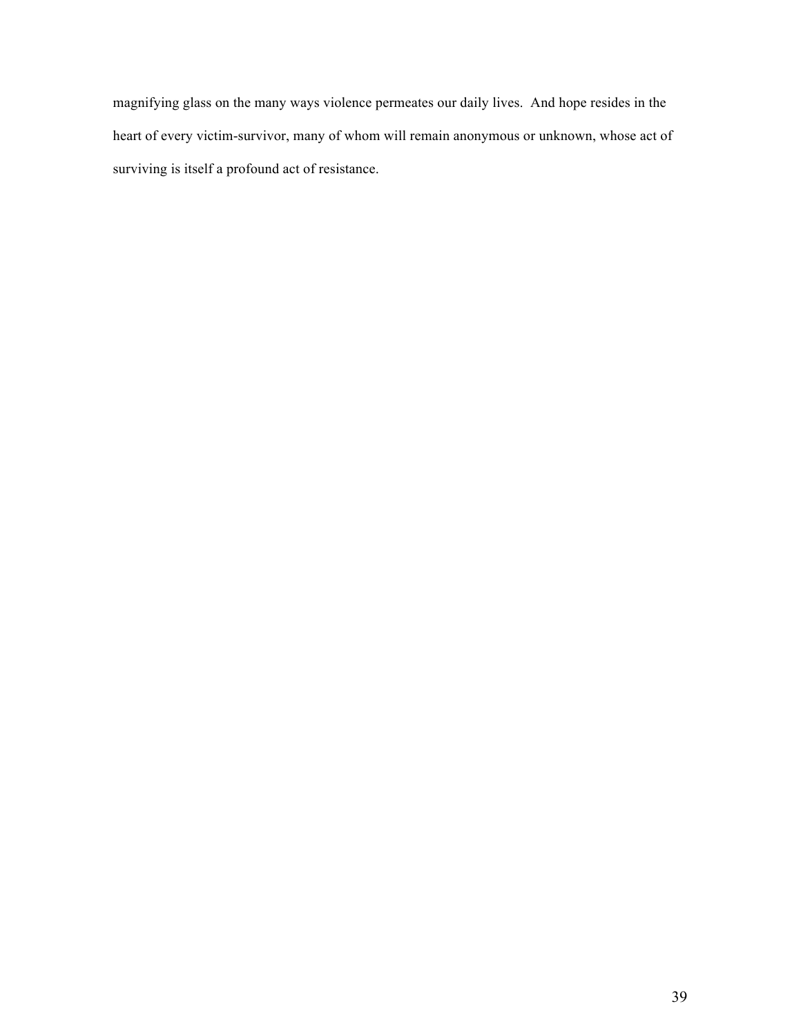magnifying glass on the many ways violence permeates our daily lives. And hope resides in the heart of every victim-survivor, many of whom will remain anonymous or unknown, whose act of surviving is itself a profound act of resistance.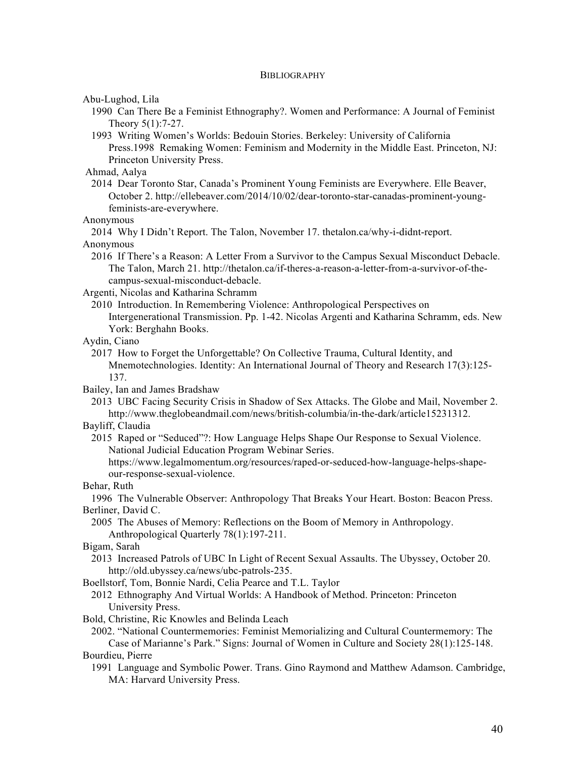BIBLIOGRAPHY

Abu-Lughod, Lila

1990 Can There Be a Feminist Ethnography?. Women and Performance: A Journal of Feminist Theory 5(1):7-27.

1993 Writing Women's Worlds: Bedouin Stories. Berkeley: University of California Press.1998 Remaking Women: Feminism and Modernity in the Middle East. Princeton, NJ: Princeton University Press.

Ahmad, Aalya

2014 Dear Toronto Star, Canada's Prominent Young Feminists are Everywhere. Elle Beaver, October 2. http://ellebeaver.com/2014/10/02/dear-toronto-star-canadas-prominent-young-feminists-are-everywhere.

Anonymous

2014 Why I Didn't Report. The Talon, November 17. thetalon.ca/why-i-didnt-report.

Anonymous

2016 If There's a Reason: A Letter From a Survivor to the Campus Sexual Misconduct Debacle. The Talon, March 21. http://thetalon.ca/if-theres-a-reason-a-letter-from-a-survivor-of-the-campus-sexual-misconduct-debacle.

Argenti, Nicolas and Katharina Schramm

2010 Introduction. In Remembering Violence: Anthropological Perspectives on Intergenerational Transmission. Pp. 1-42. Nicolas Argenti and Katharina Schramm, eds. New York: Berghahn Books.

Aydin, Ciano

2017 How to Forget the Unforgettable? On Collective Trauma, Cultural Identity, and Mnemotechnologies. Identity: An International Journal of Theory and Research 17(3):125-137.

Bailey, Ian and James Bradshaw

2013 UBC Facing Security Crisis in Shadow of Sex Attacks. The Globe and Mail, November 2. http://www.theglobeandmail.com/news/british-columbia/in-the-dark/article15231312.

Bayliff, Claudia

2015 Raped or "Seduced"?: How Language Helps Shape Our Response to Sexual Violence. National Judicial Education Program Webinar Series. https://www.legalmomentum.org/resources/raped-or-seduced-how-language-helps-shape-our-response-sexual-violence.

Behar, Ruth

1996 The Vulnerable Observer: Anthropology That Breaks Your Heart. Boston: Beacon Press.

Berliner, David C.

2005 The Abuses of Memory: Reflections on the Boom of Memory in Anthropology. Anthropological Quarterly 78(1):197-211.

Bigam, Sarah

2013 Increased Patrols of UBC In Light of Recent Sexual Assaults. The Ubyssey, October 20. http://old.ubyssey.ca/news/ubc-patrols-235.

Boellstorf, Tom, Bonnie Nardi, Celia Pearce and T.L. Taylor

2012 Ethnography And Virtual Worlds: A Handbook of Method. Princeton: Princeton University Press.

Bold, Christine, Ric Knowles and Belinda Leach

2002. "National Countermemories: Feminist Memorializing and Cultural Countermemory: The Case of Marianne's Park." Signs: Journal of Women in Culture and Society 28(1):125-148.

Bourdieu, Pierre

1991 Language and Symbolic Power. Trans. Gino Raymond and Matthew Adamson. Cambridge, MA: Harvard University Press.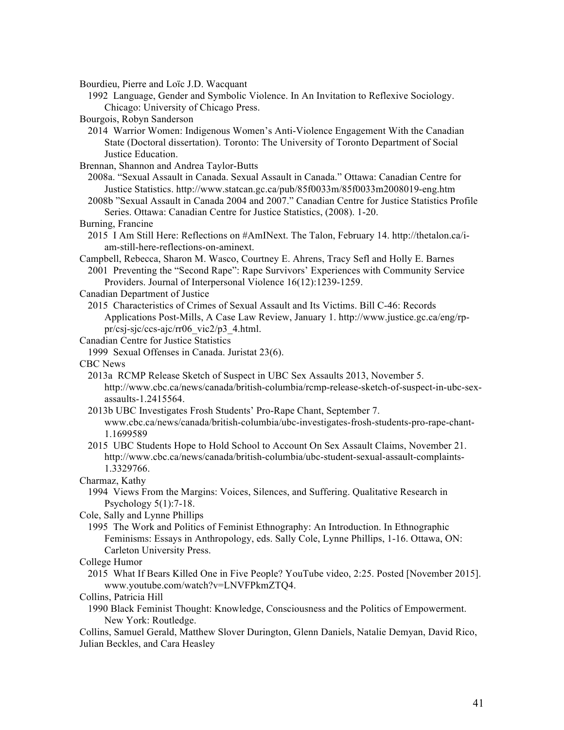Bourdieu, Pierre and Loïc J.D. Wacquant

1992 Language, Gender and Symbolic Violence. In An Invitation to Reflexive Sociology. Chicago: University of Chicago Press.

Bourgois, Robyn Sanderson

2014 Warrior Women: Indigenous Women's Anti-Violence Engagement With the Canadian State (Doctoral dissertation). Toronto: The University of Toronto Department of Social Justice Education.

Brennan, Shannon and Andrea Taylor-Butts

2008a. "Sexual Assault in Canada. Sexual Assault in Canada." Ottawa: Canadian Centre for Justice Statistics. http://www.statcan.gc.ca/pub/85f0033m/85f0033m2008019-eng.htm

2008b "Sexual Assault in Canada 2004 and 2007." Canadian Centre for Justice Statistics Profile Series. Ottawa: Canadian Centre for Justice Statistics, (2008). 1-20.

Burning, Francine

2015 I Am Still Here: Reflections on #AmINext. The Talon, February 14. http://thetalon.ca/i-am-still-here-reflections-on-aminext.

Campbell, Rebecca, Sharon M. Wasco, Courtney E. Ahrens, Tracy Sefl and Holly E. Barnes

2001 Preventing the "Second Rape": Rape Survivors' Experiences with Community Service Providers. Journal of Interpersonal Violence 16(12):1239-1259.

Canadian Department of Justice

2015 Characteristics of Crimes of Sexual Assault and Its Victims. Bill C-46: Records Applications Post-Mills, A Case Law Review, January 1. http://www.justice.gc.ca/eng/rp-pr/csj-sjc/ccs-ajc/rr06_vic2/p3_4.html.

Canadian Centre for Justice Statistics

1999 Sexual Offenses in Canada. Juristat 23(6).

CBC News

2013a RCMP Release Sketch of Suspect in UBC Sex Assaults 2013, November 5. http://www.cbc.ca/news/canada/british-columbia/rcmp-release-sketch-of-suspect-in-ubc-sex-assaults-1.2415564.

2013b UBC Investigates Frosh Students' Pro-Rape Chant, September 7. www.cbc.ca/news/canada/british-columbia/ubc-investigates-frosh-students-pro-rape-chant-1.1699589

2015 UBC Students Hope to Hold School to Account On Sex Assault Claims, November 21. http://www.cbc.ca/news/canada/british-columbia/ubc-student-sexual-assault-complaints-1.3329766.

Charmaz, Kathy

1994 Views From the Margins: Voices, Silences, and Suffering. Qualitative Research in Psychology 5(1):7-18.

Cole, Sally and Lynne Phillips

1995 The Work and Politics of Feminist Ethnography: An Introduction. In Ethnographic Feminisms: Essays in Anthropology, eds. Sally Cole, Lynne Phillips, 1-16. Ottawa, ON: Carleton University Press.

College Humor

2015 What If Bears Killed One in Five People? YouTube video, 2:25. Posted [November 2015]. www.youtube.com/watch?v=LNVFPkmZTQ4.

Collins, Patricia Hill

1990 Black Feminist Thought: Knowledge, Consciousness and the Politics of Empowerment. New York: Routledge.

Collins, Samuel Gerald, Matthew Slover Durington, Glenn Daniels, Natalie Demyan, David Rico, Julian Beckles, and Cara Heasley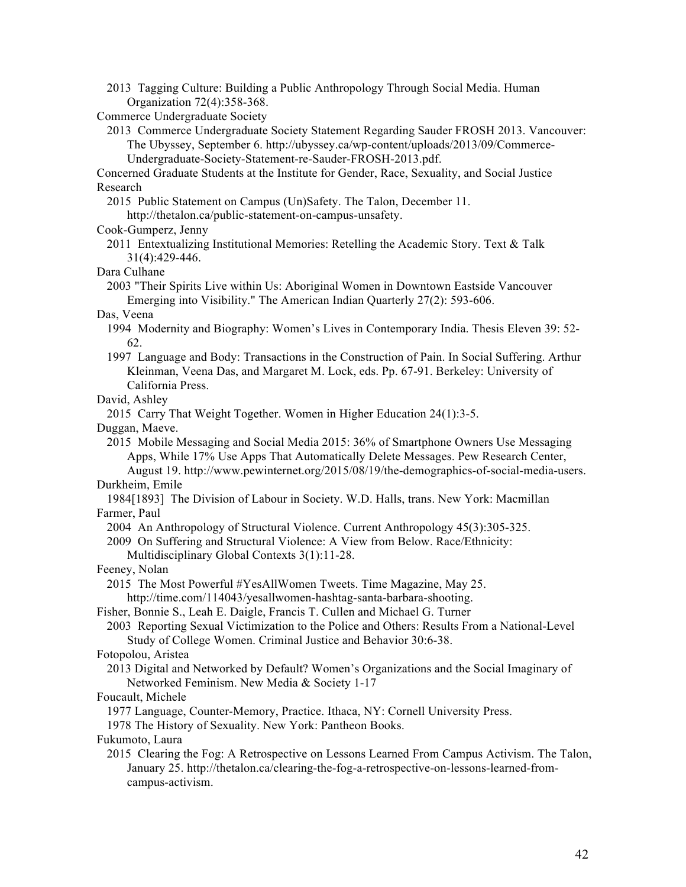2013 Tagging Culture: Building a Public Anthropology Through Social Media. Human Organization 72(4):358-368.

Commerce Undergraduate Society

2013 Commerce Undergraduate Society Statement Regarding Sauder FROSH 2013. Vancouver: The Ubyssey, September 6. http://ubyssey.ca/wp-content/uploads/2013/09/Commerce-Undergraduate-Society-Statement-re-Sauder-FROSH-2013.pdf.

Concerned Graduate Students at the Institute for Gender, Race, Sexuality, and Social Justice Research

2015 Public Statement on Campus (Un)Safety. The Talon, December 11. http://thetalon.ca/public-statement-on-campus-unsafety.

Cook-Gumperz, Jenny

2011 Entextualizing Institutional Memories: Retelling the Academic Story. Text & Talk 31(4):429-446.

Dara Culhane

2003 "Their Spirits Live within Us: Aboriginal Women in Downtown Eastside Vancouver Emerging into Visibility." The American Indian Quarterly 27(2): 593-606.

Das, Veena

1994 Modernity and Biography: Women's Lives in Contemporary India. Thesis Eleven 39: 52-62.

1997 Language and Body: Transactions in the Construction of Pain. In Social Suffering. Arthur Kleinman, Veena Das, and Margaret M. Lock, eds. Pp. 67-91. Berkeley: University of California Press.

David, Ashley

2015 Carry That Weight Together. Women in Higher Education 24(1):3-5.

Duggan, Maeve.

2015 Mobile Messaging and Social Media 2015: 36% of Smartphone Owners Use Messaging Apps, While 17% Use Apps That Automatically Delete Messages. Pew Research Center, August 19. http://www.pewinternet.org/2015/08/19/the-demographics-of-social-media-users.

Durkheim, Emile

1984[1893] The Division of Labour in Society. W.D. Halls, trans. New York: Macmillan

Farmer, Paul

2004 An Anthropology of Structural Violence. Current Anthropology 45(3):305-325.

2009 On Suffering and Structural Violence: A View from Below. Race/Ethnicity: Multidisciplinary Global Contexts 3(1):11-28.

Feeney, Nolan

2015 The Most Powerful #YesAllWomen Tweets. Time Magazine, May 25. http://time.com/114043/yesallwomen-hashtag-santa-barbara-shooting.

Fisher, Bonnie S., Leah E. Daigle, Francis T. Cullen and Michael G. Turner

2003 Reporting Sexual Victimization to the Police and Others: Results From a National-Level Study of College Women. Criminal Justice and Behavior 30:6-38.

Fotopolou, Aristea

2013 Digital and Networked by Default? Women's Organizations and the Social Imaginary of Networked Feminism. New Media & Society 1-17

Foucault, Michele

1977 Language, Counter-Memory, Practice. Ithaca, NY: Cornell University Press.

1978 The History of Sexuality. New York: Pantheon Books.

Fukumoto, Laura

2015 Clearing the Fog: A Retrospective on Lessons Learned From Campus Activism. The Talon, January 25. http://thetalon.ca/clearing-the-fog-a-retrospective-on-lessons-learned-from-campus-activism.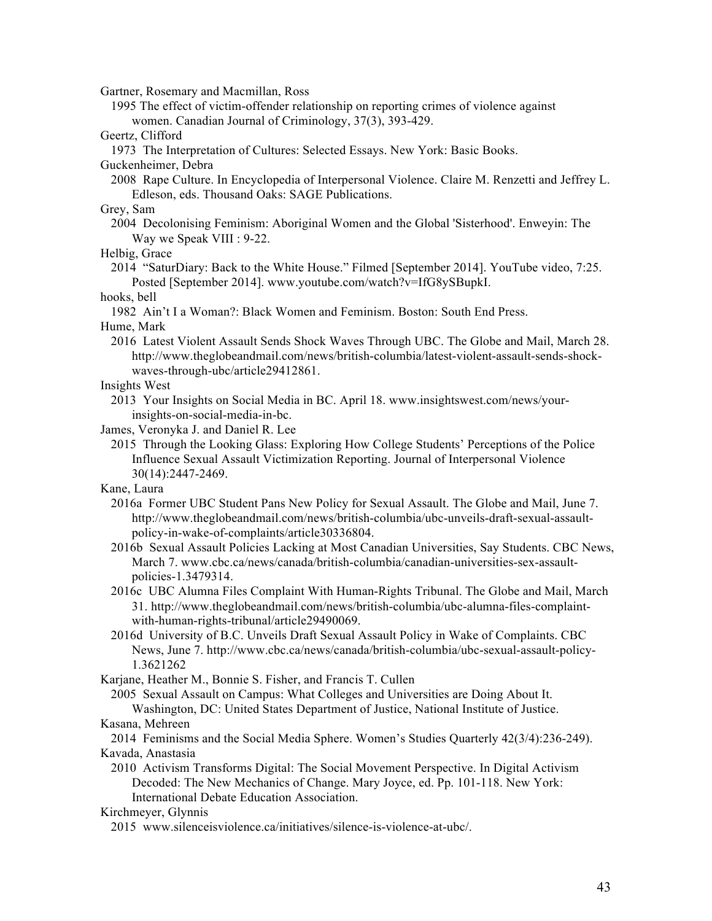Gartner, Rosemary and Macmillan, Ross

1995 The effect of victim-offender relationship on reporting crimes of violence against women. Canadian Journal of Criminology, 37(3), 393-429.

Geertz, Clifford

1973 The Interpretation of Cultures: Selected Essays. New York: Basic Books.

Guckenheimer, Debra

2008 Rape Culture. In Encyclopedia of Interpersonal Violence. Claire M. Renzetti and Jeffrey L. Edleson, eds. Thousand Oaks: SAGE Publications.

Grey, Sam

2004 Decolonising Feminism: Aboriginal Women and the Global 'Sisterhood'. Enweyin: The Way we Speak VIII : 9-22.

Helbig, Grace

2014 "SaturDiary: Back to the White House." Filmed [September 2014]. YouTube video, 7:25. Posted [September 2014]. www.youtube.com/watch?v=IfG8ySBupkI.

hooks, bell

1982 Ain't I a Woman?: Black Women and Feminism. Boston: South End Press.

Hume, Mark

2016 Latest Violent Assault Sends Shock Waves Through UBC. The Globe and Mail, March 28. http://www.theglobeandmail.com/news/british-columbia/latest-violent-assault-sends-shock-waves-through-ubc/article29412861.

Insights West

2013 Your Insights on Social Media in BC. April 18. www.insightswest.com/news/your-insights-on-social-media-in-bc.

James, Veronyka J. and Daniel R. Lee

2015 Through the Looking Glass: Exploring How College Students' Perceptions of the Police Influence Sexual Assault Victimization Reporting. Journal of Interpersonal Violence 30(14):2447-2469.

Kane, Laura

2016a Former UBC Student Pans New Policy for Sexual Assault. The Globe and Mail, June 7. http://www.theglobeandmail.com/news/british-columbia/ubc-unveils-draft-sexual-assault-policy-in-wake-of-complaints/article30336804.

2016b Sexual Assault Policies Lacking at Most Canadian Universities, Say Students. CBC News, March 7. www.cbc.ca/news/canada/british-columbia/canadian-universities-sex-assault-policies-1.3479314.

2016c UBC Alumna Files Complaint With Human-Rights Tribunal. The Globe and Mail, March 31. http://www.theglobeandmail.com/news/british-columbia/ubc-alumna-files-complaint-with-human-rights-tribunal/article29490069.

2016d University of B.C. Unveils Draft Sexual Assault Policy in Wake of Complaints. CBC News, June 7. http://www.cbc.ca/news/canada/british-columbia/ubc-sexual-assault-policy-1.3621262

Karjane, Heather M., Bonnie S. Fisher, and Francis T. Cullen

2005 Sexual Assault on Campus: What Colleges and Universities are Doing About It. Washington, DC: United States Department of Justice, National Institute of Justice.

Kasana, Mehreen

2014 Feminisms and the Social Media Sphere. Women's Studies Quarterly 42(3/4):236-249).

Kavada, Anastasia

2010 Activism Transforms Digital: The Social Movement Perspective. In Digital Activism Decoded: The New Mechanics of Change. Mary Joyce, ed. Pp. 101-118. New York: International Debate Education Association.

Kirchmeyer, Glynnis

2015 www.silenceisviolence.ca/initiatives/silence-is-violence-at-ubc/.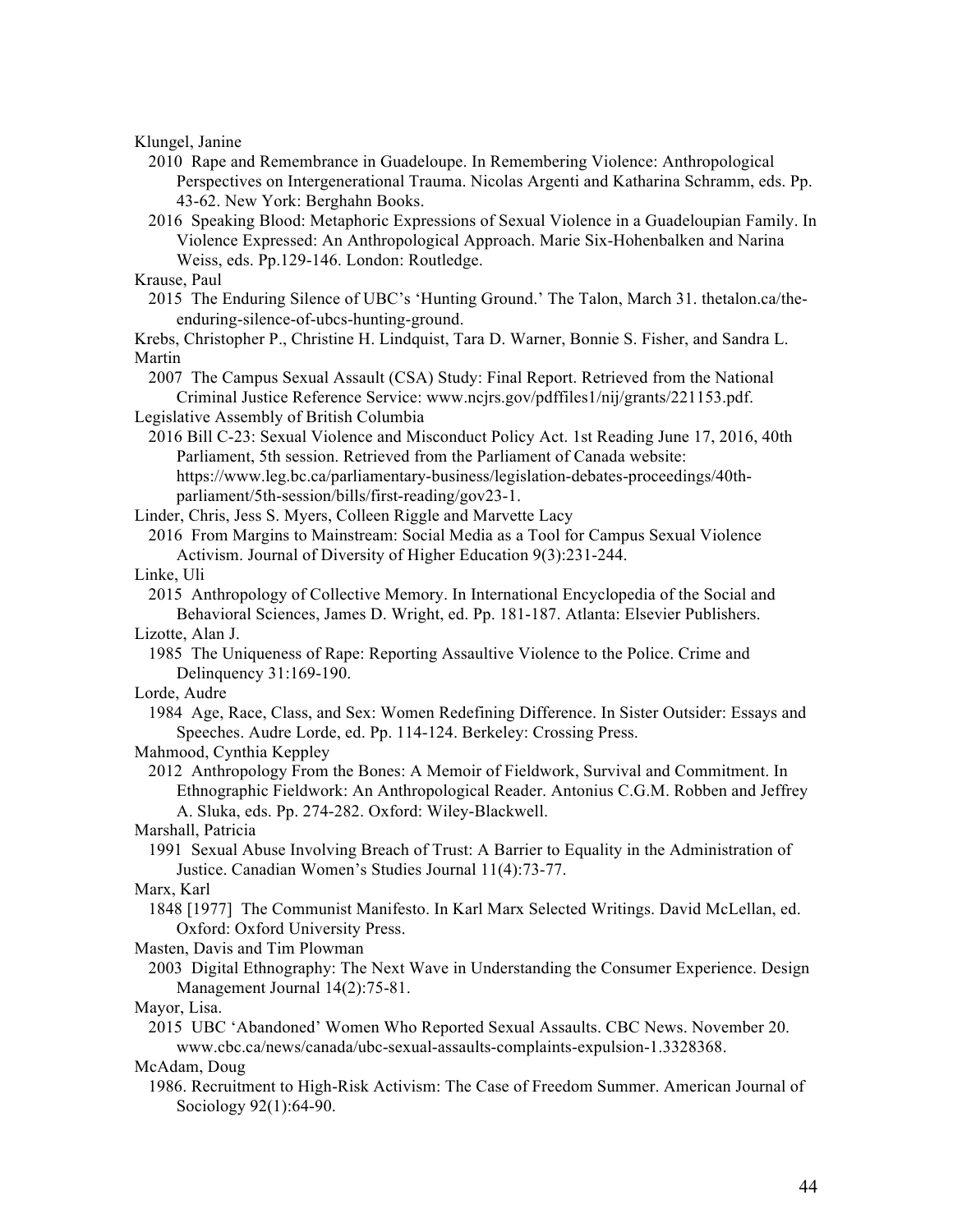Klungel, Janine

2010 Rape and Remembrance in Guadeloupe. In Remembering Violence: Anthropological Perspectives on Intergenerational Trauma. Nicolas Argenti and Katharina Schramm, eds. Pp. 43-62. New York: Berghahn Books.

2016 Speaking Blood: Metaphoric Expressions of Sexual Violence in a Guadeloupian Family. In Violence Expressed: An Anthropological Approach. Marie Six-Hohenbalken and Narina Weiss, eds. Pp.129-146. London: Routledge.

Krause, Paul

2015 The Enduring Silence of UBC's 'Hunting Ground.' The Talon, March 31. thetalon.ca/the-enduring-silence-of-ubcs-hunting-ground.

Krebs, Christopher P., Christine H. Lindquist, Tara D. Warner, Bonnie S. Fisher, and Sandra L. Martin

2007 The Campus Sexual Assault (CSA) Study: Final Report. Retrieved from the National Criminal Justice Reference Service: www.ncjrs.gov/pdffiles1/nij/grants/221153.pdf.

Legislative Assembly of British Columbia

2016 Bill C-23: Sexual Violence and Misconduct Policy Act. 1st Reading June 17, 2016, 40th Parliament, 5th session. Retrieved from the Parliament of Canada website: https://www.leg.bc.ca/parliamentary-business/legislation-debates-proceedings/40th-parliament/5th-session/bills/first-reading/gov23-1.

Linder, Chris, Jess S. Myers, Colleen Riggle and Marvette Lacy

2016 From Margins to Mainstream: Social Media as a Tool for Campus Sexual Violence Activism. Journal of Diversity of Higher Education 9(3):231-244.

Linke, Uli

2015 Anthropology of Collective Memory. In International Encyclopedia of the Social and Behavioral Sciences, James D. Wright, ed. Pp. 181-187. Atlanta: Elsevier Publishers.

Lizotte, Alan J.

1985 The Uniqueness of Rape: Reporting Assaultive Violence to the Police. Crime and Delinquency 31:169-190.

Lorde, Audre

1984 Age, Race, Class, and Sex: Women Redefining Difference. In Sister Outsider: Essays and Speeches. Audre Lorde, ed. Pp. 114-124. Berkeley: Crossing Press.

Mahmood, Cynthia Keppley

2012 Anthropology From the Bones: A Memoir of Fieldwork, Survival and Commitment. In Ethnographic Fieldwork: An Anthropological Reader. Antonius C.G.M. Robben and Jeffrey A. Sluka, eds. Pp. 274-282. Oxford: Wiley-Blackwell.

Marshall, Patricia

1991 Sexual Abuse Involving Breach of Trust: A Barrier to Equality in the Administration of Justice. Canadian Women's Studies Journal 11(4):73-77.

Marx, Karl

1848 [1977] The Communist Manifesto. In Karl Marx Selected Writings. David McLellan, ed. Oxford: Oxford University Press.

Masten, Davis and Tim Plowman

2003 Digital Ethnography: The Next Wave in Understanding the Consumer Experience. Design Management Journal 14(2):75-81.

Mayor, Lisa.

2015 UBC 'Abandoned' Women Who Reported Sexual Assaults. CBC News. November 20. www.cbc.ca/news/canada/ubc-sexual-assaults-complaints-expulsion-1.3328368.

McAdam, Doug

1986. Recruitment to High-Risk Activism: The Case of Freedom Summer. American Journal of Sociology 92(1):64-90.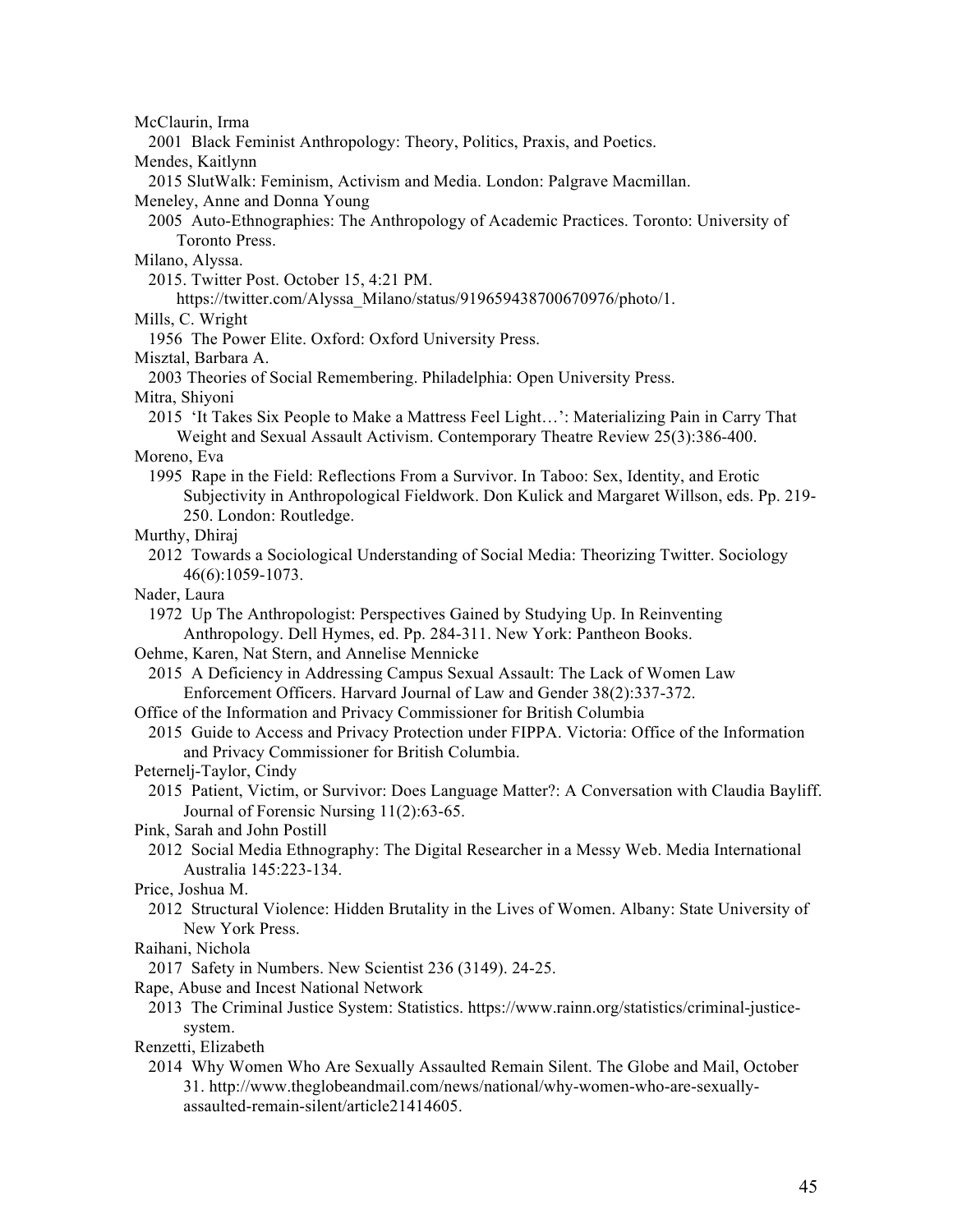McClaurin, Irma

2001 Black Feminist Anthropology: Theory, Politics, Praxis, and Poetics.

Mendes, Kaitlynn

2015 SlutWalk: Feminism, Activism and Media. London: Palgrave Macmillan.

Meneley, Anne and Donna Young

2005 Auto-Ethnographies: The Anthropology of Academic Practices. Toronto: University of Toronto Press.

Milano, Alyssa.

2015. Twitter Post. October 15, 4:21 PM. https://twitter.com/Alyssa_Milano/status/919659438700670976/photo/1.

Mills, C. Wright

1956 The Power Elite. Oxford: Oxford University Press.

Misztal, Barbara A.

2003 Theories of Social Remembering. Philadelphia: Open University Press.

Mitra, Shiyoni

2015 'It Takes Six People to Make a Mattress Feel Light…': Materializing Pain in Carry That Weight and Sexual Assault Activism. Contemporary Theatre Review 25(3):386-400.

Moreno, Eva

1995 Rape in the Field: Reflections From a Survivor. In Taboo: Sex, Identity, and Erotic Subjectivity in Anthropological Fieldwork. Don Kulick and Margaret Willson, eds. Pp. 219-250. London: Routledge.

Murthy, Dhiraj

2012 Towards a Sociological Understanding of Social Media: Theorizing Twitter. Sociology 46(6):1059-1073.

Nader, Laura

1972 Up The Anthropologist: Perspectives Gained by Studying Up. In Reinventing Anthropology. Dell Hymes, ed. Pp. 284-311. New York: Pantheon Books.

Oehme, Karen, Nat Stern, and Annelise Mennicke

2015 A Deficiency in Addressing Campus Sexual Assault: The Lack of Women Law Enforcement Officers. Harvard Journal of Law and Gender 38(2):337-372.

Office of the Information and Privacy Commissioner for British Columbia

2015 Guide to Access and Privacy Protection under FIPPA. Victoria: Office of the Information and Privacy Commissioner for British Columbia.

Peternelj-Taylor, Cindy

2015 Patient, Victim, or Survivor: Does Language Matter?: A Conversation with Claudia Bayliff. Journal of Forensic Nursing 11(2):63-65.

Pink, Sarah and John Postill

2012 Social Media Ethnography: The Digital Researcher in a Messy Web. Media International Australia 145:223-134.

Price, Joshua M.

2012 Structural Violence: Hidden Brutality in the Lives of Women. Albany: State University of New York Press.

Raihani, Nichola

2017 Safety in Numbers. New Scientist 236 (3149). 24-25.

Rape, Abuse and Incest National Network

2013 The Criminal Justice System: Statistics. https://www.rainn.org/statistics/criminal-justice-system.

Renzetti, Elizabeth

2014 Why Women Who Are Sexually Assaulted Remain Silent. The Globe and Mail, October 31. http://www.theglobeandmail.com/news/national/why-women-who-are-sexually-assaulted-remain-silent/article21414605.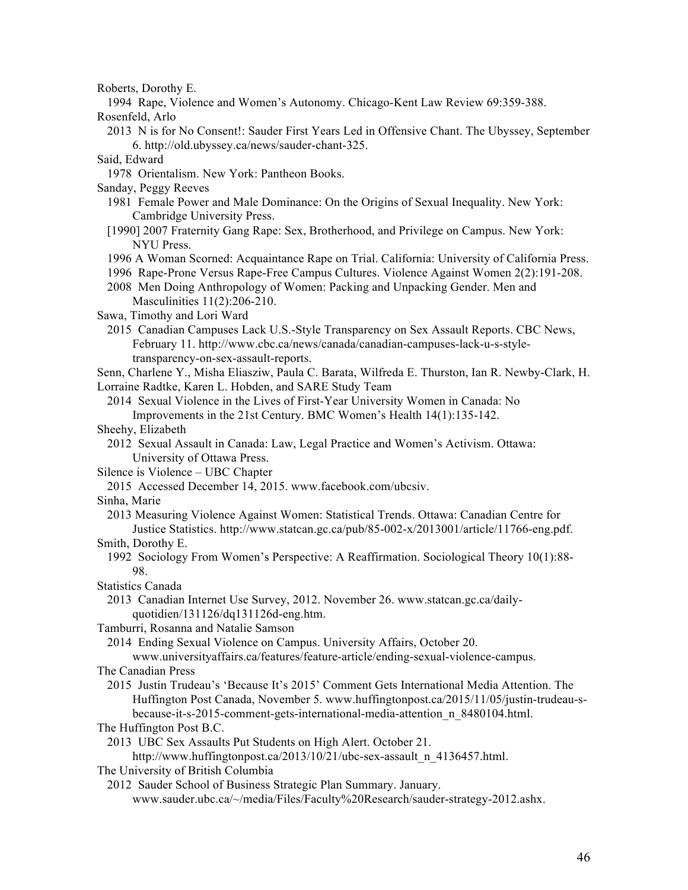Roberts, Dorothy E.

1994 Rape, Violence and Women's Autonomy. Chicago-Kent Law Review 69:359-388.

Rosenfeld, Arlo

2013 N is for No Consent!: Sauder First Years Led in Offensive Chant. The Ubyssey, September 6. http://old.ubyssey.ca/news/sauder-chant-325.

Said, Edward

1978 Orientalism. New York: Pantheon Books.

Sanday, Peggy Reeves

1981 Female Power and Male Dominance: On the Origins of Sexual Inequality. New York: Cambridge University Press.

[1990] 2007 Fraternity Gang Rape: Sex, Brotherhood, and Privilege on Campus. New York: NYU Press.

1996 A Woman Scorned: Acquaintance Rape on Trial. California: University of California Press.

1996 Rape-Prone Versus Rape-Free Campus Cultures. Violence Against Women 2(2):191-208.

2008 Men Doing Anthropology of Women: Packing and Unpacking Gender. Men and Masculinities 11(2):206-210.

Sawa, Timothy and Lori Ward

2015 Canadian Campuses Lack U.S.-Style Transparency on Sex Assault Reports. CBC News, February 11. http://www.cbc.ca/news/canada/canadian-campuses-lack-u-s-style-transparency-on-sex-assault-reports.

Senn, Charlene Y., Misha Eliasziw, Paula C. Barata, Wilfreda E. Thurston, Ian R. Newby-Clark, H. Lorraine Radtke, Karen L. Hobden, and SARE Study Team

2014 Sexual Violence in the Lives of First-Year University Women in Canada: No Improvements in the 21st Century. BMC Women's Health 14(1):135-142.

Sheehy, Elizabeth

2012 Sexual Assault in Canada: Law, Legal Practice and Women's Activism. Ottawa: University of Ottawa Press.

Silence is Violence – UBC Chapter

2015 Accessed December 14, 2015. www.facebook.com/ubcsiv.

Sinha, Marie

2013 Measuring Violence Against Women: Statistical Trends. Ottawa: Canadian Centre for Justice Statistics. http://www.statcan.gc.ca/pub/85-002-x/2013001/article/11766-eng.pdf.

Smith, Dorothy E.

1992 Sociology From Women's Perspective: A Reaffirmation. Sociological Theory 10(1):88-98.

Statistics Canada

2013 Canadian Internet Use Survey, 2012. November 26. www.statcan.gc.ca/daily-quotidien/131126/dq131126d-eng.htm.

Tamburri, Rosanna and Natalie Samson

2014 Ending Sexual Violence on Campus. University Affairs, October 20. www.universityaffairs.ca/features/feature-article/ending-sexual-violence-campus.

The Canadian Press

2015 Justin Trudeau's 'Because It's 2015' Comment Gets International Media Attention. The Huffington Post Canada, November 5. www.huffingtonpost.ca/2015/11/05/justin-trudeau-s-because-it-s-2015-comment-gets-international-media-attention_n_8480104.html.

The Huffington Post B.C.

2013 UBC Sex Assaults Put Students on High Alert. October 21. http://www.huffingtonpost.ca/2013/10/21/ubc-sex-assault_n_4136457.html.

The University of British Columbia

2012 Sauder School of Business Strategic Plan Summary. January. www.sauder.ubc.ca/~/media/Files/Faculty%20Research/sauder-strategy-2012.ashx.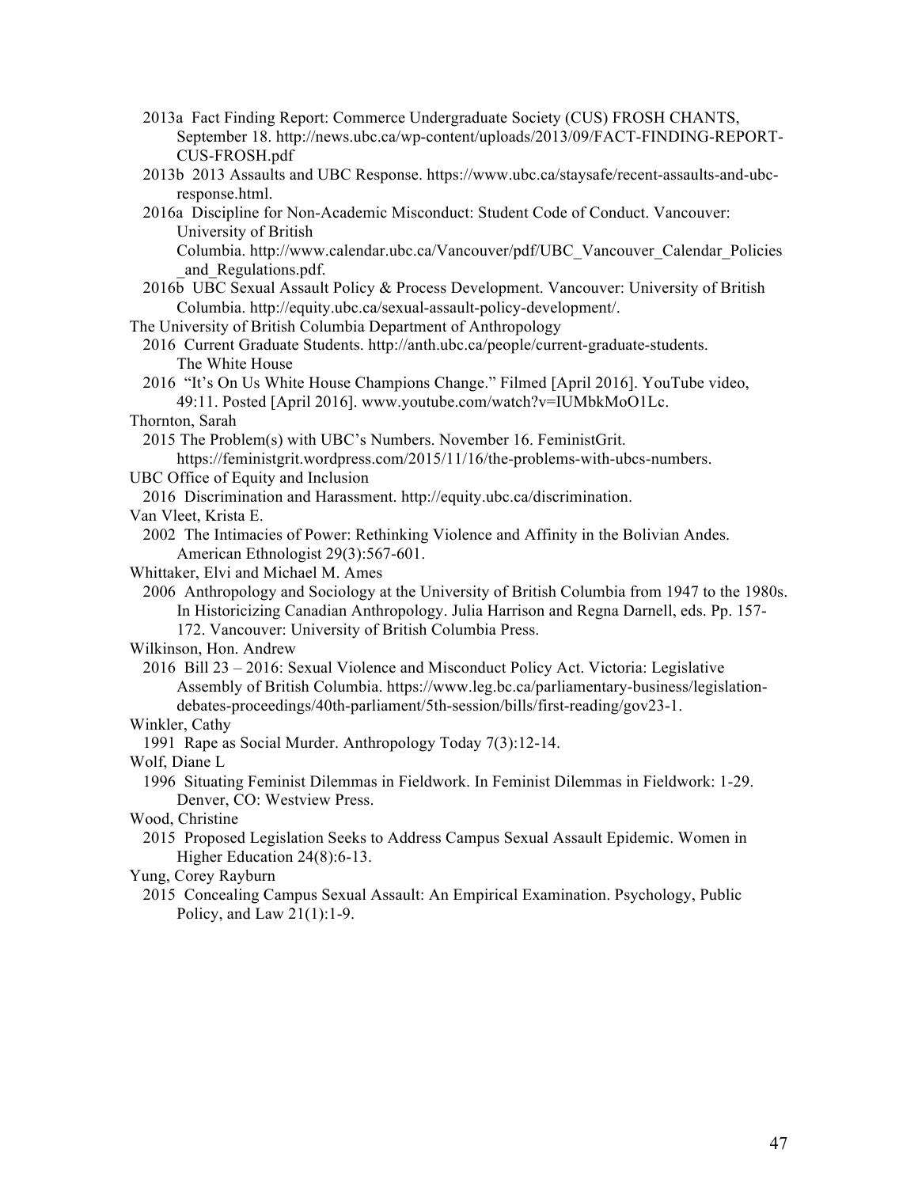2013a Fact Finding Report: Commerce Undergraduate Society (CUS) FROSH CHANTS, September 18. http://news.ubc.ca/wp-content/uploads/2013/09/FACT-FINDING-REPORT-CUS-FROSH.pdf

2013b 2013 Assaults and UBC Response. https://www.ubc.ca/staysafe/recent-assaults-and-ubc-response.html.

2016a Discipline for Non-Academic Misconduct: Student Code of Conduct. Vancouver: University of British Columbia. http://www.calendar.ubc.ca/Vancouver/pdf/UBC_Vancouver_Calendar_Policies_and_Regulations.pdf.

2016b UBC Sexual Assault Policy & Process Development. Vancouver: University of British Columbia. http://equity.ubc.ca/sexual-assault-policy-development/.

The University of British Columbia Department of Anthropology

2016 Current Graduate Students. http://anth.ubc.ca/people/current-graduate-students.

The White House

2016 "It's On Us White House Champions Change." Filmed [April 2016]. YouTube video, 49:11. Posted [April 2016]. www.youtube.com/watch?v=IUMbkMoO1Lc.

Thornton, Sarah

2015 The Problem(s) with UBC's Numbers. November 16. FeministGrit. https://feministgrit.wordpress.com/2015/11/16/the-problems-with-ubcs-numbers.

UBC Office of Equity and Inclusion

2016 Discrimination and Harassment. http://equity.ubc.ca/discrimination.

Van Vleet, Krista E.

2002 The Intimacies of Power: Rethinking Violence and Affinity in the Bolivian Andes. American Ethnologist 29(3):567-601.

Whittaker, Elvi and Michael M. Ames

2006 Anthropology and Sociology at the University of British Columbia from 1947 to the 1980s. In Historicizing Canadian Anthropology. Julia Harrison and Regna Darnell, eds. Pp. 157-172. Vancouver: University of British Columbia Press.

Wilkinson, Hon. Andrew

2016 Bill 23 – 2016: Sexual Violence and Misconduct Policy Act. Victoria: Legislative Assembly of British Columbia. https://www.leg.bc.ca/parliamentary-business/legislation-debates-proceedings/40th-parliament/5th-session/bills/first-reading/gov23-1.

Winkler, Cathy

1991 Rape as Social Murder. Anthropology Today 7(3):12-14.

Wolf, Diane L

1996 Situating Feminist Dilemmas in Fieldwork. In Feminist Dilemmas in Fieldwork: 1-29. Denver, CO: Westview Press.

Wood, Christine

2015 Proposed Legislation Seeks to Address Campus Sexual Assault Epidemic. Women in Higher Education 24(8):6-13.

Yung, Corey Rayburn

2015 Concealing Campus Sexual Assault: An Empirical Examination. Psychology, Public Policy, and Law 21(1):1-9.